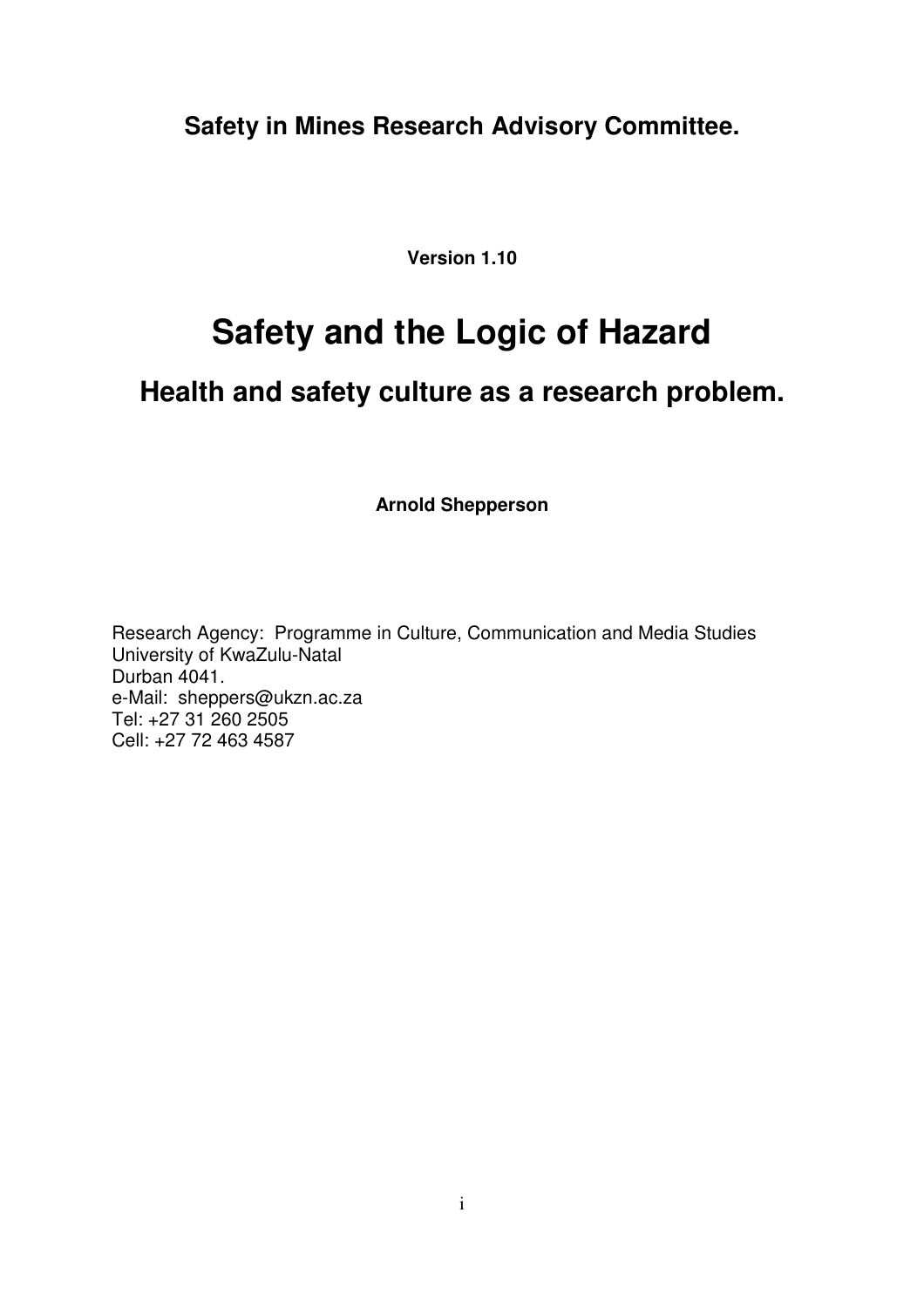**Safety in Mines Research Advisory Committee.**

**Version 1.10**

# Safety and the Logic of Hazard

## Health and safety culture as a research problem.

**Arnold Shepperson**

Research Agency: Programme in Culture, Communication and Media Studies
University of KwaZulu-Natal
Durban 4041.
e-Mail: sheppers@ukzn.ac.za
Tel: +27 31 260 2505
Cell: +27 72 463 4587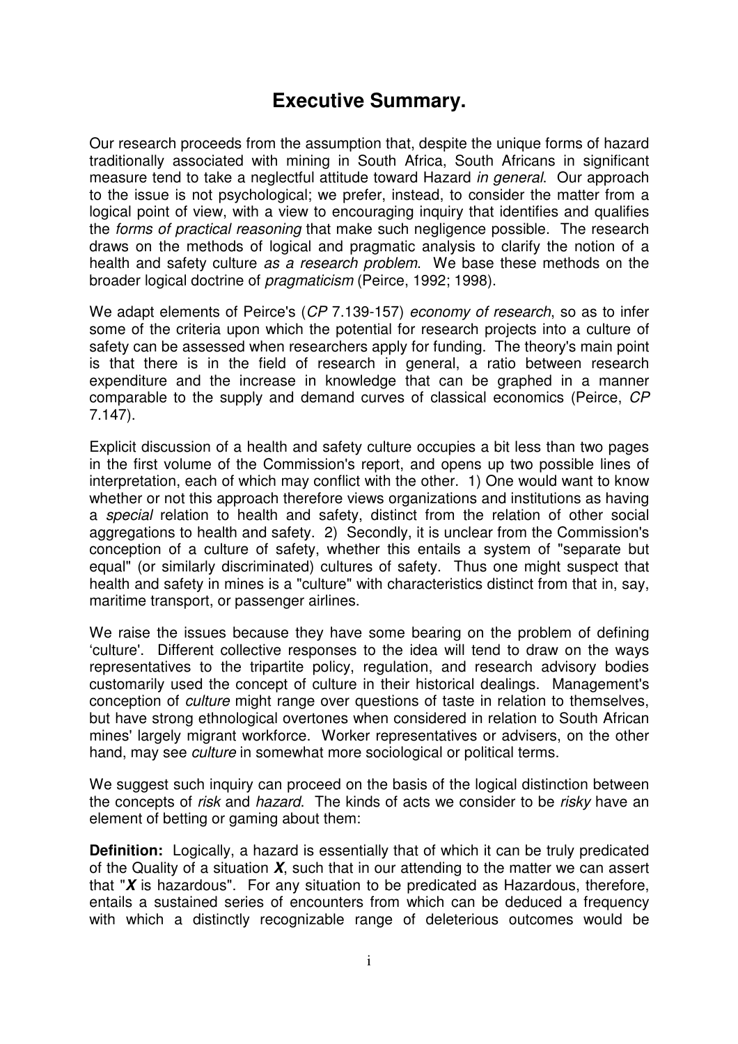# Executive Summary.

Our research proceeds from the assumption that, despite the unique forms of hazard traditionally associated with mining in South Africa, South Africans in significant measure tend to take a neglectful attitude toward Hazard *in general*. Our approach to the issue is not psychological; we prefer, instead, to consider the matter from a logical point of view, with a view to encouraging inquiry that identifies and qualifies the *forms of practical reasoning* that make such negligence possible. The research draws on the methods of logical and pragmatic analysis to clarify the notion of a health and safety culture *as a research problem*. We base these methods on the broader logical doctrine of *pragmaticism* (Peirce, 1992; 1998).

We adapt elements of Peirce's (*CP* 7.139-157) *economy of research*, so as to infer some of the criteria upon which the potential for research projects into a culture of safety can be assessed when researchers apply for funding. The theory's main point is that there is in the field of research in general, a ratio between research expenditure and the increase in knowledge that can be graphed in a manner comparable to the supply and demand curves of classical economics (Peirce, *CP* 7.147).

Explicit discussion of a health and safety culture occupies a bit less than two pages in the first volume of the Commission's report, and opens up two possible lines of interpretation, each of which may conflict with the other. 1) One would want to know whether or not this approach therefore views organizations and institutions as having a *special* relation to health and safety, distinct from the relation of other social aggregations to health and safety. 2) Secondly, it is unclear from the Commission's conception of a culture of safety, whether this entails a system of "separate but equal" (or similarly discriminated) cultures of safety. Thus one might suspect that health and safety in mines is a "culture" with characteristics distinct from that in, say, maritime transport, or passenger airlines.

We raise the issues because they have some bearing on the problem of defining 'culture'. Different collective responses to the idea will tend to draw on the ways representatives to the tripartite policy, regulation, and research advisory bodies customarily used the concept of culture in their historical dealings. Management's conception of *culture* might range over questions of taste in relation to themselves, but have strong ethnological overtones when considered in relation to South African mines' largely migrant workforce. Worker representatives or advisers, on the other hand, may see *culture* in somewhat more sociological or political terms.

We suggest such inquiry can proceed on the basis of the logical distinction between the concepts of *risk* and *hazard*. The kinds of acts we consider to be *risky* have an element of betting or gaming about them:

**Definition:** Logically, a hazard is essentially that of which it can be truly predicated of the Quality of a situation ***X***, such that in our attending to the matter we can assert that "***X*** is hazardous". For any situation to be predicated as Hazardous, therefore, entails a sustained series of encounters from which can be deduced a frequency with which a distinctly recognizable range of deleterious outcomes would be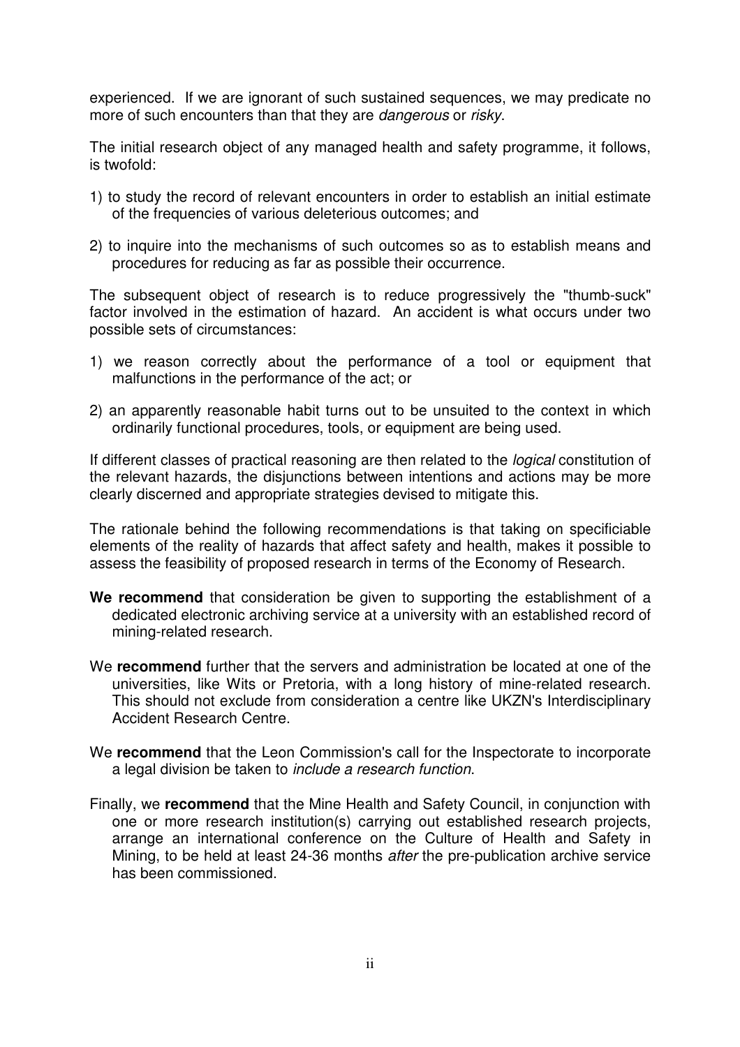experienced. If we are ignorant of such sustained sequences, we may predicate no more of such encounters than that they are *dangerous* or *risky*.

The initial research object of any managed health and safety programme, it follows, is twofold:

1) to study the record of relevant encounters in order to establish an initial estimate of the frequencies of various deleterious outcomes; and

2) to inquire into the mechanisms of such outcomes so as to establish means and procedures for reducing as far as possible their occurrence.

The subsequent object of research is to reduce progressively the "thumb-suck" factor involved in the estimation of hazard. An accident is what occurs under two possible sets of circumstances:

1) we reason correctly about the performance of a tool or equipment that malfunctions in the performance of the act; or

2) an apparently reasonable habit turns out to be unsuited to the context in which ordinarily functional procedures, tools, or equipment are being used.

If different classes of practical reasoning are then related to the *logical* constitution of the relevant hazards, the disjunctions between intentions and actions may be more clearly discerned and appropriate strategies devised to mitigate this.

The rationale behind the following recommendations is that taking on specificiable elements of the reality of hazards that affect safety and health, makes it possible to assess the feasibility of proposed research in terms of the Economy of Research.

**We recommend** that consideration be given to supporting the establishment of a dedicated electronic archiving service at a university with an established record of mining-related research.

We **recommend** further that the servers and administration be located at one of the universities, like Wits or Pretoria, with a long history of mine-related research. This should not exclude from consideration a centre like UKZN's Interdisciplinary Accident Research Centre.

We **recommend** that the Leon Commission's call for the Inspectorate to incorporate a legal division be taken to *include a research function*.

Finally, we **recommend** that the Mine Health and Safety Council, in conjunction with one or more research institution(s) carrying out established research projects, arrange an international conference on the Culture of Health and Safety in Mining, to be held at least 24-36 months *after* the pre-publication archive service has been commissioned.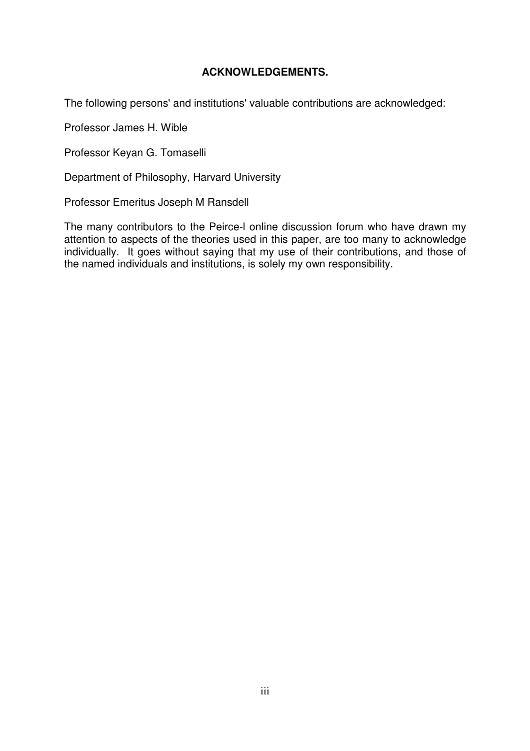## ACKNOWLEDGEMENTS.

The following persons' and institutions' valuable contributions are acknowledged:

Professor James H. Wible

Professor Keyan G. Tomaselli

Department of Philosophy, Harvard University

Professor Emeritus Joseph M Ransdell

The many contributors to the Peirce-l online discussion forum who have drawn my attention to aspects of the theories used in this paper, are too many to acknowledge individually. It goes without saying that my use of their contributions, and those of the named individuals and institutions, is solely my own responsibility.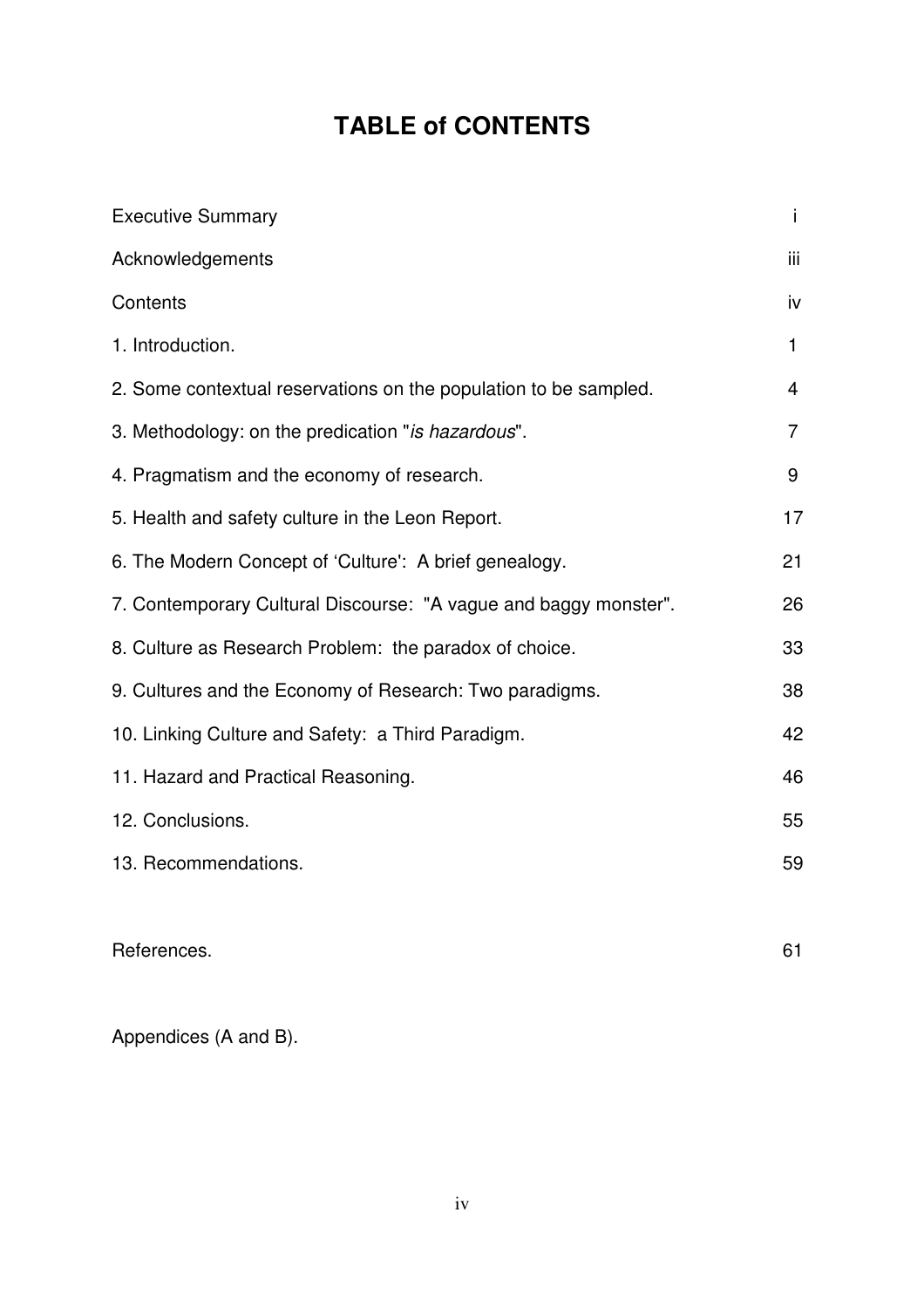# TABLE of CONTENTS

| | |
|---|---|
| Executive Summary | i |
| Acknowledgements | iii |
| Contents | iv |
| 1. Introduction. | 1 |
| 2. Some contextual reservations on the population to be sampled. | 4 |
| 3. Methodology: on the predication "*is hazardous*". | 7 |
| 4. Pragmatism and the economy of research. | 9 |
| 5. Health and safety culture in the Leon Report. | 17 |
| 6. The Modern Concept of 'Culture': A brief genealogy. | 21 |
| 7. Contemporary Cultural Discourse: "A vague and baggy monster". | 26 |
| 8. Culture as Research Problem: the paradox of choice. | 33 |
| 9. Cultures and the Economy of Research: Two paradigms. | 38 |
| 10. Linking Culture and Safety: a Third Paradigm. | 42 |
| 11. Hazard and Practical Reasoning. | 46 |
| 12. Conclusions. | 55 |
| 13. Recommendations. | 59 |
| References. | 61 |
| Appendices (A and B). | |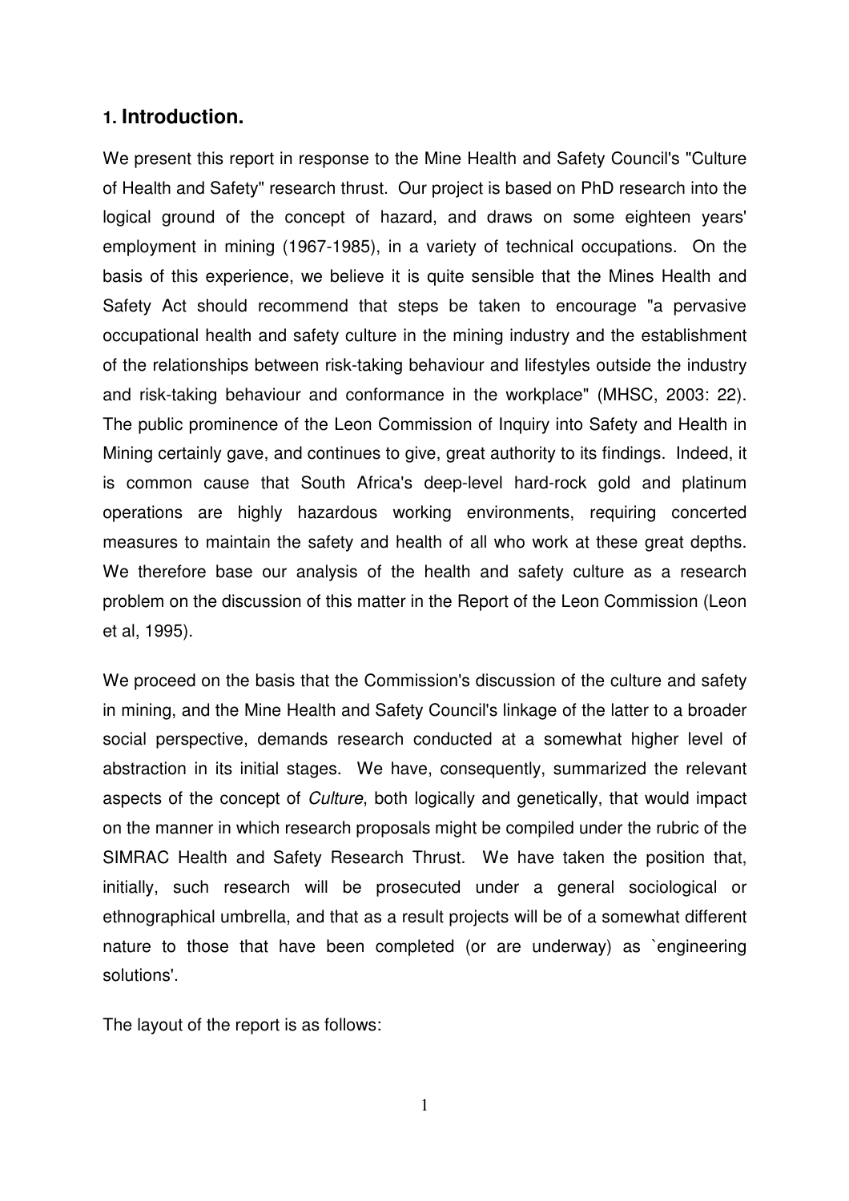## 1. Introduction.

We present this report in response to the Mine Health and Safety Council's "Culture of Health and Safety" research thrust. Our project is based on PhD research into the logical ground of the concept of hazard, and draws on some eighteen years' employment in mining (1967-1985), in a variety of technical occupations. On the basis of this experience, we believe it is quite sensible that the Mines Health and Safety Act should recommend that steps be taken to encourage "a pervasive occupational health and safety culture in the mining industry and the establishment of the relationships between risk-taking behaviour and lifestyles outside the industry and risk-taking behaviour and conformance in the workplace" (MHSC, 2003: 22). The public prominence of the Leon Commission of Inquiry into Safety and Health in Mining certainly gave, and continues to give, great authority to its findings. Indeed, it is common cause that South Africa's deep-level hard-rock gold and platinum operations are highly hazardous working environments, requiring concerted measures to maintain the safety and health of all who work at these great depths. We therefore base our analysis of the health and safety culture as a research problem on the discussion of this matter in the Report of the Leon Commission (Leon et al, 1995).

We proceed on the basis that the Commission's discussion of the culture and safety in mining, and the Mine Health and Safety Council's linkage of the latter to a broader social perspective, demands research conducted at a somewhat higher level of abstraction in its initial stages. We have, consequently, summarized the relevant aspects of the concept of *Culture*, both logically and genetically, that would impact on the manner in which research proposals might be compiled under the rubric of the SIMRAC Health and Safety Research Thrust. We have taken the position that, initially, such research will be prosecuted under a general sociological or ethnographical umbrella, and that as a result projects will be of a somewhat different nature to those that have been completed (or are underway) as `engineering solutions'.

The layout of the report is as follows: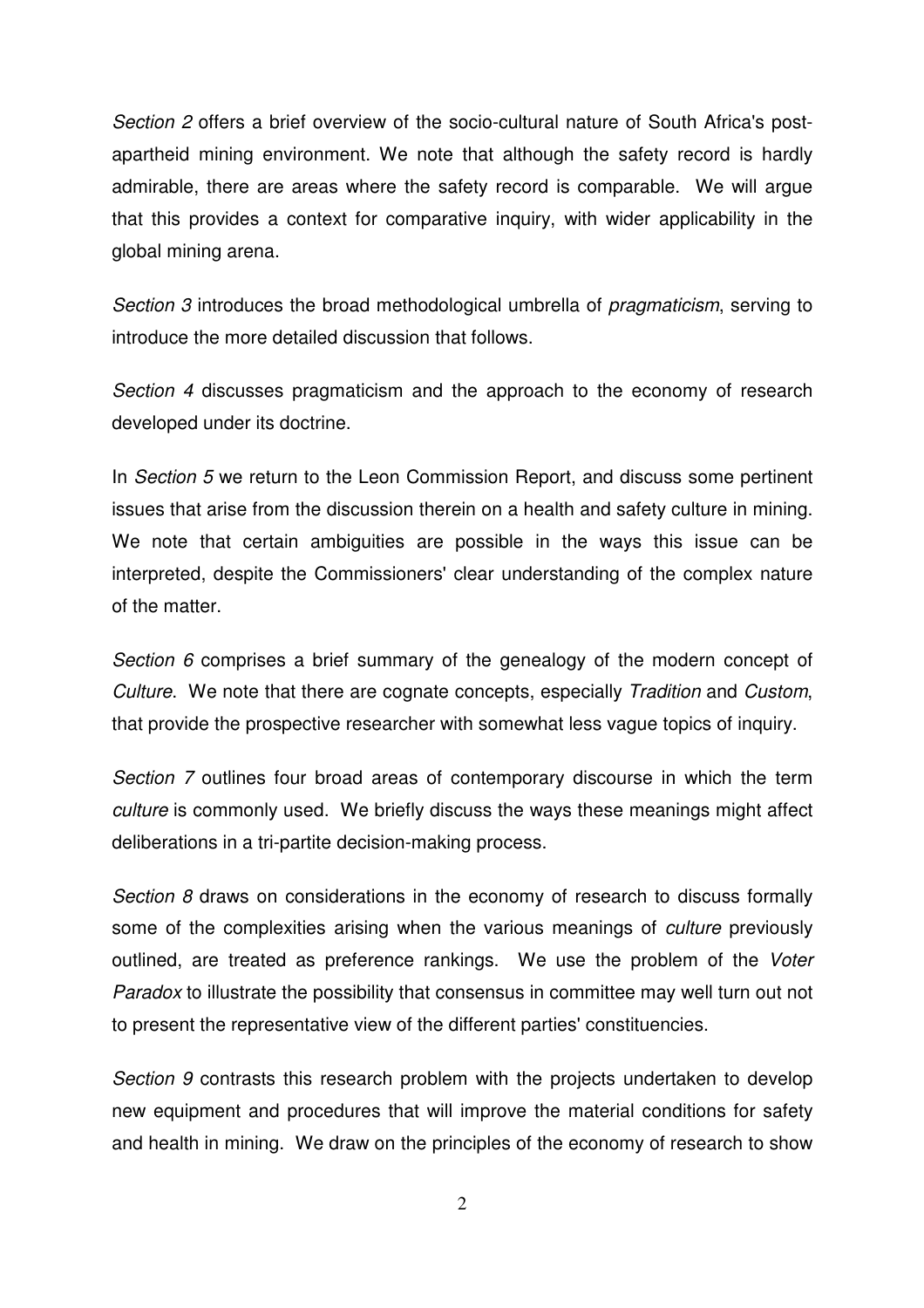*Section 2* offers a brief overview of the socio-cultural nature of South Africa's post-apartheid mining environment. We note that although the safety record is hardly admirable, there are areas where the safety record is comparable. We will argue that this provides a context for comparative inquiry, with wider applicability in the global mining arena.

*Section 3* introduces the broad methodological umbrella of *pragmaticism*, serving to introduce the more detailed discussion that follows.

*Section 4* discusses pragmaticism and the approach to the economy of research developed under its doctrine.

In *Section 5* we return to the Leon Commission Report, and discuss some pertinent issues that arise from the discussion therein on a health and safety culture in mining. We note that certain ambiguities are possible in the ways this issue can be interpreted, despite the Commissioners' clear understanding of the complex nature of the matter.

*Section 6* comprises a brief summary of the genealogy of the modern concept of *Culture*. We note that there are cognate concepts, especially *Tradition* and *Custom*, that provide the prospective researcher with somewhat less vague topics of inquiry.

*Section 7* outlines four broad areas of contemporary discourse in which the term *culture* is commonly used. We briefly discuss the ways these meanings might affect deliberations in a tri-partite decision-making process.

*Section 8* draws on considerations in the economy of research to discuss formally some of the complexities arising when the various meanings of *culture* previously outlined, are treated as preference rankings. We use the problem of the *Voter Paradox* to illustrate the possibility that consensus in committee may well turn out not to present the representative view of the different parties' constituencies.

*Section 9* contrasts this research problem with the projects undertaken to develop new equipment and procedures that will improve the material conditions for safety and health in mining. We draw on the principles of the economy of research to show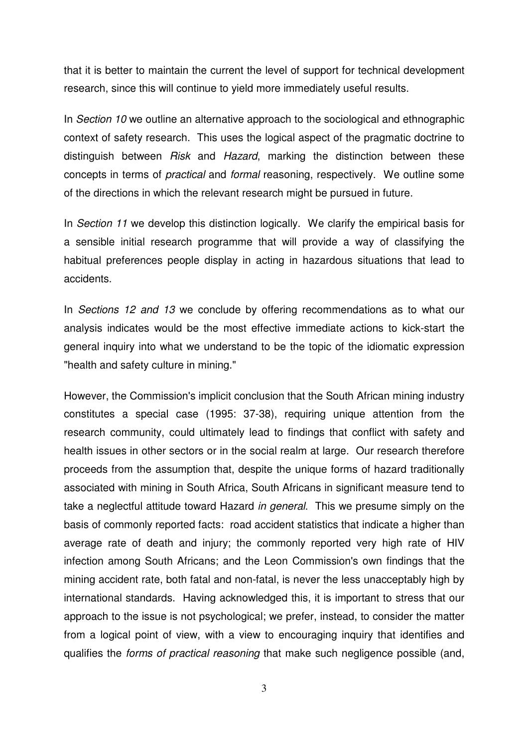that it is better to maintain the current the level of support for technical development research, since this will continue to yield more immediately useful results.

In *Section 10* we outline an alternative approach to the sociological and ethnographic context of safety research. This uses the logical aspect of the pragmatic doctrine to distinguish between *Risk* and *Hazard*, marking the distinction between these concepts in terms of *practical* and *formal* reasoning, respectively. We outline some of the directions in which the relevant research might be pursued in future.

In *Section 11* we develop this distinction logically. We clarify the empirical basis for a sensible initial research programme that will provide a way of classifying the habitual preferences people display in acting in hazardous situations that lead to accidents.

In *Sections 12 and 13* we conclude by offering recommendations as to what our analysis indicates would be the most effective immediate actions to kick-start the general inquiry into what we understand to be the topic of the idiomatic expression "health and safety culture in mining."

However, the Commission's implicit conclusion that the South African mining industry constitutes a special case (1995: 37-38), requiring unique attention from the research community, could ultimately lead to findings that conflict with safety and health issues in other sectors or in the social realm at large. Our research therefore proceeds from the assumption that, despite the unique forms of hazard traditionally associated with mining in South Africa, South Africans in significant measure tend to take a neglectful attitude toward Hazard *in general*. This we presume simply on the basis of commonly reported facts: road accident statistics that indicate a higher than average rate of death and injury; the commonly reported very high rate of HIV infection among South Africans; and the Leon Commission's own findings that the mining accident rate, both fatal and non-fatal, is never the less unacceptably high by international standards. Having acknowledged this, it is important to stress that our approach to the issue is not psychological; we prefer, instead, to consider the matter from a logical point of view, with a view to encouraging inquiry that identifies and qualifies the *forms of practical reasoning* that make such negligence possible (and,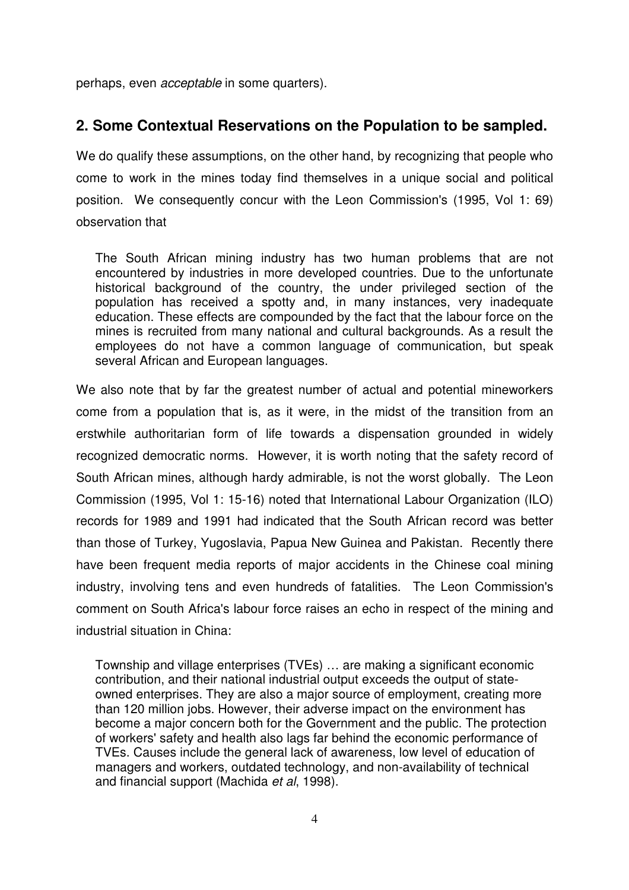perhaps, even *acceptable* in some quarters).

## 2. Some Contextual Reservations on the Population to be sampled.

We do qualify these assumptions, on the other hand, by recognizing that people who come to work in the mines today find themselves in a unique social and political position. We consequently concur with the Leon Commission's (1995, Vol 1: 69) observation that

> The South African mining industry has two human problems that are not encountered by industries in more developed countries. Due to the unfortunate historical background of the country, the under privileged section of the population has received a spotty and, in many instances, very inadequate education. These effects are compounded by the fact that the labour force on the mines is recruited from many national and cultural backgrounds. As a result the employees do not have a common language of communication, but speak several African and European languages.

We also note that by far the greatest number of actual and potential mineworkers come from a population that is, as it were, in the midst of the transition from an erstwhile authoritarian form of life towards a dispensation grounded in widely recognized democratic norms. However, it is worth noting that the safety record of South African mines, although hardy admirable, is not the worst globally. The Leon Commission (1995, Vol 1: 15-16) noted that International Labour Organization (ILO) records for 1989 and 1991 had indicated that the South African record was better than those of Turkey, Yugoslavia, Papua New Guinea and Pakistan. Recently there have been frequent media reports of major accidents in the Chinese coal mining industry, involving tens and even hundreds of fatalities. The Leon Commission's comment on South Africa's labour force raises an echo in respect of the mining and industrial situation in China:

> Township and village enterprises (TVEs) … are making a significant economic contribution, and their national industrial output exceeds the output of state-owned enterprises. They are also a major source of employment, creating more than 120 million jobs. However, their adverse impact on the environment has become a major concern both for the Government and the public. The protection of workers' safety and health also lags far behind the economic performance of TVEs. Causes include the general lack of awareness, low level of education of managers and workers, outdated technology, and non-availability of technical and financial support (Machida *et al*, 1998).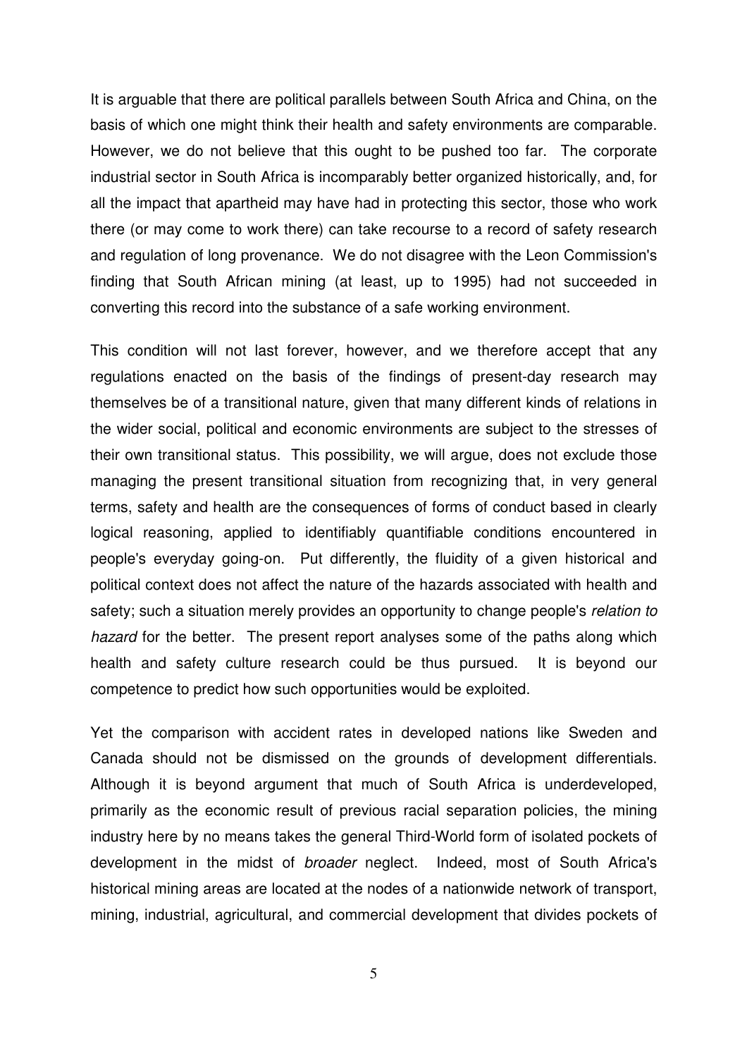It is arguable that there are political parallels between South Africa and China, on the basis of which one might think their health and safety environments are comparable. However, we do not believe that this ought to be pushed too far. The corporate industrial sector in South Africa is incomparably better organized historically, and, for all the impact that apartheid may have had in protecting this sector, those who work there (or may come to work there) can take recourse to a record of safety research and regulation of long provenance. We do not disagree with the Leon Commission's finding that South African mining (at least, up to 1995) had not succeeded in converting this record into the substance of a safe working environment.

This condition will not last forever, however, and we therefore accept that any regulations enacted on the basis of the findings of present-day research may themselves be of a transitional nature, given that many different kinds of relations in the wider social, political and economic environments are subject to the stresses of their own transitional status. This possibility, we will argue, does not exclude those managing the present transitional situation from recognizing that, in very general terms, safety and health are the consequences of forms of conduct based in clearly logical reasoning, applied to identifiably quantifiable conditions encountered in people's everyday going-on. Put differently, the fluidity of a given historical and political context does not affect the nature of the hazards associated with health and safety; such a situation merely provides an opportunity to change people's *relation to hazard* for the better. The present report analyses some of the paths along which health and safety culture research could be thus pursued. It is beyond our competence to predict how such opportunities would be exploited.

Yet the comparison with accident rates in developed nations like Sweden and Canada should not be dismissed on the grounds of development differentials. Although it is beyond argument that much of South Africa is underdeveloped, primarily as the economic result of previous racial separation policies, the mining industry here by no means takes the general Third-World form of isolated pockets of development in the midst of *broader* neglect. Indeed, most of South Africa's historical mining areas are located at the nodes of a nationwide network of transport, mining, industrial, agricultural, and commercial development that divides pockets of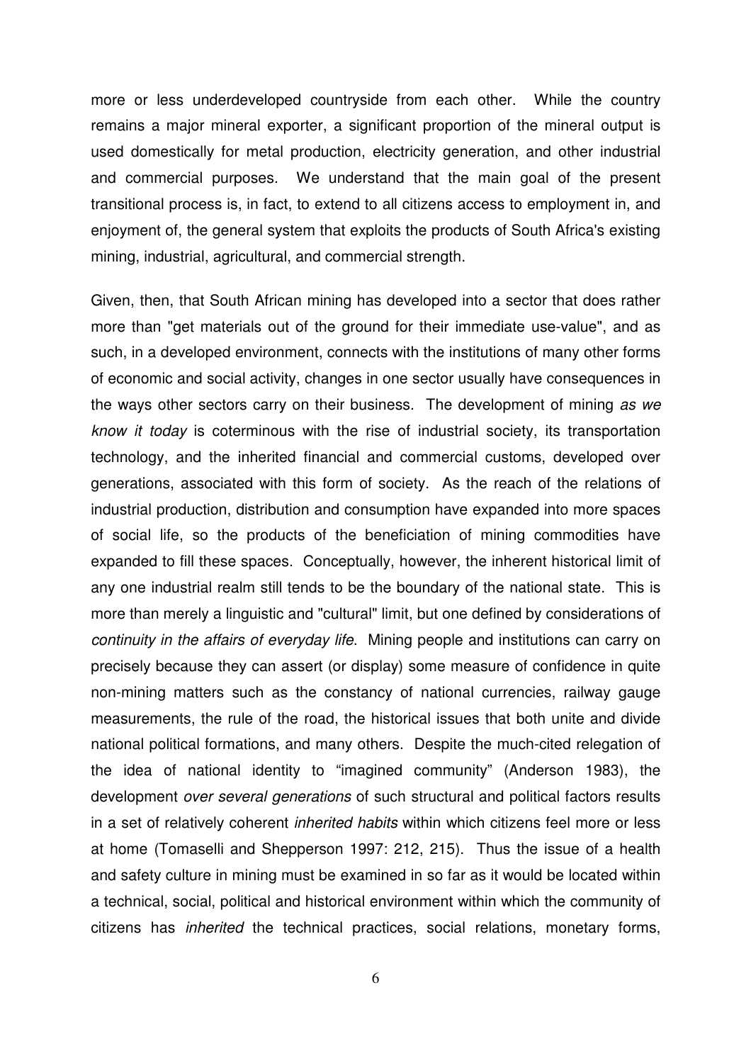more or less underdeveloped countryside from each other. While the country remains a major mineral exporter, a significant proportion of the mineral output is used domestically for metal production, electricity generation, and other industrial and commercial purposes. We understand that the main goal of the present transitional process is, in fact, to extend to all citizens access to employment in, and enjoyment of, the general system that exploits the products of South Africa's existing mining, industrial, agricultural, and commercial strength.

Given, then, that South African mining has developed into a sector that does rather more than "get materials out of the ground for their immediate use-value", and as such, in a developed environment, connects with the institutions of many other forms of economic and social activity, changes in one sector usually have consequences in the ways other sectors carry on their business. The development of mining *as we know it today* is coterminous with the rise of industrial society, its transportation technology, and the inherited financial and commercial customs, developed over generations, associated with this form of society. As the reach of the relations of industrial production, distribution and consumption have expanded into more spaces of social life, so the products of the beneficiation of mining commodities have expanded to fill these spaces. Conceptually, however, the inherent historical limit of any one industrial realm still tends to be the boundary of the national state. This is more than merely a linguistic and "cultural" limit, but one defined by considerations of *continuity in the affairs of everyday life*. Mining people and institutions can carry on precisely because they can assert (or display) some measure of confidence in quite non-mining matters such as the constancy of national currencies, railway gauge measurements, the rule of the road, the historical issues that both unite and divide national political formations, and many others. Despite the much-cited relegation of the idea of national identity to "imagined community" (Anderson 1983), the development *over several generations* of such structural and political factors results in a set of relatively coherent *inherited habits* within which citizens feel more or less at home (Tomaselli and Shepperson 1997: 212, 215). Thus the issue of a health and safety culture in mining must be examined in so far as it would be located within a technical, social, political and historical environment within which the community of citizens has *inherited* the technical practices, social relations, monetary forms,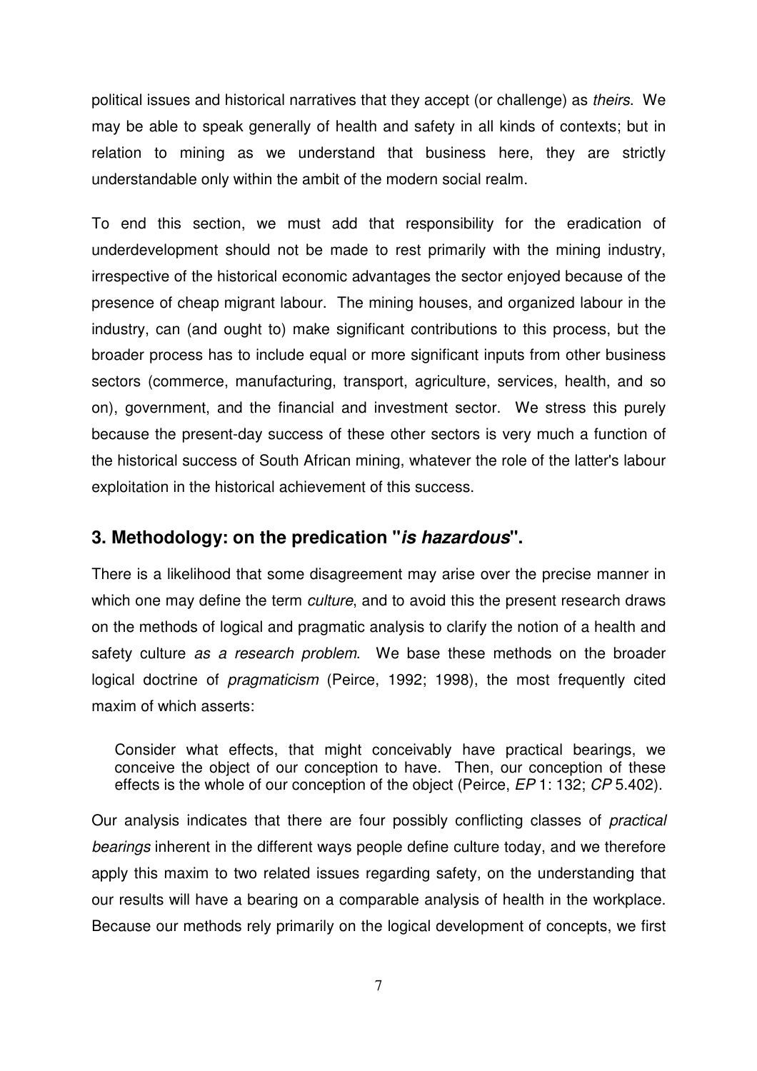political issues and historical narratives that they accept (or challenge) as *theirs*. We may be able to speak generally of health and safety in all kinds of contexts; but in relation to mining as we understand that business here, they are strictly understandable only within the ambit of the modern social realm.

To end this section, we must add that responsibility for the eradication of underdevelopment should not be made to rest primarily with the mining industry, irrespective of the historical economic advantages the sector enjoyed because of the presence of cheap migrant labour. The mining houses, and organized labour in the industry, can (and ought to) make significant contributions to this process, but the broader process has to include equal or more significant inputs from other business sectors (commerce, manufacturing, transport, agriculture, services, health, and so on), government, and the financial and investment sector. We stress this purely because the present-day success of these other sectors is very much a function of the historical success of South African mining, whatever the role of the latter's labour exploitation in the historical achievement of this success.

## 3. Methodology: on the predication "*is hazardous*".

There is a likelihood that some disagreement may arise over the precise manner in which one may define the term *culture*, and to avoid this the present research draws on the methods of logical and pragmatic analysis to clarify the notion of a health and safety culture *as a research problem*. We base these methods on the broader logical doctrine of *pragmaticism* (Peirce, 1992; 1998), the most frequently cited maxim of which asserts:

> Consider what effects, that might conceivably have practical bearings, we conceive the object of our conception to have. Then, our conception of these effects is the whole of our conception of the object (Peirce, *EP* 1: 132; *CP* 5.402).

Our analysis indicates that there are four possibly conflicting classes of *practical bearings* inherent in the different ways people define culture today, and we therefore apply this maxim to two related issues regarding safety, on the understanding that our results will have a bearing on a comparable analysis of health in the workplace. Because our methods rely primarily on the logical development of concepts, we first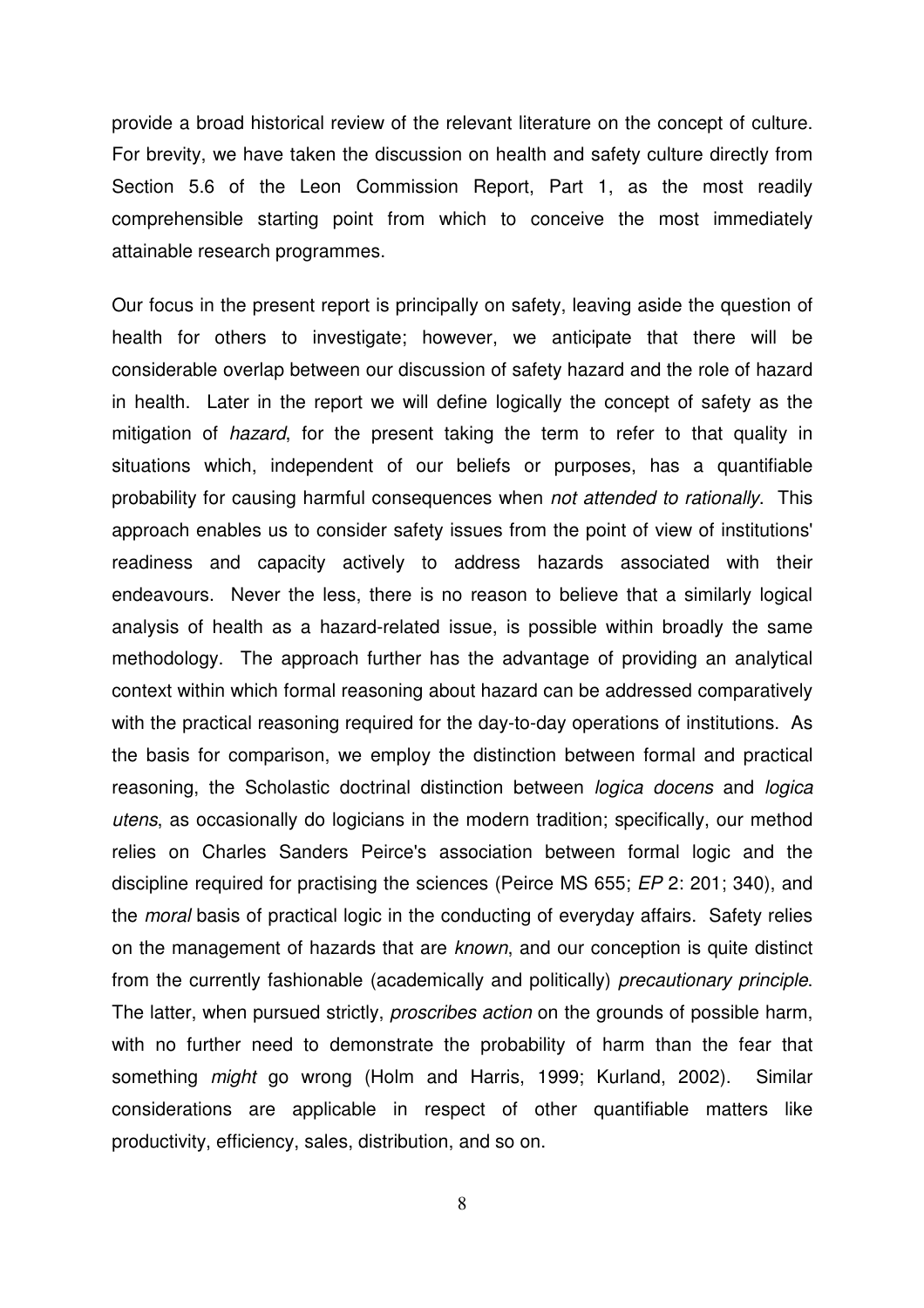provide a broad historical review of the relevant literature on the concept of culture. For brevity, we have taken the discussion on health and safety culture directly from Section 5.6 of the Leon Commission Report, Part 1, as the most readily comprehensible starting point from which to conceive the most immediately attainable research programmes.

Our focus in the present report is principally on safety, leaving aside the question of health for others to investigate; however, we anticipate that there will be considerable overlap between our discussion of safety hazard and the role of hazard in health. Later in the report we will define logically the concept of safety as the mitigation of *hazard*, for the present taking the term to refer to that quality in situations which, independent of our beliefs or purposes, has a quantifiable probability for causing harmful consequences when *not attended to rationally*. This approach enables us to consider safety issues from the point of view of institutions' readiness and capacity actively to address hazards associated with their endeavours. Never the less, there is no reason to believe that a similarly logical analysis of health as a hazard-related issue, is possible within broadly the same methodology. The approach further has the advantage of providing an analytical context within which formal reasoning about hazard can be addressed comparatively with the practical reasoning required for the day-to-day operations of institutions. As the basis for comparison, we employ the distinction between formal and practical reasoning, the Scholastic doctrinal distinction between *logica docens* and *logica utens*, as occasionally do logicians in the modern tradition; specifically, our method relies on Charles Sanders Peirce's association between formal logic and the discipline required for practising the sciences (Peirce MS 655; *EP* 2: 201; 340), and the *moral* basis of practical logic in the conducting of everyday affairs. Safety relies on the management of hazards that are *known*, and our conception is quite distinct from the currently fashionable (academically and politically) *precautionary principle*. The latter, when pursued strictly, *proscribes action* on the grounds of possible harm, with no further need to demonstrate the probability of harm than the fear that something *might* go wrong (Holm and Harris, 1999; Kurland, 2002). Similar considerations are applicable in respect of other quantifiable matters like productivity, efficiency, sales, distribution, and so on.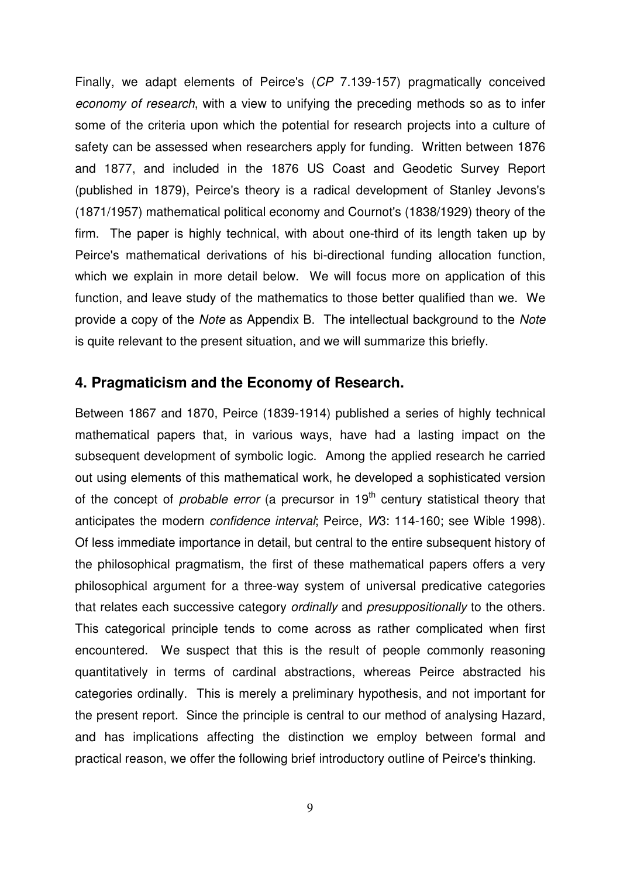Finally, we adapt elements of Peirce's (*CP* 7.139-157) pragmatically conceived *economy of research*, with a view to unifying the preceding methods so as to infer some of the criteria upon which the potential for research projects into a culture of safety can be assessed when researchers apply for funding. Written between 1876 and 1877, and included in the 1876 US Coast and Geodetic Survey Report (published in 1879), Peirce's theory is a radical development of Stanley Jevons's (1871/1957) mathematical political economy and Cournot's (1838/1929) theory of the firm. The paper is highly technical, with about one-third of its length taken up by Peirce's mathematical derivations of his bi-directional funding allocation function, which we explain in more detail below. We will focus more on application of this function, and leave study of the mathematics to those better qualified than we. We provide a copy of the *Note* as Appendix B. The intellectual background to the *Note* is quite relevant to the present situation, and we will summarize this briefly.

## 4. Pragmaticism and the Economy of Research.

Between 1867 and 1870, Peirce (1839-1914) published a series of highly technical mathematical papers that, in various ways, have had a lasting impact on the subsequent development of symbolic logic. Among the applied research he carried out using elements of this mathematical work, he developed a sophisticated version of the concept of *probable error* (a precursor in 19th century statistical theory that anticipates the modern *confidence interval*; Peirce, *W*3: 114-160; see Wible 1998). Of less immediate importance in detail, but central to the entire subsequent history of the philosophical pragmatism, the first of these mathematical papers offers a very philosophical argument for a three-way system of universal predicative categories that relates each successive category *ordinally* and *presuppositionally* to the others. This categorical principle tends to come across as rather complicated when first encountered. We suspect that this is the result of people commonly reasoning quantitatively in terms of cardinal abstractions, whereas Peirce abstracted his categories ordinally. This is merely a preliminary hypothesis, and not important for the present report. Since the principle is central to our method of analysing Hazard, and has implications affecting the distinction we employ between formal and practical reason, we offer the following brief introductory outline of Peirce's thinking.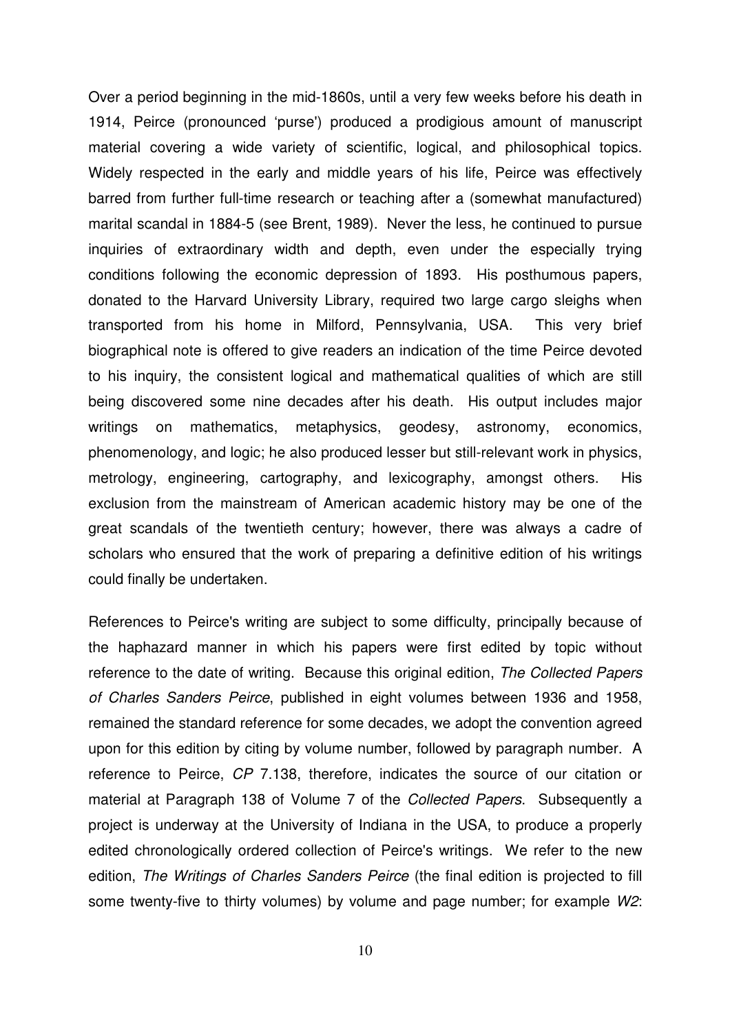Over a period beginning in the mid-1860s, until a very few weeks before his death in 1914, Peirce (pronounced 'purse') produced a prodigious amount of manuscript material covering a wide variety of scientific, logical, and philosophical topics. Widely respected in the early and middle years of his life, Peirce was effectively barred from further full-time research or teaching after a (somewhat manufactured) marital scandal in 1884-5 (see Brent, 1989). Never the less, he continued to pursue inquiries of extraordinary width and depth, even under the especially trying conditions following the economic depression of 1893. His posthumous papers, donated to the Harvard University Library, required two large cargo sleighs when transported from his home in Milford, Pennsylvania, USA. This very brief biographical note is offered to give readers an indication of the time Peirce devoted to his inquiry, the consistent logical and mathematical qualities of which are still being discovered some nine decades after his death. His output includes major writings on mathematics, metaphysics, geodesy, astronomy, economics, phenomenology, and logic; he also produced lesser but still-relevant work in physics, metrology, engineering, cartography, and lexicography, amongst others. His exclusion from the mainstream of American academic history may be one of the great scandals of the twentieth century; however, there was always a cadre of scholars who ensured that the work of preparing a definitive edition of his writings could finally be undertaken.

References to Peirce's writing are subject to some difficulty, principally because of the haphazard manner in which his papers were first edited by topic without reference to the date of writing. Because this original edition, *The Collected Papers of Charles Sanders Peirce*, published in eight volumes between 1936 and 1958, remained the standard reference for some decades, we adopt the convention agreed upon for this edition by citing by volume number, followed by paragraph number. A reference to Peirce, *CP* 7.138, therefore, indicates the source of our citation or material at Paragraph 138 of Volume 7 of the *Collected Papers*. Subsequently a project is underway at the University of Indiana in the USA, to produce a properly edited chronologically ordered collection of Peirce's writings. We refer to the new edition, *The Writings of Charles Sanders Peirce* (the final edition is projected to fill some twenty-five to thirty volumes) by volume and page number; for example *W2*: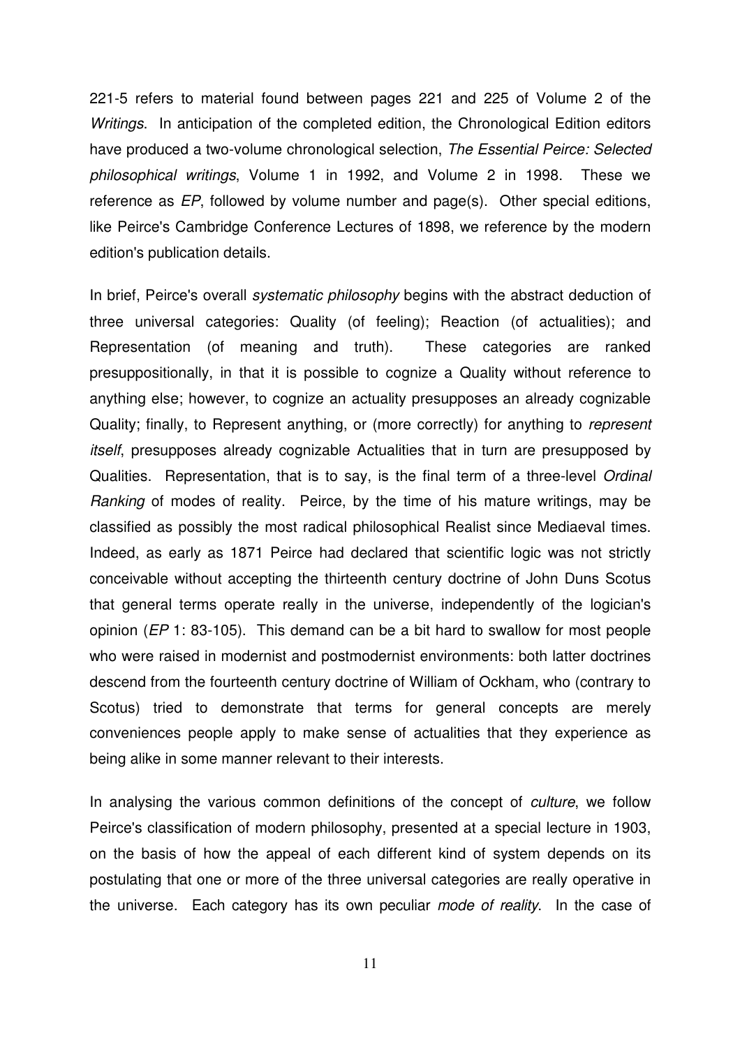221-5 refers to material found between pages 221 and 225 of Volume 2 of the *Writings*. In anticipation of the completed edition, the Chronological Edition editors have produced a two-volume chronological selection, *The Essential Peirce: Selected philosophical writings*, Volume 1 in 1992, and Volume 2 in 1998. These we reference as *EP*, followed by volume number and page(s). Other special editions, like Peirce's Cambridge Conference Lectures of 1898, we reference by the modern edition's publication details.

In brief, Peirce's overall *systematic philosophy* begins with the abstract deduction of three universal categories: Quality (of feeling); Reaction (of actualities); and Representation (of meaning and truth). These categories are ranked presuppositionally, in that it is possible to cognize a Quality without reference to anything else; however, to cognize an actuality presupposes an already cognizable Quality; finally, to Represent anything, or (more correctly) for anything to *represent itself*, presupposes already cognizable Actualities that in turn are presupposed by Qualities. Representation, that is to say, is the final term of a three-level *Ordinal Ranking* of modes of reality. Peirce, by the time of his mature writings, may be classified as possibly the most radical philosophical Realist since Mediaeval times. Indeed, as early as 1871 Peirce had declared that scientific logic was not strictly conceivable without accepting the thirteenth century doctrine of John Duns Scotus that general terms operate really in the universe, independently of the logician's opinion (*EP* 1: 83-105). This demand can be a bit hard to swallow for most people who were raised in modernist and postmodernist environments: both latter doctrines descend from the fourteenth century doctrine of William of Ockham, who (contrary to Scotus) tried to demonstrate that terms for general concepts are merely conveniences people apply to make sense of actualities that they experience as being alike in some manner relevant to their interests.

In analysing the various common definitions of the concept of *culture*, we follow Peirce's classification of modern philosophy, presented at a special lecture in 1903, on the basis of how the appeal of each different kind of system depends on its postulating that one or more of the three universal categories are really operative in the universe. Each category has its own peculiar *mode of reality*. In the case of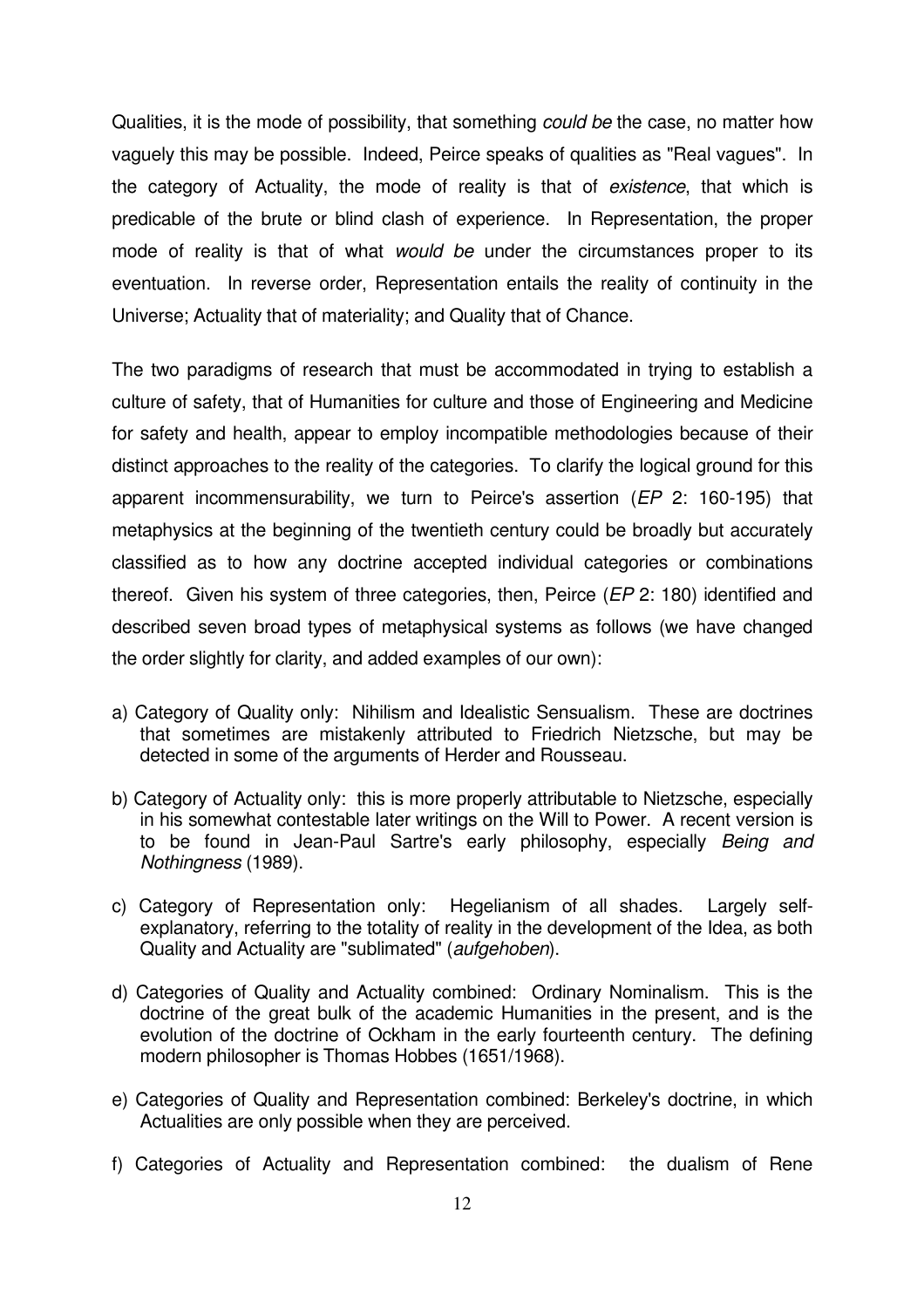Qualities, it is the mode of possibility, that something *could be* the case, no matter how vaguely this may be possible. Indeed, Peirce speaks of qualities as "Real vagues". In the category of Actuality, the mode of reality is that of *existence*, that which is predicable of the brute or blind clash of experience. In Representation, the proper mode of reality is that of what *would be* under the circumstances proper to its eventuation. In reverse order, Representation entails the reality of continuity in the Universe; Actuality that of materiality; and Quality that of Chance.

The two paradigms of research that must be accommodated in trying to establish a culture of safety, that of Humanities for culture and those of Engineering and Medicine for safety and health, appear to employ incompatible methodologies because of their distinct approaches to the reality of the categories. To clarify the logical ground for this apparent incommensurability, we turn to Peirce's assertion (*EP* 2: 160-195) that metaphysics at the beginning of the twentieth century could be broadly but accurately classified as to how any doctrine accepted individual categories or combinations thereof. Given his system of three categories, then, Peirce (*EP* 2: 180) identified and described seven broad types of metaphysical systems as follows (we have changed the order slightly for clarity, and added examples of our own):

a) Category of Quality only: Nihilism and Idealistic Sensualism. These are doctrines that sometimes are mistakenly attributed to Friedrich Nietzsche, but may be detected in some of the arguments of Herder and Rousseau.

b) Category of Actuality only: this is more properly attributable to Nietzsche, especially in his somewhat contestable later writings on the Will to Power. A recent version is to be found in Jean-Paul Sartre's early philosophy, especially *Being and Nothingness* (1989).

c) Category of Representation only: Hegelianism of all shades. Largely self-explanatory, referring to the totality of reality in the development of the Idea, as both Quality and Actuality are "sublimated" (*aufgehoben*).

d) Categories of Quality and Actuality combined: Ordinary Nominalism. This is the doctrine of the great bulk of the academic Humanities in the present, and is the evolution of the doctrine of Ockham in the early fourteenth century. The defining modern philosopher is Thomas Hobbes (1651/1968).

e) Categories of Quality and Representation combined: Berkeley's doctrine, in which Actualities are only possible when they are perceived.

f) Categories of Actuality and Representation combined: the dualism of Rene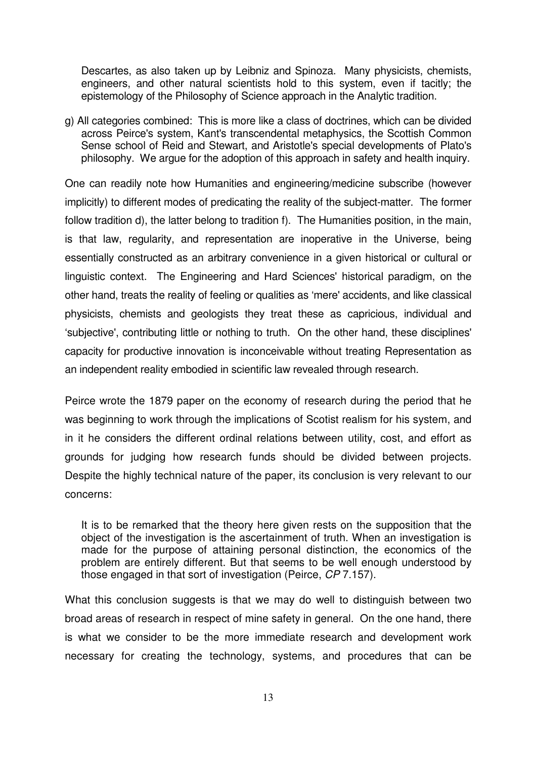Descartes, as also taken up by Leibniz and Spinoza. Many physicists, chemists, engineers, and other natural scientists hold to this system, even if tacitly; the epistemology of the Philosophy of Science approach in the Analytic tradition.

g) All categories combined: This is more like a class of doctrines, which can be divided across Peirce's system, Kant's transcendental metaphysics, the Scottish Common Sense school of Reid and Stewart, and Aristotle's special developments of Plato's philosophy. We argue for the adoption of this approach in safety and health inquiry.

One can readily note how Humanities and engineering/medicine subscribe (however implicitly) to different modes of predicating the reality of the subject-matter. The former follow tradition d), the latter belong to tradition f). The Humanities position, in the main, is that law, regularity, and representation are inoperative in the Universe, being essentially constructed as an arbitrary convenience in a given historical or cultural or linguistic context. The Engineering and Hard Sciences' historical paradigm, on the other hand, treats the reality of feeling or qualities as 'mere' accidents, and like classical physicists, chemists and geologists they treat these as capricious, individual and 'subjective', contributing little or nothing to truth. On the other hand, these disciplines' capacity for productive innovation is inconceivable without treating Representation as an independent reality embodied in scientific law revealed through research.

Peirce wrote the 1879 paper on the economy of research during the period that he was beginning to work through the implications of Scotist realism for his system, and in it he considers the different ordinal relations between utility, cost, and effort as grounds for judging how research funds should be divided between projects. Despite the highly technical nature of the paper, its conclusion is very relevant to our concerns:

> It is to be remarked that the theory here given rests on the supposition that the object of the investigation is the ascertainment of truth. When an investigation is made for the purpose of attaining personal distinction, the economics of the problem are entirely different. But that seems to be well enough understood by those engaged in that sort of investigation (Peirce, *CP* 7.157).

What this conclusion suggests is that we may do well to distinguish between two broad areas of research in respect of mine safety in general. On the one hand, there is what we consider to be the more immediate research and development work necessary for creating the technology, systems, and procedures that can be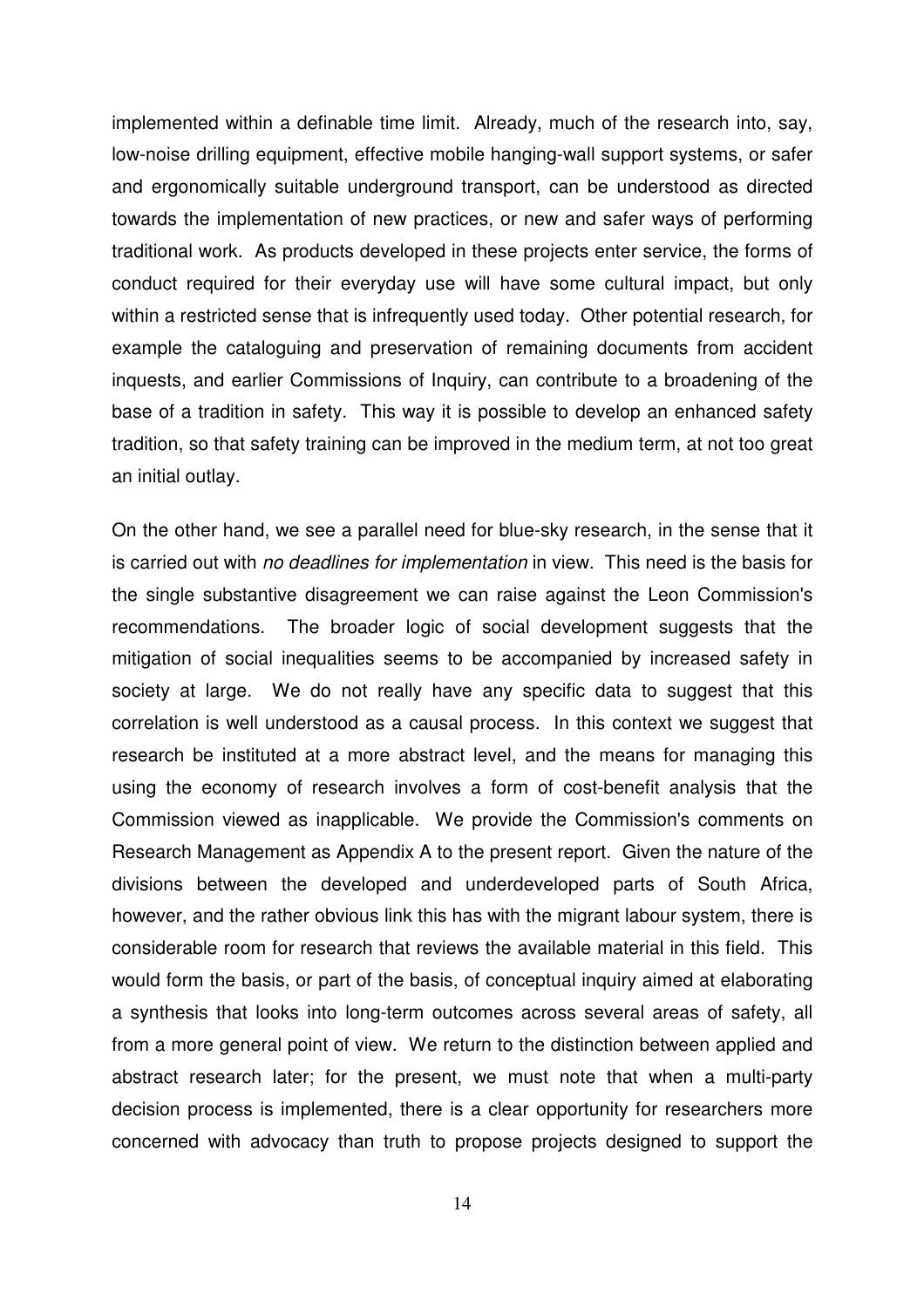implemented within a definable time limit. Already, much of the research into, say, low-noise drilling equipment, effective mobile hanging-wall support systems, or safer and ergonomically suitable underground transport, can be understood as directed towards the implementation of new practices, or new and safer ways of performing traditional work. As products developed in these projects enter service, the forms of conduct required for their everyday use will have some cultural impact, but only within a restricted sense that is infrequently used today. Other potential research, for example the cataloguing and preservation of remaining documents from accident inquests, and earlier Commissions of Inquiry, can contribute to a broadening of the base of a tradition in safety. This way it is possible to develop an enhanced safety tradition, so that safety training can be improved in the medium term, at not too great an initial outlay.

On the other hand, we see a parallel need for blue-sky research, in the sense that it is carried out with *no deadlines for implementation* in view. This need is the basis for the single substantive disagreement we can raise against the Leon Commission's recommendations. The broader logic of social development suggests that the mitigation of social inequalities seems to be accompanied by increased safety in society at large. We do not really have any specific data to suggest that this correlation is well understood as a causal process. In this context we suggest that research be instituted at a more abstract level, and the means for managing this using the economy of research involves a form of cost-benefit analysis that the Commission viewed as inapplicable. We provide the Commission's comments on Research Management as Appendix A to the present report. Given the nature of the divisions between the developed and underdeveloped parts of South Africa, however, and the rather obvious link this has with the migrant labour system, there is considerable room for research that reviews the available material in this field. This would form the basis, or part of the basis, of conceptual inquiry aimed at elaborating a synthesis that looks into long-term outcomes across several areas of safety, all from a more general point of view. We return to the distinction between applied and abstract research later; for the present, we must note that when a multi-party decision process is implemented, there is a clear opportunity for researchers more concerned with advocacy than truth to propose projects designed to support the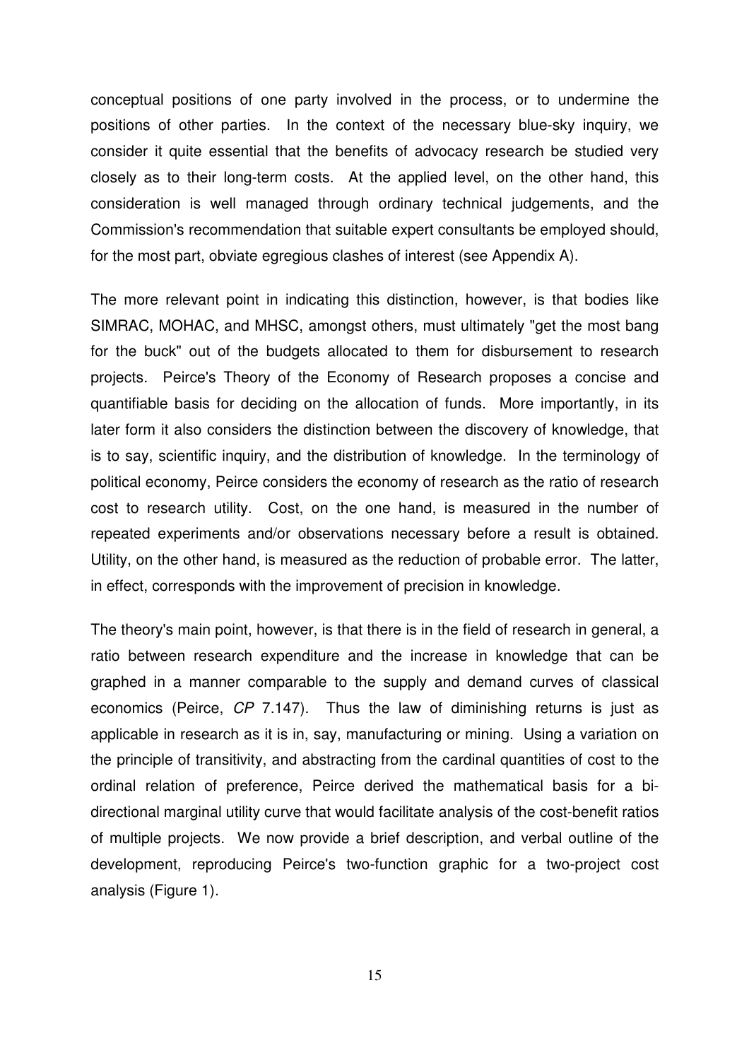conceptual positions of one party involved in the process, or to undermine the positions of other parties. In the context of the necessary blue-sky inquiry, we consider it quite essential that the benefits of advocacy research be studied very closely as to their long-term costs. At the applied level, on the other hand, this consideration is well managed through ordinary technical judgements, and the Commission's recommendation that suitable expert consultants be employed should, for the most part, obviate egregious clashes of interest (see Appendix A).

The more relevant point in indicating this distinction, however, is that bodies like SIMRAC, MOHAC, and MHSC, amongst others, must ultimately "get the most bang for the buck" out of the budgets allocated to them for disbursement to research projects. Peirce's Theory of the Economy of Research proposes a concise and quantifiable basis for deciding on the allocation of funds. More importantly, in its later form it also considers the distinction between the discovery of knowledge, that is to say, scientific inquiry, and the distribution of knowledge. In the terminology of political economy, Peirce considers the economy of research as the ratio of research cost to research utility. Cost, on the one hand, is measured in the number of repeated experiments and/or observations necessary before a result is obtained. Utility, on the other hand, is measured as the reduction of probable error. The latter, in effect, corresponds with the improvement of precision in knowledge.

The theory's main point, however, is that there is in the field of research in general, a ratio between research expenditure and the increase in knowledge that can be graphed in a manner comparable to the supply and demand curves of classical economics (Peirce, *CP* 7.147). Thus the law of diminishing returns is just as applicable in research as it is in, say, manufacturing or mining. Using a variation on the principle of transitivity, and abstracting from the cardinal quantities of cost to the ordinal relation of preference, Peirce derived the mathematical basis for a bi-directional marginal utility curve that would facilitate analysis of the cost-benefit ratios of multiple projects. We now provide a brief description, and verbal outline of the development, reproducing Peirce's two-function graphic for a two-project cost analysis (Figure 1).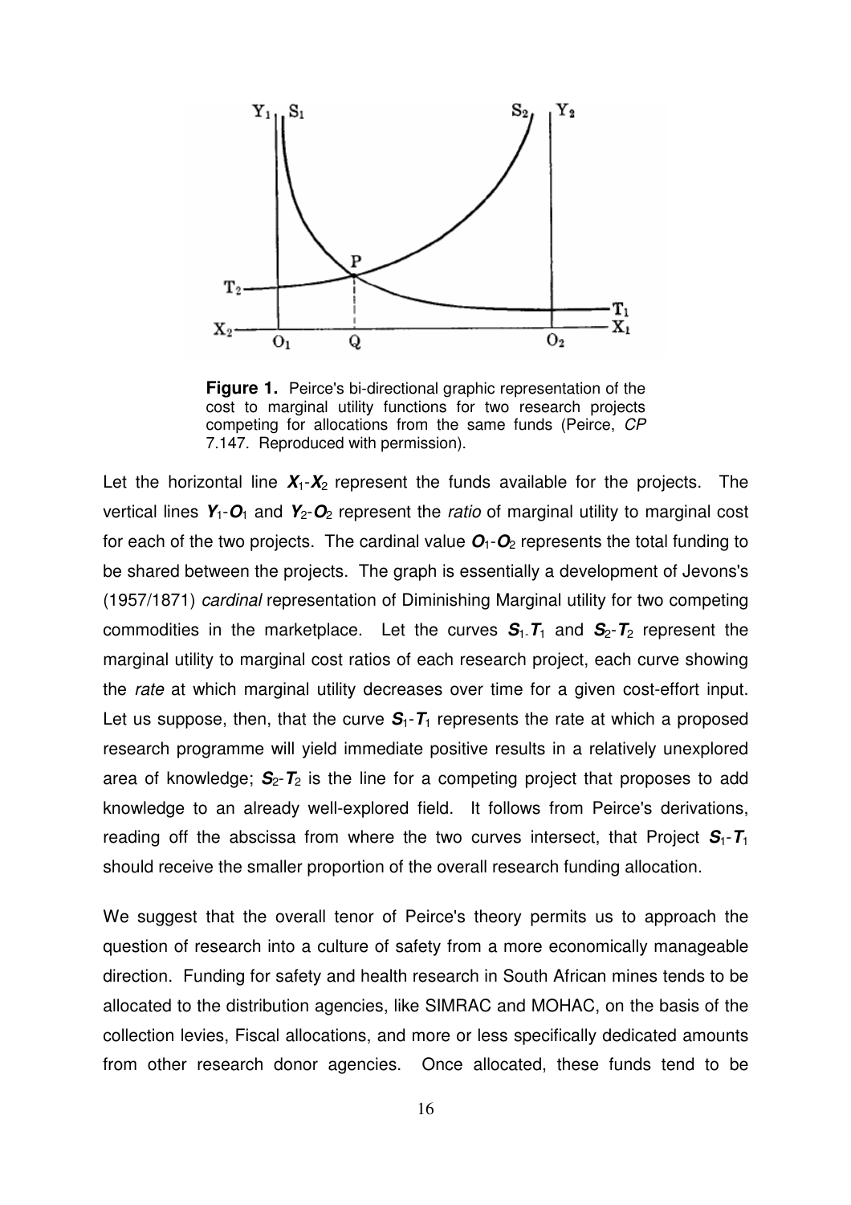**Figure 1.** Peirce's bi-directional graphic representation of the cost to marginal utility functions for two research projects competing for allocations from the same funds (Peirce, *CP* 7.147. Reproduced with permission).

Let the horizontal line $X_1$-$X_2$ represent the funds available for the projects. The vertical lines $Y_1$-$O_1$ and $Y_2$-$O_2$ represent the *ratio* of marginal utility to marginal cost for each of the two projects. The cardinal value $O_1$-$O_2$ represents the total funding to be shared between the projects. The graph is essentially a development of Jevons's (1957/1871) *cardinal* representation of Diminishing Marginal utility for two competing commodities in the marketplace. Let the curves $S_1$-$T_1$ and $S_2$-$T_2$ represent the marginal utility to marginal cost ratios of each research project, each curve showing the *rate* at which marginal utility decreases over time for a given cost-effort input. Let us suppose, then, that the curve $S_1$-$T_1$ represents the rate at which a proposed research programme will yield immediate positive results in a relatively unexplored area of knowledge; $S_2$-$T_2$ is the line for a competing project that proposes to add knowledge to an already well-explored field. It follows from Peirce's derivations, reading off the abscissa from where the two curves intersect, that Project $S_1$-$T_1$ should receive the smaller proportion of the overall research funding allocation.

We suggest that the overall tenor of Peirce's theory permits us to approach the question of research into a culture of safety from a more economically manageable direction. Funding for safety and health research in South African mines tends to be allocated to the distribution agencies, like SIMRAC and MOHAC, on the basis of the collection levies, Fiscal allocations, and more or less specifically dedicated amounts from other research donor agencies. Once allocated, these funds tend to be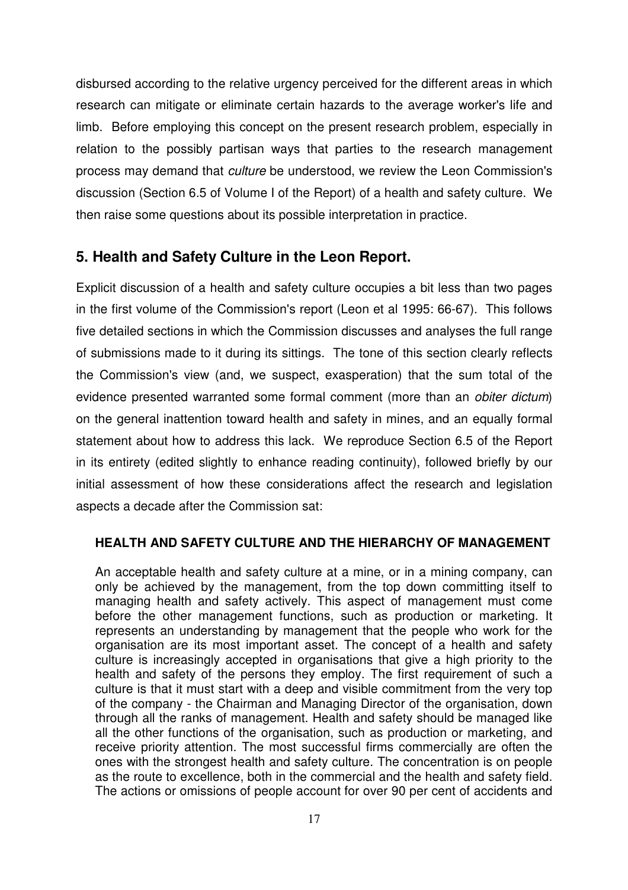disbursed according to the relative urgency perceived for the different areas in which research can mitigate or eliminate certain hazards to the average worker's life and limb. Before employing this concept on the present research problem, especially in relation to the possibly partisan ways that parties to the research management process may demand that *culture* be understood, we review the Leon Commission's discussion (Section 6.5 of Volume I of the Report) of a health and safety culture. We then raise some questions about its possible interpretation in practice.

## 5. Health and Safety Culture in the Leon Report.

Explicit discussion of a health and safety culture occupies a bit less than two pages in the first volume of the Commission's report (Leon et al 1995: 66-67). This follows five detailed sections in which the Commission discusses and analyses the full range of submissions made to it during its sittings. The tone of this section clearly reflects the Commission's view (and, we suspect, exasperation) that the sum total of the evidence presented warranted some formal comment (more than an *obiter dictum*) on the general inattention toward health and safety in mines, and an equally formal statement about how to address this lack. We reproduce Section 6.5 of the Report in its entirety (edited slightly to enhance reading continuity), followed briefly by our initial assessment of how these considerations affect the research and legislation aspects a decade after the Commission sat:

> **HEALTH AND SAFETY CULTURE AND THE HIERARCHY OF MANAGEMENT**
>
> An acceptable health and safety culture at a mine, or in a mining company, can only be achieved by the management, from the top down committing itself to managing health and safety actively. This aspect of management must come before the other management functions, such as production or marketing. It represents an understanding by management that the people who work for the organisation are its most important asset. The concept of a health and safety culture is increasingly accepted in organisations that give a high priority to the health and safety of the persons they employ. The first requirement of such a culture is that it must start with a deep and visible commitment from the very top of the company - the Chairman and Managing Director of the organisation, down through all the ranks of management. Health and safety should be managed like all the other functions of the organisation, such as production or marketing, and receive priority attention. The most successful firms commercially are often the ones with the strongest health and safety culture. The concentration is on people as the route to excellence, both in the commercial and the health and safety field. The actions or omissions of people account for over 90 per cent of accidents and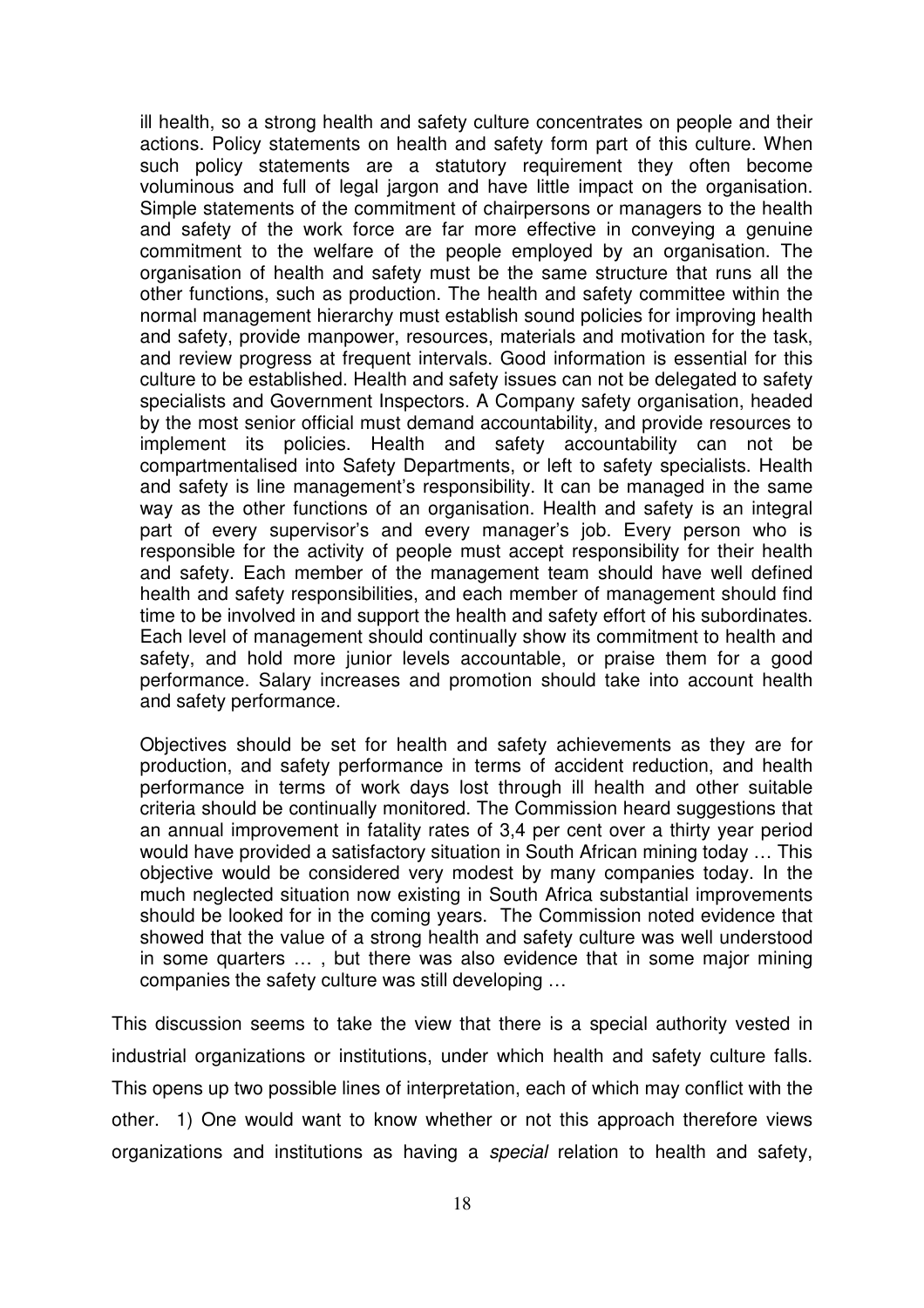> ill health, so a strong health and safety culture concentrates on people and their actions. Policy statements on health and safety form part of this culture. When such policy statements are a statutory requirement they often become voluminous and full of legal jargon and have little impact on the organisation. Simple statements of the commitment of chairpersons or managers to the health and safety of the work force are far more effective in conveying a genuine commitment to the welfare of the people employed by an organisation. The organisation of health and safety must be the same structure that runs all the other functions, such as production. The health and safety committee within the normal management hierarchy must establish sound policies for improving health and safety, provide manpower, resources, materials and motivation for the task, and review progress at frequent intervals. Good information is essential for this culture to be established. Health and safety issues can not be delegated to safety specialists and Government Inspectors. A Company safety organisation, headed by the most senior official must demand accountability, and provide resources to implement its policies. Health and safety accountability can not be compartmentalised into Safety Departments, or left to safety specialists. Health and safety is line management's responsibility. It can be managed in the same way as the other functions of an organisation. Health and safety is an integral part of every supervisor's and every manager's job. Every person who is responsible for the activity of people must accept responsibility for their health and safety. Each member of the management team should have well defined health and safety responsibilities, and each member of management should find time to be involved in and support the health and safety effort of his subordinates. Each level of management should continually show its commitment to health and safety, and hold more junior levels accountable, or praise them for a good performance. Salary increases and promotion should take into account health and safety performance.
>
> Objectives should be set for health and safety achievements as they are for production, and safety performance in terms of accident reduction, and health performance in terms of work days lost through ill health and other suitable criteria should be continually monitored. The Commission heard suggestions that an annual improvement in fatality rates of 3,4 per cent over a thirty year period would have provided a satisfactory situation in South African mining today … This objective would be considered very modest by many companies today. In the much neglected situation now existing in South Africa substantial improvements should be looked for in the coming years. The Commission noted evidence that showed that the value of a strong health and safety culture was well understood in some quarters … , but there was also evidence that in some major mining companies the safety culture was still developing …

This discussion seems to take the view that there is a special authority vested in industrial organizations or institutions, under which health and safety culture falls. This opens up two possible lines of interpretation, each of which may conflict with the other. 1) One would want to know whether or not this approach therefore views organizations and institutions as having a *special* relation to health and safety,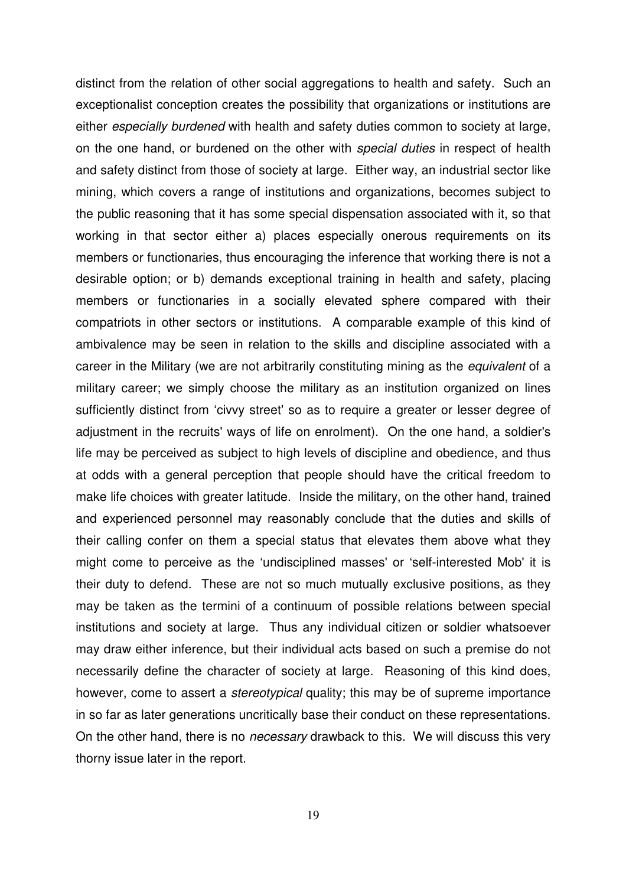distinct from the relation of other social aggregations to health and safety. Such an exceptionalist conception creates the possibility that organizations or institutions are either *especially burdened* with health and safety duties common to society at large, on the one hand, or burdened on the other with *special duties* in respect of health and safety distinct from those of society at large. Either way, an industrial sector like mining, which covers a range of institutions and organizations, becomes subject to the public reasoning that it has some special dispensation associated with it, so that working in that sector either a) places especially onerous requirements on its members or functionaries, thus encouraging the inference that working there is not a desirable option; or b) demands exceptional training in health and safety, placing members or functionaries in a socially elevated sphere compared with their compatriots in other sectors or institutions. A comparable example of this kind of ambivalence may be seen in relation to the skills and discipline associated with a career in the Military (we are not arbitrarily constituting mining as the *equivalent* of a military career; we simply choose the military as an institution organized on lines sufficiently distinct from 'civvy street' so as to require a greater or lesser degree of adjustment in the recruits' ways of life on enrolment). On the one hand, a soldier's life may be perceived as subject to high levels of discipline and obedience, and thus at odds with a general perception that people should have the critical freedom to make life choices with greater latitude. Inside the military, on the other hand, trained and experienced personnel may reasonably conclude that the duties and skills of their calling confer on them a special status that elevates them above what they might come to perceive as the 'undisciplined masses' or 'self-interested Mob' it is their duty to defend. These are not so much mutually exclusive positions, as they may be taken as the termini of a continuum of possible relations between special institutions and society at large. Thus any individual citizen or soldier whatsoever may draw either inference, but their individual acts based on such a premise do not necessarily define the character of society at large. Reasoning of this kind does, however, come to assert a *stereotypical* quality; this may be of supreme importance in so far as later generations uncritically base their conduct on these representations. On the other hand, there is no *necessary* drawback to this. We will discuss this very thorny issue later in the report.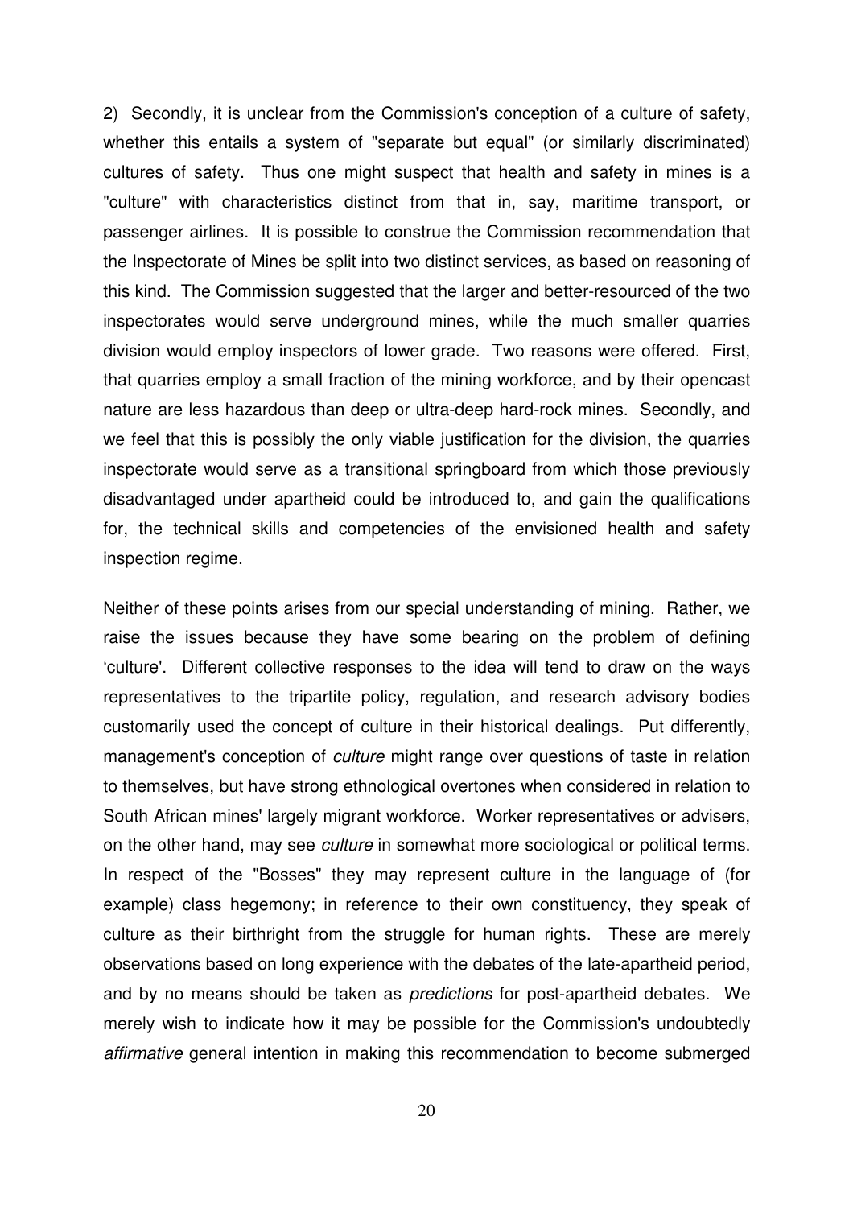2) Secondly, it is unclear from the Commission's conception of a culture of safety, whether this entails a system of "separate but equal" (or similarly discriminated) cultures of safety. Thus one might suspect that health and safety in mines is a "culture" with characteristics distinct from that in, say, maritime transport, or passenger airlines. It is possible to construe the Commission recommendation that the Inspectorate of Mines be split into two distinct services, as based on reasoning of this kind. The Commission suggested that the larger and better-resourced of the two inspectorates would serve underground mines, while the much smaller quarries division would employ inspectors of lower grade. Two reasons were offered. First, that quarries employ a small fraction of the mining workforce, and by their opencast nature are less hazardous than deep or ultra-deep hard-rock mines. Secondly, and we feel that this is possibly the only viable justification for the division, the quarries inspectorate would serve as a transitional springboard from which those previously disadvantaged under apartheid could be introduced to, and gain the qualifications for, the technical skills and competencies of the envisioned health and safety inspection regime.

Neither of these points arises from our special understanding of mining. Rather, we raise the issues because they have some bearing on the problem of defining 'culture'. Different collective responses to the idea will tend to draw on the ways representatives to the tripartite policy, regulation, and research advisory bodies customarily used the concept of culture in their historical dealings. Put differently, management's conception of *culture* might range over questions of taste in relation to themselves, but have strong ethnological overtones when considered in relation to South African mines' largely migrant workforce. Worker representatives or advisers, on the other hand, may see *culture* in somewhat more sociological or political terms. In respect of the "Bosses" they may represent culture in the language of (for example) class hegemony; in reference to their own constituency, they speak of culture as their birthright from the struggle for human rights. These are merely observations based on long experience with the debates of the late-apartheid period, and by no means should be taken as *predictions* for post-apartheid debates. We merely wish to indicate how it may be possible for the Commission's undoubtedly *affirmative* general intention in making this recommendation to become submerged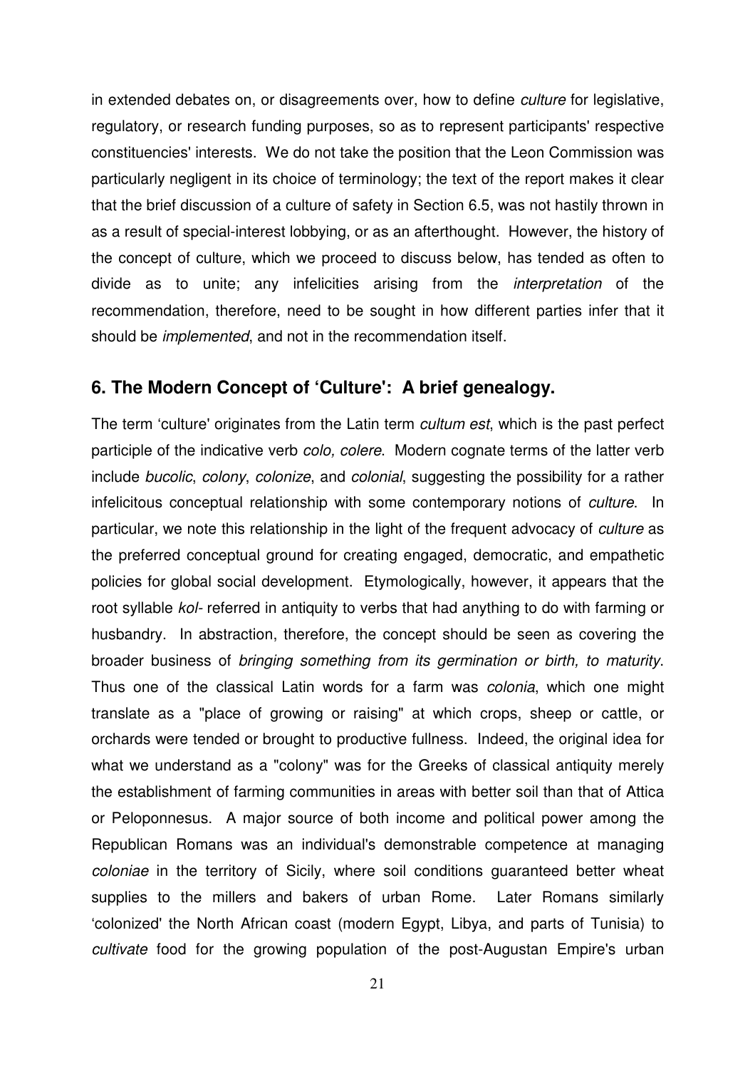in extended debates on, or disagreements over, how to define *culture* for legislative, regulatory, or research funding purposes, so as to represent participants' respective constituencies' interests. We do not take the position that the Leon Commission was particularly negligent in its choice of terminology; the text of the report makes it clear that the brief discussion of a culture of safety in Section 6.5, was not hastily thrown in as a result of special-interest lobbying, or as an afterthought. However, the history of the concept of culture, which we proceed to discuss below, has tended as often to divide as to unite; any infelicities arising from the *interpretation* of the recommendation, therefore, need to be sought in how different parties infer that it should be *implemented*, and not in the recommendation itself.

## 6. The Modern Concept of 'Culture': A brief genealogy.

The term 'culture' originates from the Latin term *cultum est*, which is the past perfect participle of the indicative verb *colo, colere*. Modern cognate terms of the latter verb include *bucolic*, *colony*, *colonize*, and *colonial*, suggesting the possibility for a rather infelicitous conceptual relationship with some contemporary notions of *culture*. In particular, we note this relationship in the light of the frequent advocacy of *culture* as the preferred conceptual ground for creating engaged, democratic, and empathetic policies for global social development. Etymologically, however, it appears that the root syllable *kol-* referred in antiquity to verbs that had anything to do with farming or husbandry. In abstraction, therefore, the concept should be seen as covering the broader business of *bringing something from its germination or birth, to maturity*. Thus one of the classical Latin words for a farm was *colonia*, which one might translate as a "place of growing or raising" at which crops, sheep or cattle, or orchards were tended or brought to productive fullness. Indeed, the original idea for what we understand as a "colony" was for the Greeks of classical antiquity merely the establishment of farming communities in areas with better soil than that of Attica or Peloponnesus. A major source of both income and political power among the Republican Romans was an individual's demonstrable competence at managing *coloniae* in the territory of Sicily, where soil conditions guaranteed better wheat supplies to the millers and bakers of urban Rome. Later Romans similarly 'colonized' the North African coast (modern Egypt, Libya, and parts of Tunisia) to *cultivate* food for the growing population of the post-Augustan Empire's urban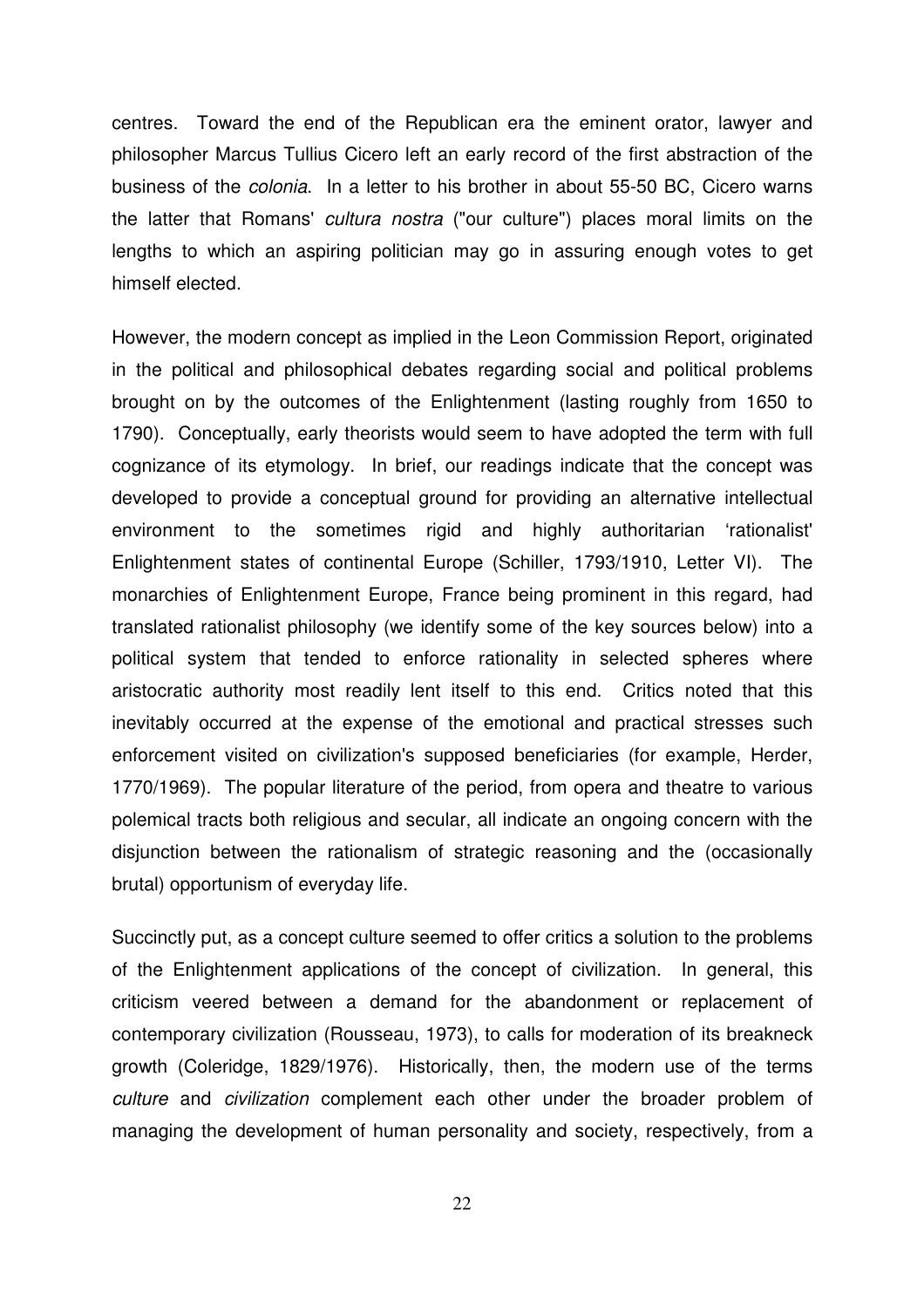centres. Toward the end of the Republican era the eminent orator, lawyer and philosopher Marcus Tullius Cicero left an early record of the first abstraction of the business of the *colonia*. In a letter to his brother in about 55-50 BC, Cicero warns the latter that Romans' *cultura nostra* ("our culture") places moral limits on the lengths to which an aspiring politician may go in assuring enough votes to get himself elected.

However, the modern concept as implied in the Leon Commission Report, originated in the political and philosophical debates regarding social and political problems brought on by the outcomes of the Enlightenment (lasting roughly from 1650 to 1790). Conceptually, early theorists would seem to have adopted the term with full cognizance of its etymology. In brief, our readings indicate that the concept was developed to provide a conceptual ground for providing an alternative intellectual environment to the sometimes rigid and highly authoritarian 'rationalist' Enlightenment states of continental Europe (Schiller, 1793/1910, Letter VI). The monarchies of Enlightenment Europe, France being prominent in this regard, had translated rationalist philosophy (we identify some of the key sources below) into a political system that tended to enforce rationality in selected spheres where aristocratic authority most readily lent itself to this end. Critics noted that this inevitably occurred at the expense of the emotional and practical stresses such enforcement visited on civilization's supposed beneficiaries (for example, Herder, 1770/1969). The popular literature of the period, from opera and theatre to various polemical tracts both religious and secular, all indicate an ongoing concern with the disjunction between the rationalism of strategic reasoning and the (occasionally brutal) opportunism of everyday life.

Succinctly put, as a concept culture seemed to offer critics a solution to the problems of the Enlightenment applications of the concept of civilization. In general, this criticism veered between a demand for the abandonment or replacement of contemporary civilization (Rousseau, 1973), to calls for moderation of its breakneck growth (Coleridge, 1829/1976). Historically, then, the modern use of the terms *culture* and *civilization* complement each other under the broader problem of managing the development of human personality and society, respectively, from a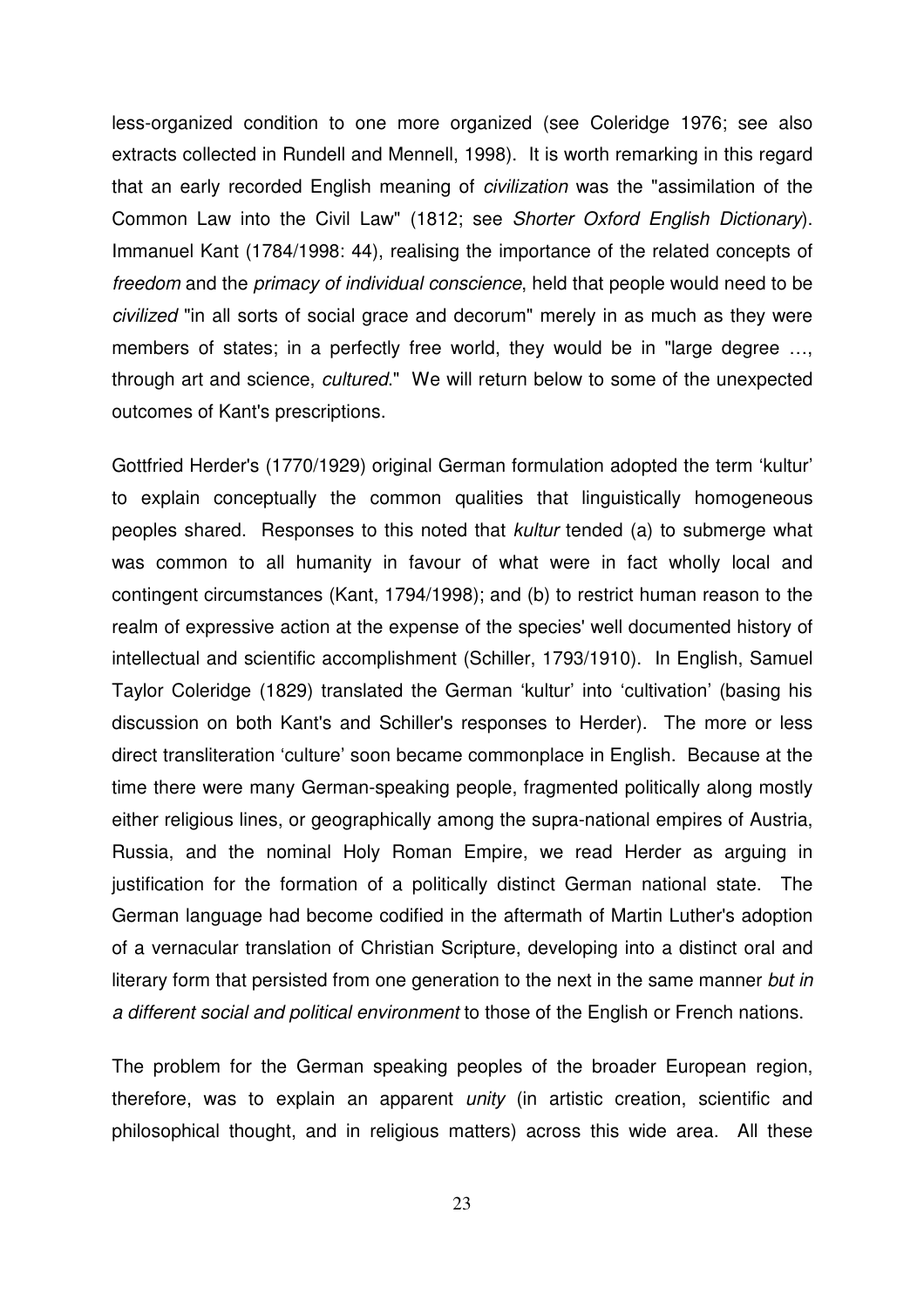less-organized condition to one more organized (see Coleridge 1976; see also extracts collected in Rundell and Mennell, 1998). It is worth remarking in this regard that an early recorded English meaning of *civilization* was the "assimilation of the Common Law into the Civil Law" (1812; see *Shorter Oxford English Dictionary*). Immanuel Kant (1784/1998: 44), realising the importance of the related concepts of *freedom* and the *primacy of individual conscience*, held that people would need to be *civilized* "in all sorts of social grace and decorum" merely in as much as they were members of states; in a perfectly free world, they would be in "large degree …, through art and science, *cultured*." We will return below to some of the unexpected outcomes of Kant's prescriptions.

Gottfried Herder's (1770/1929) original German formulation adopted the term 'kultur' to explain conceptually the common qualities that linguistically homogeneous peoples shared. Responses to this noted that *kultur* tended (a) to submerge what was common to all humanity in favour of what were in fact wholly local and contingent circumstances (Kant, 1794/1998); and (b) to restrict human reason to the realm of expressive action at the expense of the species' well documented history of intellectual and scientific accomplishment (Schiller, 1793/1910). In English, Samuel Taylor Coleridge (1829) translated the German 'kultur' into 'cultivation' (basing his discussion on both Kant's and Schiller's responses to Herder). The more or less direct transliteration 'culture' soon became commonplace in English. Because at the time there were many German-speaking people, fragmented politically along mostly either religious lines, or geographically among the supra-national empires of Austria, Russia, and the nominal Holy Roman Empire, we read Herder as arguing in justification for the formation of a politically distinct German national state. The German language had become codified in the aftermath of Martin Luther's adoption of a vernacular translation of Christian Scripture, developing into a distinct oral and literary form that persisted from one generation to the next in the same manner *but in a different social and political environment* to those of the English or French nations.

The problem for the German speaking peoples of the broader European region, therefore, was to explain an apparent *unity* (in artistic creation, scientific and philosophical thought, and in religious matters) across this wide area. All these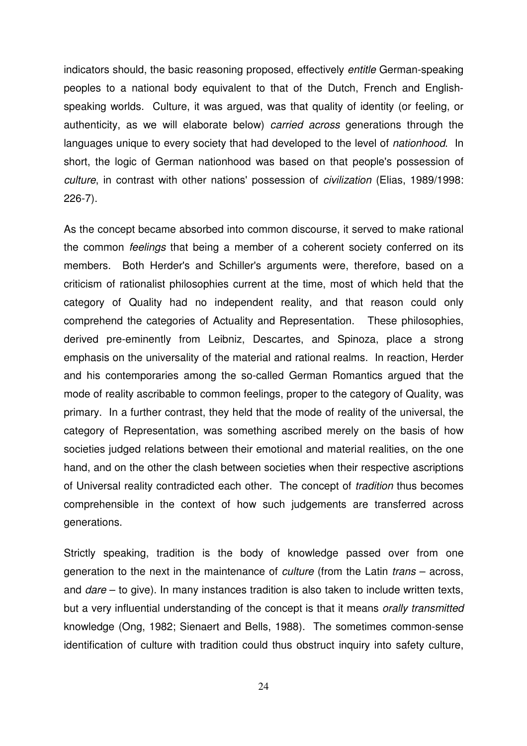indicators should, the basic reasoning proposed, effectively *entitle* German-speaking peoples to a national body equivalent to that of the Dutch, French and English-speaking worlds. Culture, it was argued, was that quality of identity (or feeling, or authenticity, as we will elaborate below) *carried across* generations through the languages unique to every society that had developed to the level of *nationhood*. In short, the logic of German nationhood was based on that people's possession of *culture*, in contrast with other nations' possession of *civilization* (Elias, 1989/1998: 226-7).

As the concept became absorbed into common discourse, it served to make rational the common *feelings* that being a member of a coherent society conferred on its members. Both Herder's and Schiller's arguments were, therefore, based on a criticism of rationalist philosophies current at the time, most of which held that the category of Quality had no independent reality, and that reason could only comprehend the categories of Actuality and Representation. These philosophies, derived pre-eminently from Leibniz, Descartes, and Spinoza, place a strong emphasis on the universality of the material and rational realms. In reaction, Herder and his contemporaries among the so-called German Romantics argued that the mode of reality ascribable to common feelings, proper to the category of Quality, was primary. In a further contrast, they held that the mode of reality of the universal, the category of Representation, was something ascribed merely on the basis of how societies judged relations between their emotional and material realities, on the one hand, and on the other the clash between societies when their respective ascriptions of Universal reality contradicted each other. The concept of *tradition* thus becomes comprehensible in the context of how such judgements are transferred across generations.

Strictly speaking, tradition is the body of knowledge passed over from one generation to the next in the maintenance of *culture* (from the Latin *trans* – across, and *dare* – to give). In many instances tradition is also taken to include written texts, but a very influential understanding of the concept is that it means *orally transmitted* knowledge (Ong, 1982; Sienaert and Bells, 1988). The sometimes common-sense identification of culture with tradition could thus obstruct inquiry into safety culture,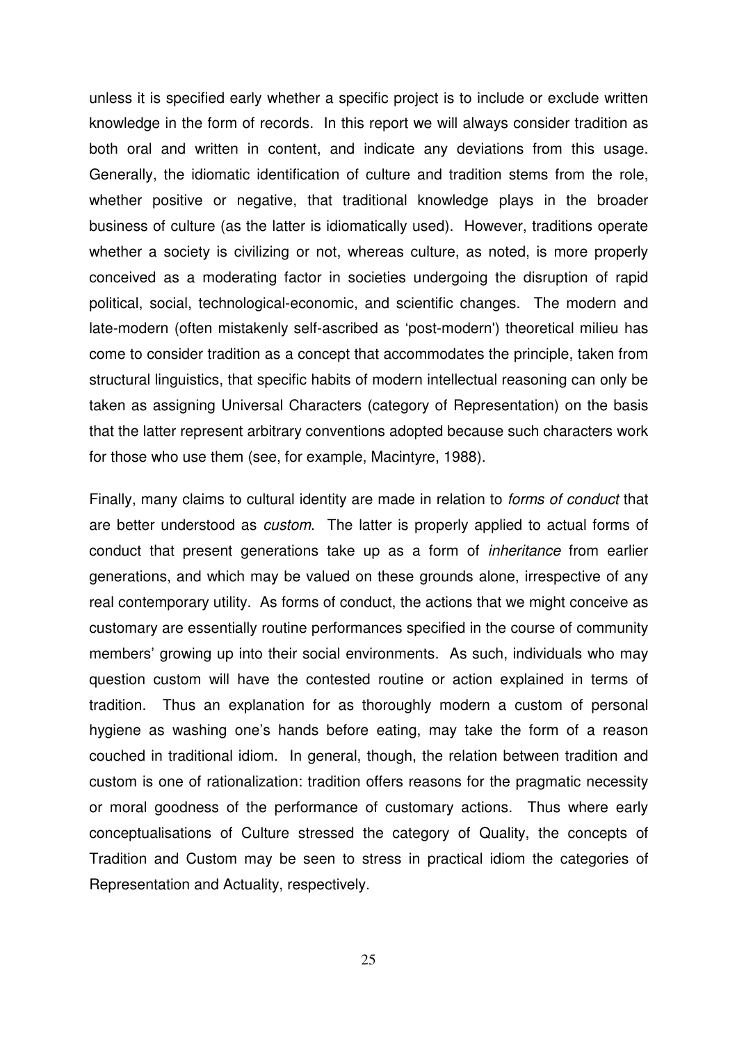unless it is specified early whether a specific project is to include or exclude written knowledge in the form of records. In this report we will always consider tradition as both oral and written in content, and indicate any deviations from this usage. Generally, the idiomatic identification of culture and tradition stems from the role, whether positive or negative, that traditional knowledge plays in the broader business of culture (as the latter is idiomatically used). However, traditions operate whether a society is civilizing or not, whereas culture, as noted, is more properly conceived as a moderating factor in societies undergoing the disruption of rapid political, social, technological-economic, and scientific changes. The modern and late-modern (often mistakenly self-ascribed as 'post-modern') theoretical milieu has come to consider tradition as a concept that accommodates the principle, taken from structural linguistics, that specific habits of modern intellectual reasoning can only be taken as assigning Universal Characters (category of Representation) on the basis that the latter represent arbitrary conventions adopted because such characters work for those who use them (see, for example, Macintyre, 1988).

Finally, many claims to cultural identity are made in relation to *forms of conduct* that are better understood as *custom*. The latter is properly applied to actual forms of conduct that present generations take up as a form of *inheritance* from earlier generations, and which may be valued on these grounds alone, irrespective of any real contemporary utility. As forms of conduct, the actions that we might conceive as customary are essentially routine performances specified in the course of community members' growing up into their social environments. As such, individuals who may question custom will have the contested routine or action explained in terms of tradition. Thus an explanation for as thoroughly modern a custom of personal hygiene as washing one's hands before eating, may take the form of a reason couched in traditional idiom. In general, though, the relation between tradition and custom is one of rationalization: tradition offers reasons for the pragmatic necessity or moral goodness of the performance of customary actions. Thus where early conceptualisations of Culture stressed the category of Quality, the concepts of Tradition and Custom may be seen to stress in practical idiom the categories of Representation and Actuality, respectively.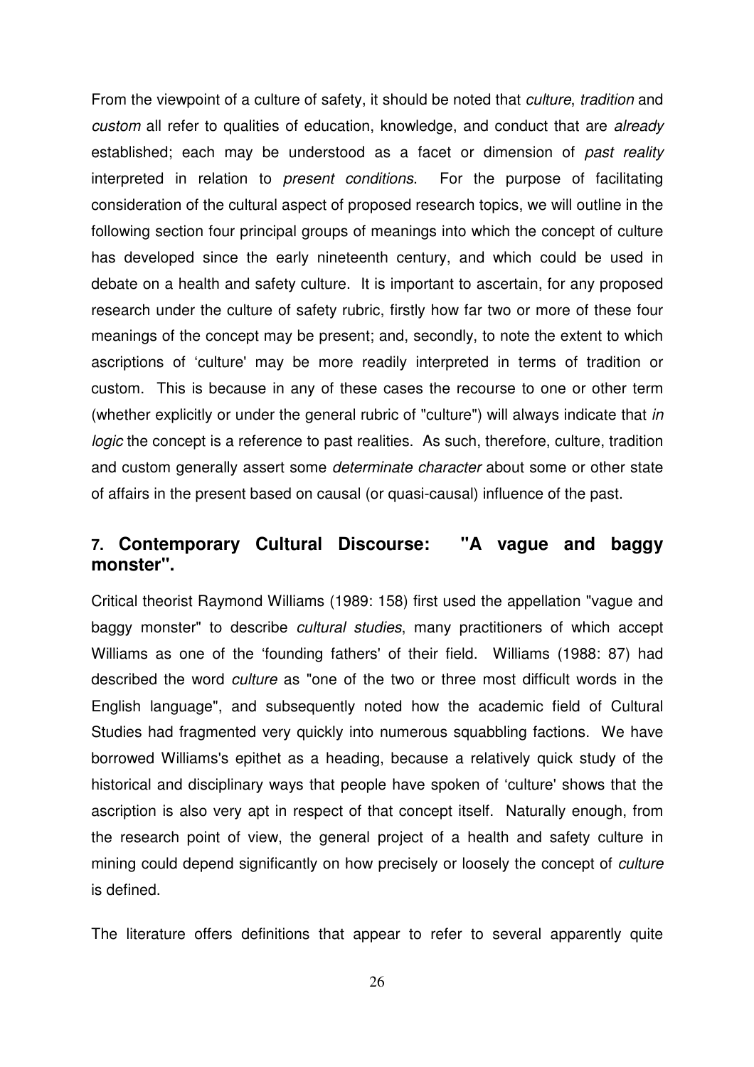From the viewpoint of a culture of safety, it should be noted that *culture*, *tradition* and *custom* all refer to qualities of education, knowledge, and conduct that are *already* established; each may be understood as a facet or dimension of *past reality* interpreted in relation to *present conditions*. For the purpose of facilitating consideration of the cultural aspect of proposed research topics, we will outline in the following section four principal groups of meanings into which the concept of culture has developed since the early nineteenth century, and which could be used in debate on a health and safety culture. It is important to ascertain, for any proposed research under the culture of safety rubric, firstly how far two or more of these four meanings of the concept may be present; and, secondly, to note the extent to which ascriptions of 'culture' may be more readily interpreted in terms of tradition or custom. This is because in any of these cases the recourse to one or other term (whether explicitly or under the general rubric of "culture") will always indicate that *in logic* the concept is a reference to past realities. As such, therefore, culture, tradition and custom generally assert some *determinate character* about some or other state of affairs in the present based on causal (or quasi-causal) influence of the past.

## 7. Contemporary Cultural Discourse: "A vague and baggy monster".

Critical theorist Raymond Williams (1989: 158) first used the appellation "vague and baggy monster" to describe *cultural studies*, many practitioners of which accept Williams as one of the 'founding fathers' of their field. Williams (1988: 87) had described the word *culture* as "one of the two or three most difficult words in the English language", and subsequently noted how the academic field of Cultural Studies had fragmented very quickly into numerous squabbling factions. We have borrowed Williams's epithet as a heading, because a relatively quick study of the historical and disciplinary ways that people have spoken of 'culture' shows that the ascription is also very apt in respect of that concept itself. Naturally enough, from the research point of view, the general project of a health and safety culture in mining could depend significantly on how precisely or loosely the concept of *culture* is defined.

The literature offers definitions that appear to refer to several apparently quite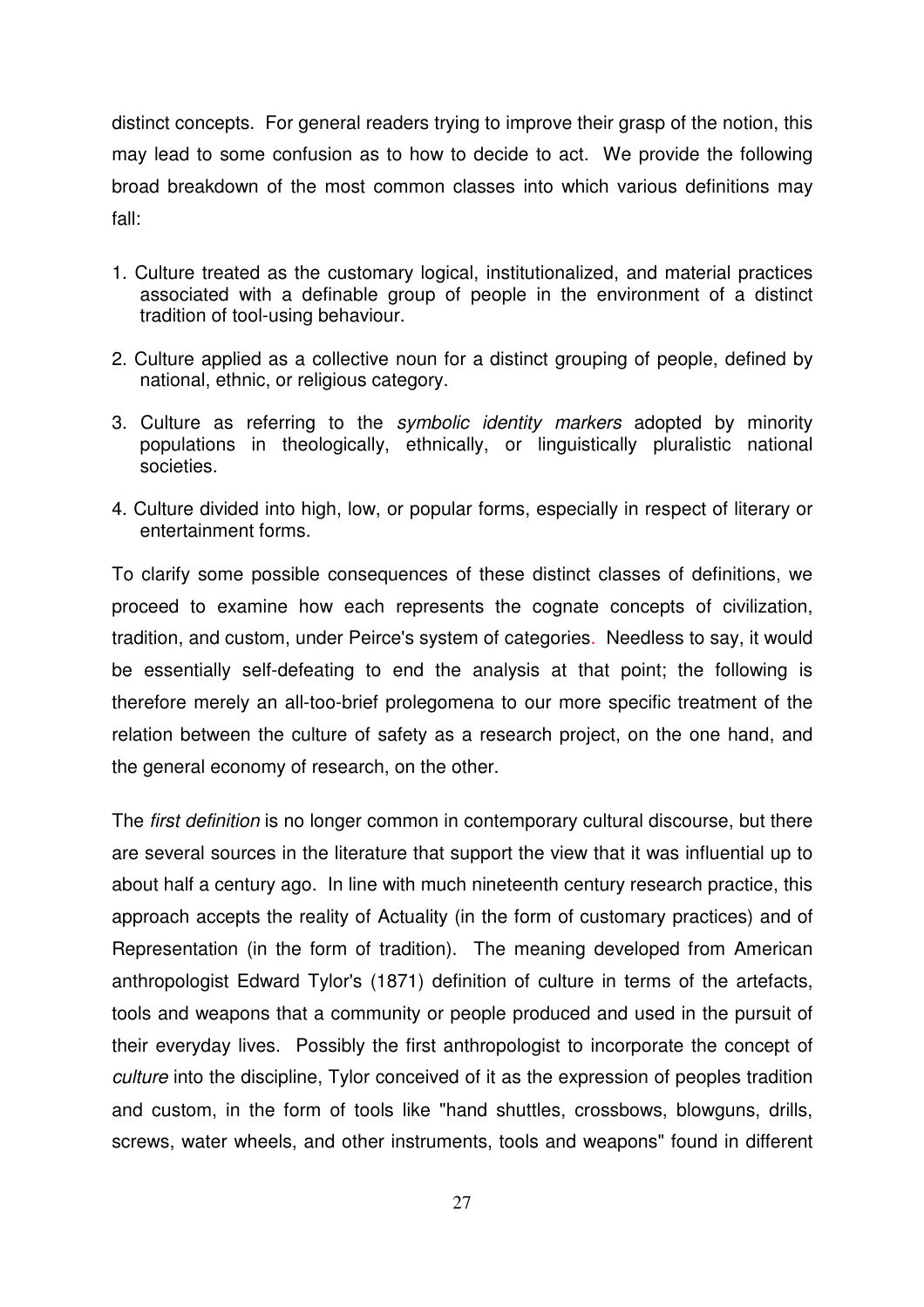distinct concepts. For general readers trying to improve their grasp of the notion, this may lead to some confusion as to how to decide to act. We provide the following broad breakdown of the most common classes into which various definitions may fall:

1. Culture treated as the customary logical, institutionalized, and material practices associated with a definable group of people in the environment of a distinct tradition of tool-using behaviour.
2. Culture applied as a collective noun for a distinct grouping of people, defined by national, ethnic, or religious category.
3. Culture as referring to the *symbolic identity markers* adopted by minority populations in theologically, ethnically, or linguistically pluralistic national societies.
4. Culture divided into high, low, or popular forms, especially in respect of literary or entertainment forms.

To clarify some possible consequences of these distinct classes of definitions, we proceed to examine how each represents the cognate concepts of civilization, tradition, and custom, under Peirce's system of categories. Needless to say, it would be essentially self-defeating to end the analysis at that point; the following is therefore merely an all-too-brief prolegomena to our more specific treatment of the relation between the culture of safety as a research project, on the one hand, and the general economy of research, on the other.

The *first definition* is no longer common in contemporary cultural discourse, but there are several sources in the literature that support the view that it was influential up to about half a century ago. In line with much nineteenth century research practice, this approach accepts the reality of Actuality (in the form of customary practices) and of Representation (in the form of tradition). The meaning developed from American anthropologist Edward Tylor's (1871) definition of culture in terms of the artefacts, tools and weapons that a community or people produced and used in the pursuit of their everyday lives. Possibly the first anthropologist to incorporate the concept of *culture* into the discipline, Tylor conceived of it as the expression of peoples tradition and custom, in the form of tools like "hand shuttles, crossbows, blowguns, drills, screws, water wheels, and other instruments, tools and weapons" found in different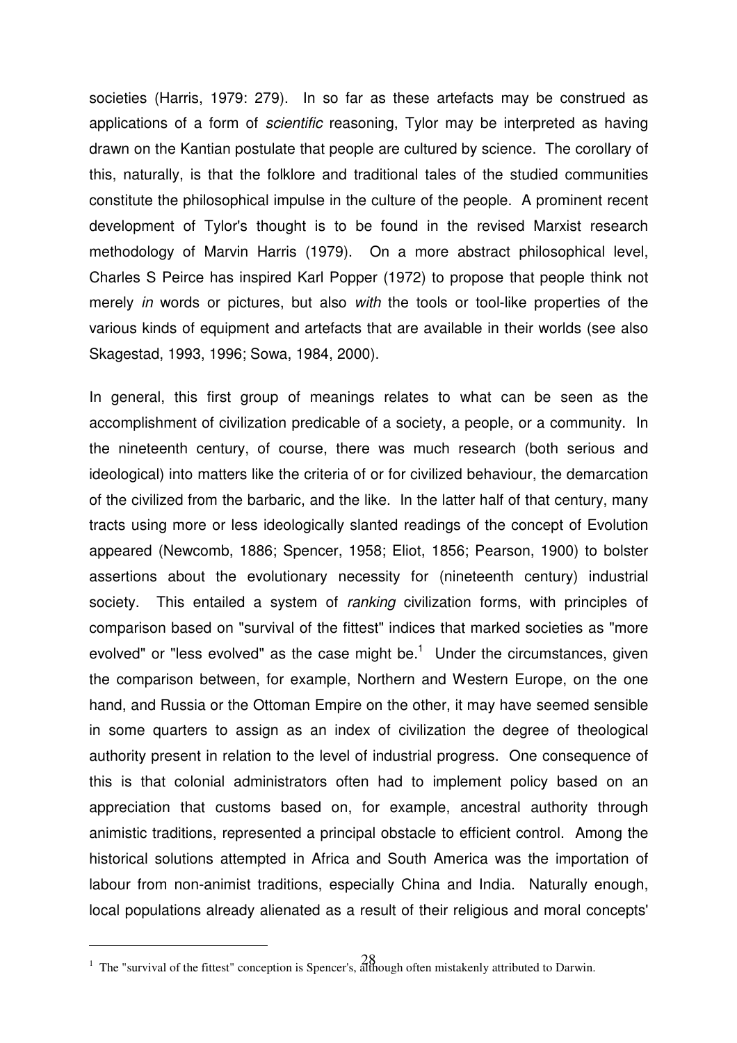societies (Harris, 1979: 279). In so far as these artefacts may be construed as applications of a form of *scientific* reasoning, Tylor may be interpreted as having drawn on the Kantian postulate that people are cultured by science. The corollary of this, naturally, is that the folklore and traditional tales of the studied communities constitute the philosophical impulse in the culture of the people. A prominent recent development of Tylor's thought is to be found in the revised Marxist research methodology of Marvin Harris (1979). On a more abstract philosophical level, Charles S Peirce has inspired Karl Popper (1972) to propose that people think not merely *in* words or pictures, but also *with* the tools or tool-like properties of the various kinds of equipment and artefacts that are available in their worlds (see also Skagestad, 1993, 1996; Sowa, 1984, 2000).

In general, this first group of meanings relates to what can be seen as the accomplishment of civilization predicable of a society, a people, or a community. In the nineteenth century, of course, there was much research (both serious and ideological) into matters like the criteria of or for civilized behaviour, the demarcation of the civilized from the barbaric, and the like. In the latter half of that century, many tracts using more or less ideologically slanted readings of the concept of Evolution appeared (Newcomb, 1886; Spencer, 1958; Eliot, 1856; Pearson, 1900) to bolster assertions about the evolutionary necessity for (nineteenth century) industrial society. This entailed a system of *ranking* civilization forms, with principles of comparison based on "survival of the fittest" indices that marked societies as "more evolved" or "less evolved" as the case might be.[1] Under the circumstances, given the comparison between, for example, Northern and Western Europe, on the one hand, and Russia or the Ottoman Empire on the other, it may have seemed sensible in some quarters to assign as an index of civilization the degree of theological authority present in relation to the level of industrial progress. One consequence of this is that colonial administrators often had to implement policy based on an appreciation that customs based on, for example, ancestral authority through animistic traditions, represented a principal obstacle to efficient control. Among the historical solutions attempted in Africa and South America was the importation of labour from non-animist traditions, especially China and India. Naturally enough, local populations already alienated as a result of their religious and moral concepts'

[1] The "survival of the fittest" conception is Spencer's, although often mistakenly attributed to Darwin.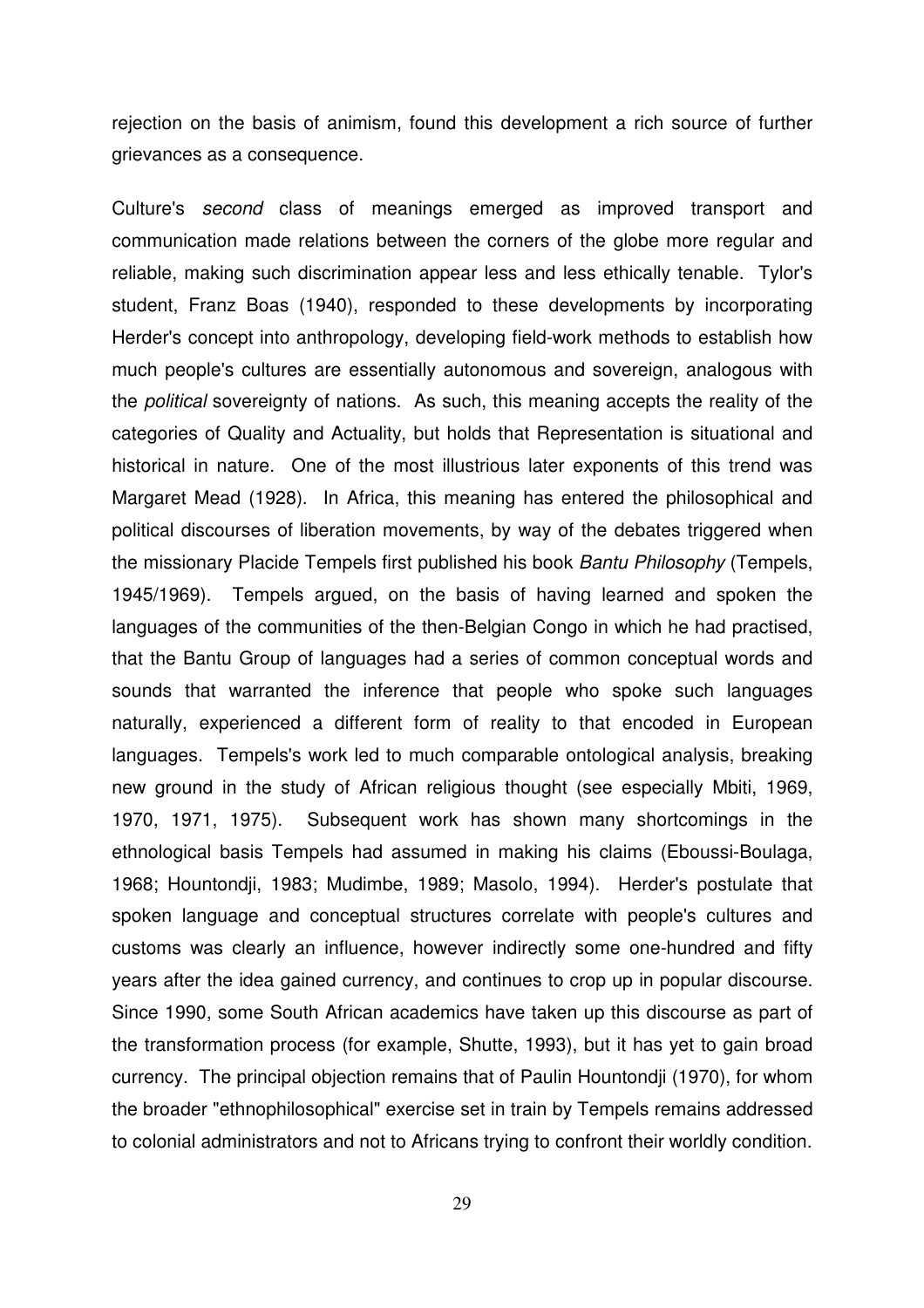rejection on the basis of animism, found this development a rich source of further grievances as a consequence.

Culture's *second* class of meanings emerged as improved transport and communication made relations between the corners of the globe more regular and reliable, making such discrimination appear less and less ethically tenable. Tylor's student, Franz Boas (1940), responded to these developments by incorporating Herder's concept into anthropology, developing field-work methods to establish how much people's cultures are essentially autonomous and sovereign, analogous with the *political* sovereignty of nations. As such, this meaning accepts the reality of the categories of Quality and Actuality, but holds that Representation is situational and historical in nature. One of the most illustrious later exponents of this trend was Margaret Mead (1928). In Africa, this meaning has entered the philosophical and political discourses of liberation movements, by way of the debates triggered when the missionary Placide Tempels first published his book *Bantu Philosophy* (Tempels, 1945/1969). Tempels argued, on the basis of having learned and spoken the languages of the communities of the then-Belgian Congo in which he had practised, that the Bantu Group of languages had a series of common conceptual words and sounds that warranted the inference that people who spoke such languages naturally, experienced a different form of reality to that encoded in European languages. Tempels's work led to much comparable ontological analysis, breaking new ground in the study of African religious thought (see especially Mbiti, 1969, 1970, 1971, 1975). Subsequent work has shown many shortcomings in the ethnological basis Tempels had assumed in making his claims (Eboussi-Boulaga, 1968; Hountondji, 1983; Mudimbe, 1989; Masolo, 1994). Herder's postulate that spoken language and conceptual structures correlate with people's cultures and customs was clearly an influence, however indirectly some one-hundred and fifty years after the idea gained currency, and continues to crop up in popular discourse. Since 1990, some South African academics have taken up this discourse as part of the transformation process (for example, Shutte, 1993), but it has yet to gain broad currency. The principal objection remains that of Paulin Hountondji (1970), for whom the broader "ethnophilosophical" exercise set in train by Tempels remains addressed to colonial administrators and not to Africans trying to confront their worldly condition.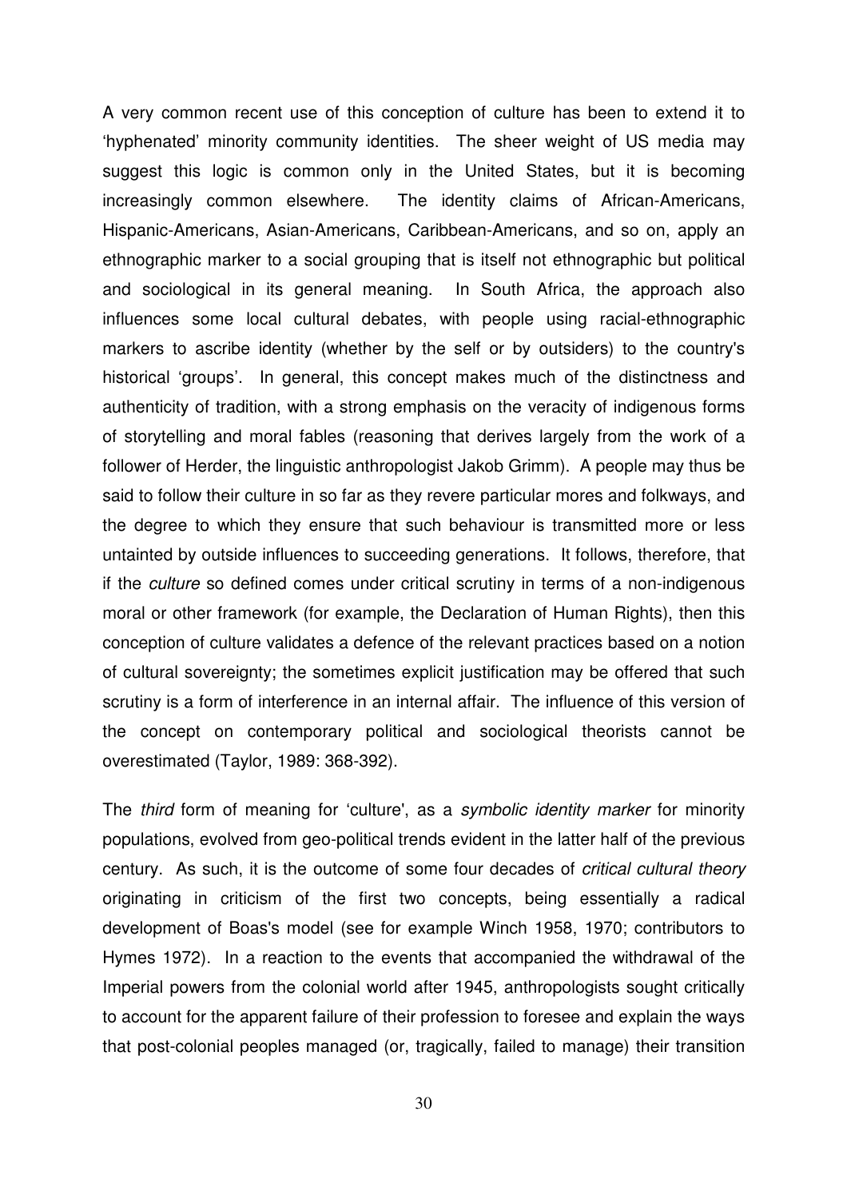A very common recent use of this conception of culture has been to extend it to 'hyphenated' minority community identities. The sheer weight of US media may suggest this logic is common only in the United States, but it is becoming increasingly common elsewhere. The identity claims of African-Americans, Hispanic-Americans, Asian-Americans, Caribbean-Americans, and so on, apply an ethnographic marker to a social grouping that is itself not ethnographic but political and sociological in its general meaning. In South Africa, the approach also influences some local cultural debates, with people using racial-ethnographic markers to ascribe identity (whether by the self or by outsiders) to the country's historical 'groups'. In general, this concept makes much of the distinctness and authenticity of tradition, with a strong emphasis on the veracity of indigenous forms of storytelling and moral fables (reasoning that derives largely from the work of a follower of Herder, the linguistic anthropologist Jakob Grimm). A people may thus be said to follow their culture in so far as they revere particular mores and folkways, and the degree to which they ensure that such behaviour is transmitted more or less untainted by outside influences to succeeding generations. It follows, therefore, that if the *culture* so defined comes under critical scrutiny in terms of a non-indigenous moral or other framework (for example, the Declaration of Human Rights), then this conception of culture validates a defence of the relevant practices based on a notion of cultural sovereignty; the sometimes explicit justification may be offered that such scrutiny is a form of interference in an internal affair. The influence of this version of the concept on contemporary political and sociological theorists cannot be overestimated (Taylor, 1989: 368-392).

The *third* form of meaning for 'culture', as a *symbolic identity marker* for minority populations, evolved from geo-political trends evident in the latter half of the previous century. As such, it is the outcome of some four decades of *critical cultural theory* originating in criticism of the first two concepts, being essentially a radical development of Boas's model (see for example Winch 1958, 1970; contributors to Hymes 1972). In a reaction to the events that accompanied the withdrawal of the Imperial powers from the colonial world after 1945, anthropologists sought critically to account for the apparent failure of their profession to foresee and explain the ways that post-colonial peoples managed (or, tragically, failed to manage) their transition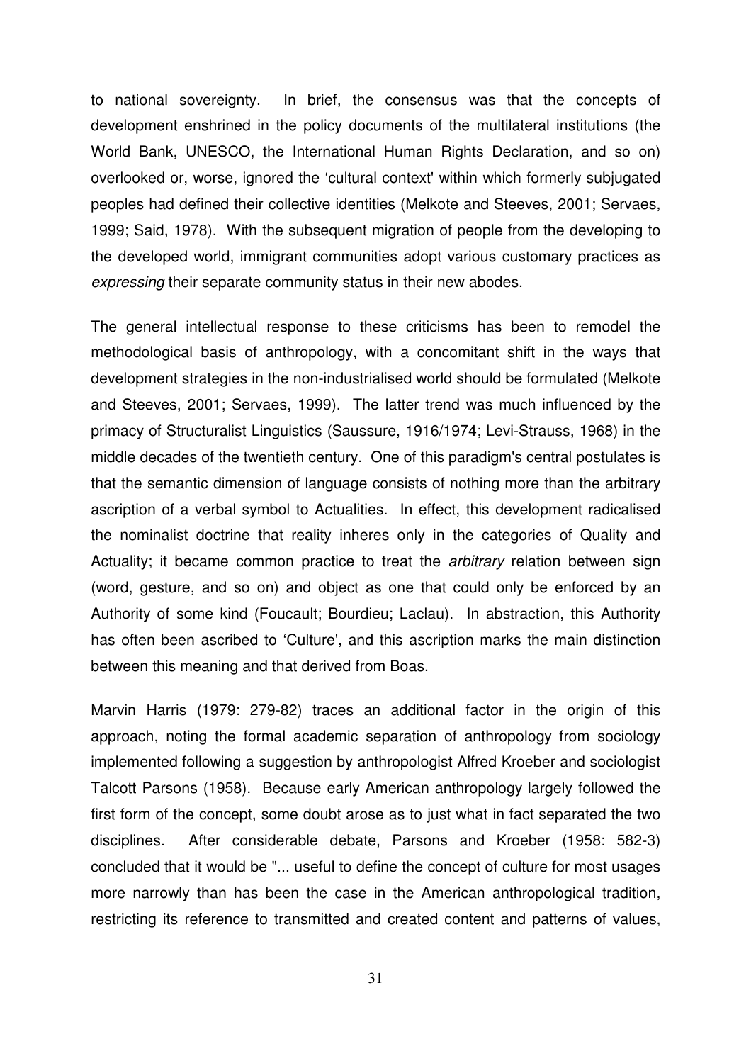to national sovereignty. In brief, the consensus was that the concepts of development enshrined in the policy documents of the multilateral institutions (the World Bank, UNESCO, the International Human Rights Declaration, and so on) overlooked or, worse, ignored the 'cultural context' within which formerly subjugated peoples had defined their collective identities (Melkote and Steeves, 2001; Servaes, 1999; Said, 1978). With the subsequent migration of people from the developing to the developed world, immigrant communities adopt various customary practices as *expressing* their separate community status in their new abodes.

The general intellectual response to these criticisms has been to remodel the methodological basis of anthropology, with a concomitant shift in the ways that development strategies in the non-industrialised world should be formulated (Melkote and Steeves, 2001; Servaes, 1999). The latter trend was much influenced by the primacy of Structuralist Linguistics (Saussure, 1916/1974; Levi-Strauss, 1968) in the middle decades of the twentieth century. One of this paradigm's central postulates is that the semantic dimension of language consists of nothing more than the arbitrary ascription of a verbal symbol to Actualities. In effect, this development radicalised the nominalist doctrine that reality inheres only in the categories of Quality and Actuality; it became common practice to treat the *arbitrary* relation between sign (word, gesture, and so on) and object as one that could only be enforced by an Authority of some kind (Foucault; Bourdieu; Laclau). In abstraction, this Authority has often been ascribed to 'Culture', and this ascription marks the main distinction between this meaning and that derived from Boas.

Marvin Harris (1979: 279-82) traces an additional factor in the origin of this approach, noting the formal academic separation of anthropology from sociology implemented following a suggestion by anthropologist Alfred Kroeber and sociologist Talcott Parsons (1958). Because early American anthropology largely followed the first form of the concept, some doubt arose as to just what in fact separated the two disciplines. After considerable debate, Parsons and Kroeber (1958: 582-3) concluded that it would be "... useful to define the concept of culture for most usages more narrowly than has been the case in the American anthropological tradition, restricting its reference to transmitted and created content and patterns of values,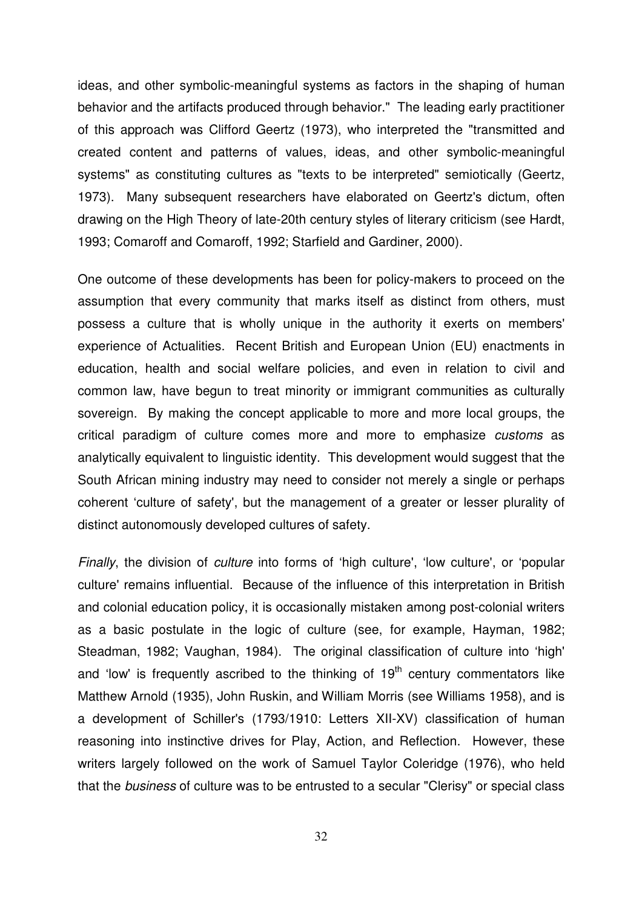ideas, and other symbolic-meaningful systems as factors in the shaping of human behavior and the artifacts produced through behavior." The leading early practitioner of this approach was Clifford Geertz (1973), who interpreted the "transmitted and created content and patterns of values, ideas, and other symbolic-meaningful systems" as constituting cultures as "texts to be interpreted" semiotically (Geertz, 1973). Many subsequent researchers have elaborated on Geertz's dictum, often drawing on the High Theory of late-20th century styles of literary criticism (see Hardt, 1993; Comaroff and Comaroff, 1992; Starfield and Gardiner, 2000).

One outcome of these developments has been for policy-makers to proceed on the assumption that every community that marks itself as distinct from others, must possess a culture that is wholly unique in the authority it exerts on members' experience of Actualities. Recent British and European Union (EU) enactments in education, health and social welfare policies, and even in relation to civil and common law, have begun to treat minority or immigrant communities as culturally sovereign. By making the concept applicable to more and more local groups, the critical paradigm of culture comes more and more to emphasize *customs* as analytically equivalent to linguistic identity. This development would suggest that the South African mining industry may need to consider not merely a single or perhaps coherent 'culture of safety', but the management of a greater or lesser plurality of distinct autonomously developed cultures of safety.

*Finally*, the division of *culture* into forms of 'high culture', 'low culture', or 'popular culture' remains influential. Because of the influence of this interpretation in British and colonial education policy, it is occasionally mistaken among post-colonial writers as a basic postulate in the logic of culture (see, for example, Hayman, 1982; Steadman, 1982; Vaughan, 1984). The original classification of culture into 'high' and 'low' is frequently ascribed to the thinking of 19th century commentators like Matthew Arnold (1935), John Ruskin, and William Morris (see Williams 1958), and is a development of Schiller's (1793/1910: Letters XII-XV) classification of human reasoning into instinctive drives for Play, Action, and Reflection. However, these writers largely followed on the work of Samuel Taylor Coleridge (1976), who held that the *business* of culture was to be entrusted to a secular "Clerisy" or special class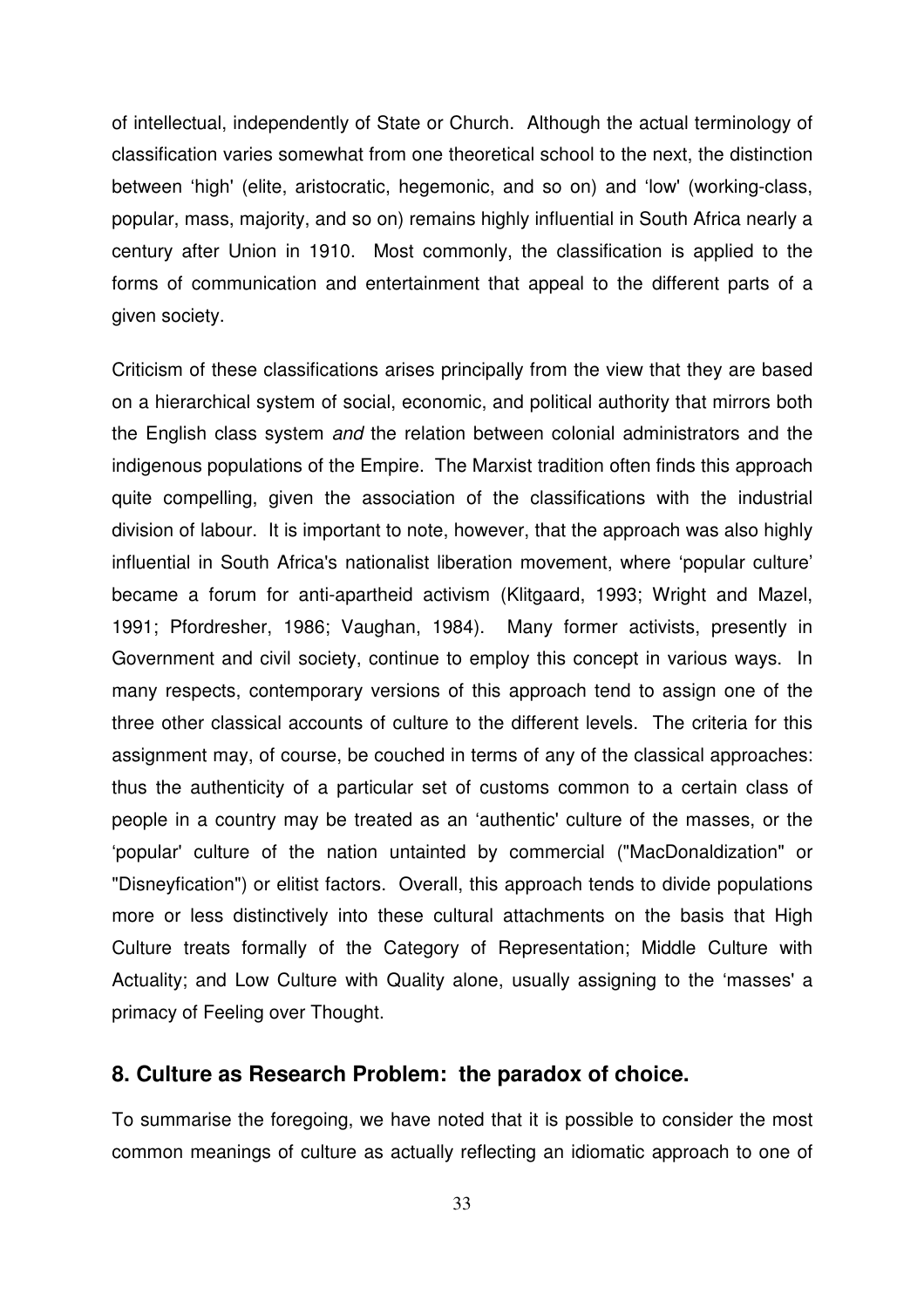of intellectual, independently of State or Church. Although the actual terminology of classification varies somewhat from one theoretical school to the next, the distinction between 'high' (elite, aristocratic, hegemonic, and so on) and 'low' (working-class, popular, mass, majority, and so on) remains highly influential in South Africa nearly a century after Union in 1910. Most commonly, the classification is applied to the forms of communication and entertainment that appeal to the different parts of a given society.

Criticism of these classifications arises principally from the view that they are based on a hierarchical system of social, economic, and political authority that mirrors both the English class system *and* the relation between colonial administrators and the indigenous populations of the Empire. The Marxist tradition often finds this approach quite compelling, given the association of the classifications with the industrial division of labour. It is important to note, however, that the approach was also highly influential in South Africa's nationalist liberation movement, where 'popular culture' became a forum for anti-apartheid activism (Klitgaard, 1993; Wright and Mazel, 1991; Pfordresher, 1986; Vaughan, 1984). Many former activists, presently in Government and civil society, continue to employ this concept in various ways. In many respects, contemporary versions of this approach tend to assign one of the three other classical accounts of culture to the different levels. The criteria for this assignment may, of course, be couched in terms of any of the classical approaches: thus the authenticity of a particular set of customs common to a certain class of people in a country may be treated as an 'authentic' culture of the masses, or the 'popular' culture of the nation untainted by commercial ("MacDonaldization" or "Disneyfication") or elitist factors. Overall, this approach tends to divide populations more or less distinctively into these cultural attachments on the basis that High Culture treats formally of the Category of Representation; Middle Culture with Actuality; and Low Culture with Quality alone, usually assigning to the 'masses' a primacy of Feeling over Thought.

## 8. Culture as Research Problem: the paradox of choice.

To summarise the foregoing, we have noted that it is possible to consider the most common meanings of culture as actually reflecting an idiomatic approach to one of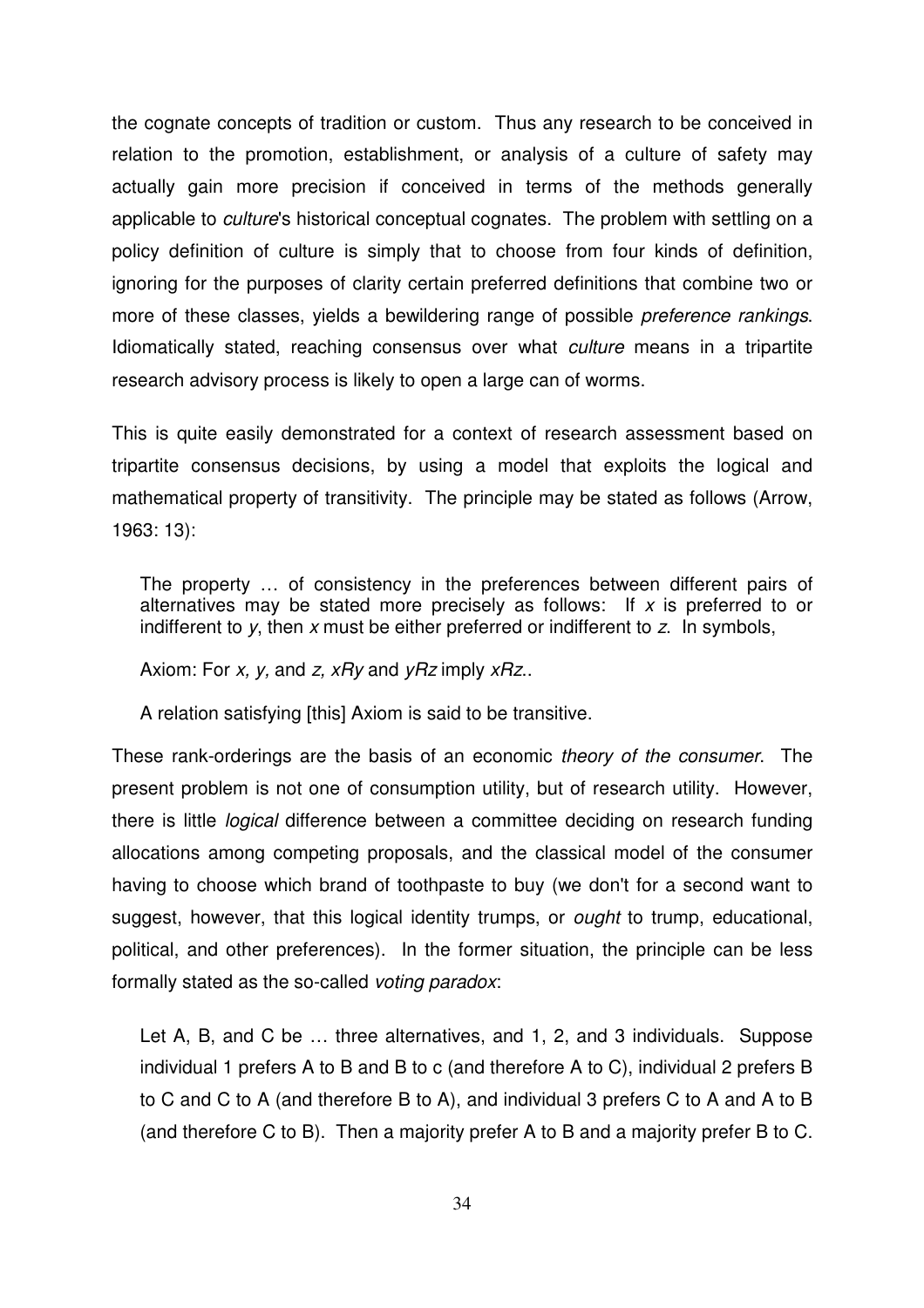the cognate concepts of tradition or custom. Thus any research to be conceived in relation to the promotion, establishment, or analysis of a culture of safety may actually gain more precision if conceived in terms of the methods generally applicable to *culture*'s historical conceptual cognates. The problem with settling on a policy definition of culture is simply that to choose from four kinds of definition, ignoring for the purposes of clarity certain preferred definitions that combine two or more of these classes, yields a bewildering range of possible *preference rankings*. Idiomatically stated, reaching consensus over what *culture* means in a tripartite research advisory process is likely to open a large can of worms.

This is quite easily demonstrated for a context of research assessment based on tripartite consensus decisions, by using a model that exploits the logical and mathematical property of transitivity. The principle may be stated as follows (Arrow, 1963: 13):

> The property … of consistency in the preferences between different pairs of alternatives may be stated more precisely as follows: If *x* is preferred to or indifferent to *y*, then *x* must be either preferred or indifferent to *z*. In symbols,
>
> Axiom: For *x, y,* and *z, xRy* and *yRz* imply *xRz*..
>
> A relation satisfying [this] Axiom is said to be transitive.

These rank-orderings are the basis of an economic *theory of the consumer*. The present problem is not one of consumption utility, but of research utility. However, there is little *logical* difference between a committee deciding on research funding allocations among competing proposals, and the classical model of the consumer having to choose which brand of toothpaste to buy (we don't for a second want to suggest, however, that this logical identity trumps, or *ought* to trump, educational, political, and other preferences). In the former situation, the principle can be less formally stated as the so-called *voting paradox*:

> Let A, B, and C be … three alternatives, and 1, 2, and 3 individuals. Suppose individual 1 prefers A to B and B to c (and therefore A to C), individual 2 prefers B to C and C to A (and therefore B to A), and individual 3 prefers C to A and A to B (and therefore C to B). Then a majority prefer A to B and a majority prefer B to C.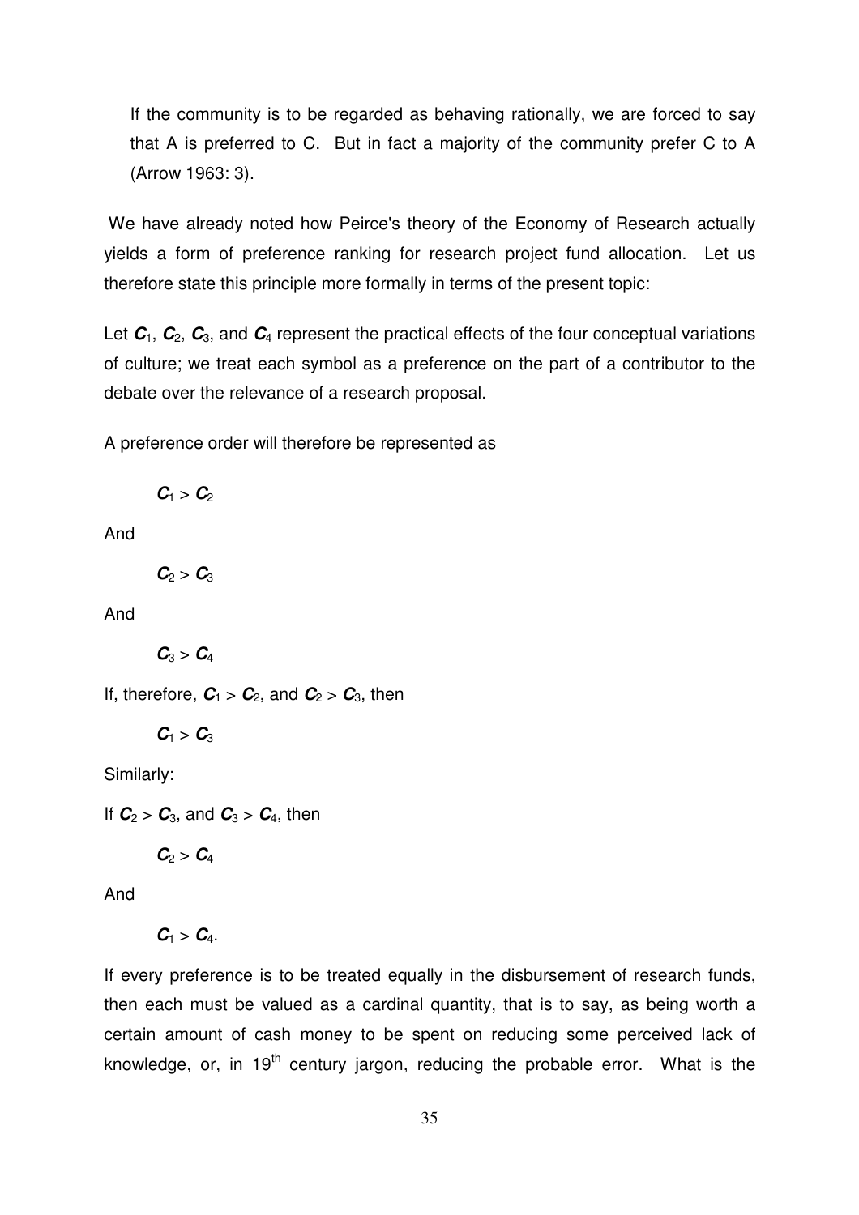> If the community is to be regarded as behaving rationally, we are forced to say that A is preferred to C. But in fact a majority of the community prefer C to A (Arrow 1963: 3).

We have already noted how Peirce's theory of the Economy of Research actually yields a form of preference ranking for research project fund allocation. Let us therefore state this principle more formally in terms of the present topic:

Let $\boldsymbol{C}_1$, $\boldsymbol{C}_2$, $\boldsymbol{C}_3$, and $\boldsymbol{C}_4$ represent the practical effects of the four conceptual variations of culture; we treat each symbol as a preference on the part of a contributor to the debate over the relevance of a research proposal.

A preference order will therefore be represented as

$$\boldsymbol{C}_1 > \boldsymbol{C}_2$$

And

$$\boldsymbol{C}_2 > \boldsymbol{C}_3$$

And

$$\boldsymbol{C}_3 > \boldsymbol{C}_4$$

If, therefore, $\boldsymbol{C}_1 > \boldsymbol{C}_2$, and $\boldsymbol{C}_2 > \boldsymbol{C}_3$, then

$$\boldsymbol{C}_1 > \boldsymbol{C}_3$$

Similarly:

If $\boldsymbol{C}_2 > \boldsymbol{C}_3$, and $\boldsymbol{C}_3 > \boldsymbol{C}_4$, then

$$\boldsymbol{C}_2 > \boldsymbol{C}_4$$

And

$$\boldsymbol{C}_1 > \boldsymbol{C}_4.$$

If every preference is to be treated equally in the disbursement of research funds, then each must be valued as a cardinal quantity, that is to say, as being worth a certain amount of cash money to be spent on reducing some perceived lack of knowledge, or, in 19th century jargon, reducing the probable error. What is the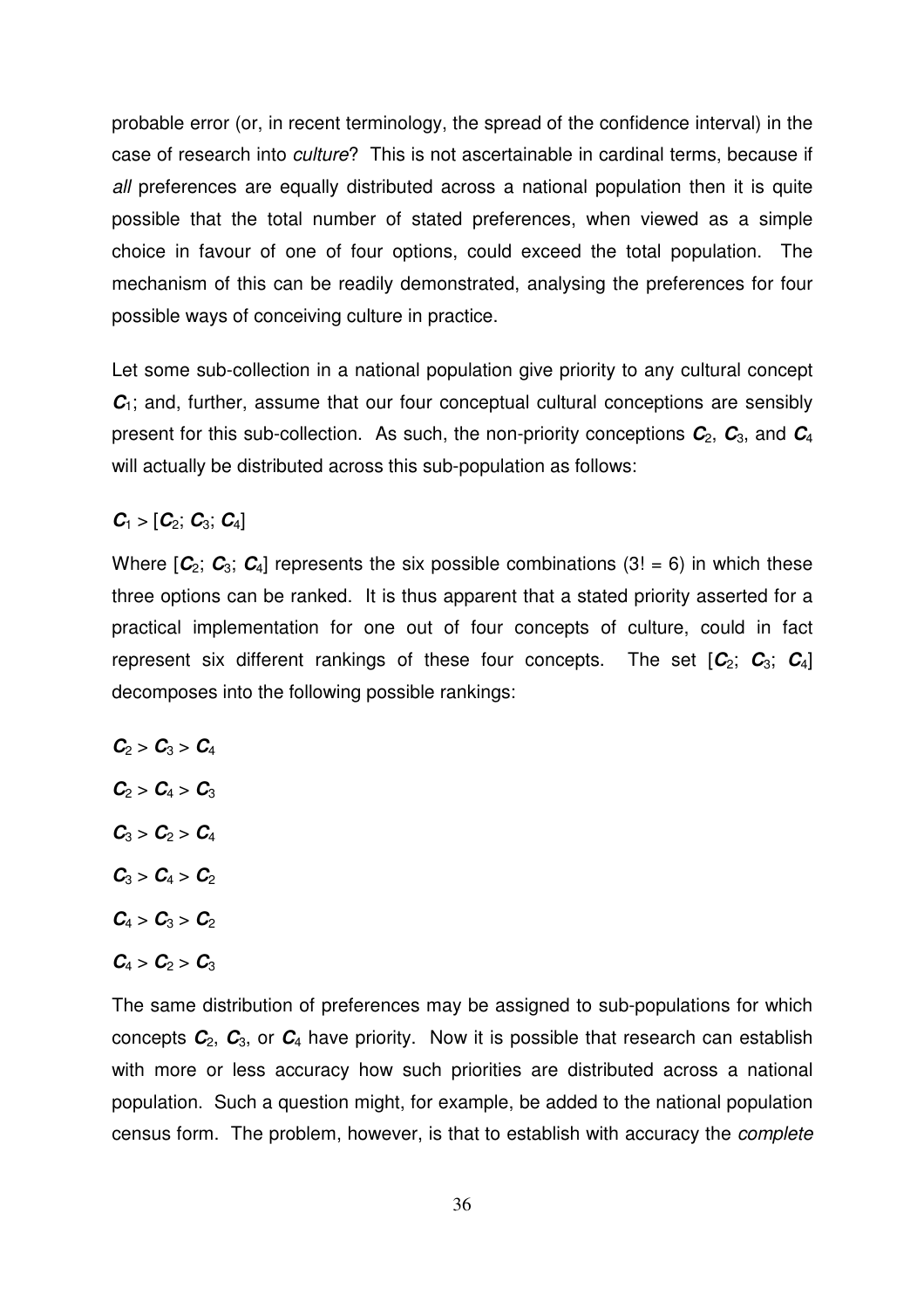probable error (or, in recent terminology, the spread of the confidence interval) in the case of research into *culture*? This is not ascertainable in cardinal terms, because if *all* preferences are equally distributed across a national population then it is quite possible that the total number of stated preferences, when viewed as a simple choice in favour of one of four options, could exceed the total population. The mechanism of this can be readily demonstrated, analysing the preferences for four possible ways of conceiving culture in practice.

Let some sub-collection in a national population give priority to any cultural concept $\boldsymbol{C}_1$; and, further, assume that our four conceptual cultural conceptions are sensibly present for this sub-collection. As such, the non-priority conceptions $\boldsymbol{C}_2$, $\boldsymbol{C}_3$, and $\boldsymbol{C}_4$ will actually be distributed across this sub-population as follows:

$$\boldsymbol{C}_1 > [\boldsymbol{C}_2; \boldsymbol{C}_3; \boldsymbol{C}_4]$$

Where $[\boldsymbol{C}_2; \boldsymbol{C}_3; \boldsymbol{C}_4]$ represents the six possible combinations ($3! = 6$) in which these three options can be ranked. It is thus apparent that a stated priority asserted for a practical implementation for one out of four concepts of culture, could in fact represent six different rankings of these four concepts. The set $[\boldsymbol{C}_2; \boldsymbol{C}_3; \boldsymbol{C}_4]$ decomposes into the following possible rankings:

$\boldsymbol{C}_2 > \boldsymbol{C}_3 > \boldsymbol{C}_4$

$\boldsymbol{C}_2 > \boldsymbol{C}_4 > \boldsymbol{C}_3$

$\boldsymbol{C}_3 > \boldsymbol{C}_2 > \boldsymbol{C}_4$

$\boldsymbol{C}_3 > \boldsymbol{C}_4 > \boldsymbol{C}_2$

$\boldsymbol{C}_4 > \boldsymbol{C}_3 > \boldsymbol{C}_2$

$\boldsymbol{C}_4 > \boldsymbol{C}_2 > \boldsymbol{C}_3$

The same distribution of preferences may be assigned to sub-populations for which concepts $\boldsymbol{C}_2$, $\boldsymbol{C}_3$, or $\boldsymbol{C}_4$ have priority. Now it is possible that research can establish with more or less accuracy how such priorities are distributed across a national population. Such a question might, for example, be added to the national population census form. The problem, however, is that to establish with accuracy the *complete*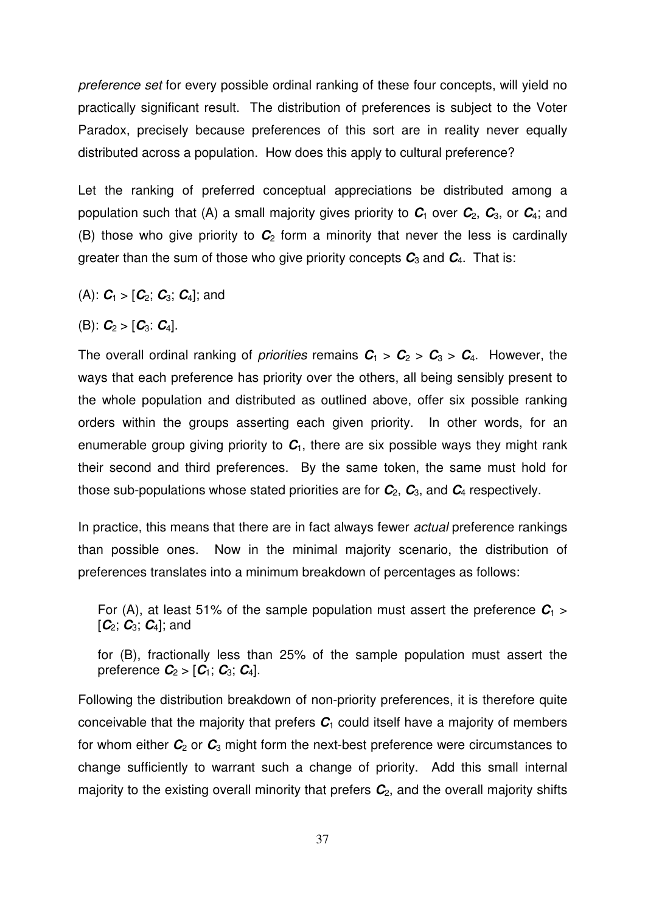*preference set* for every possible ordinal ranking of these four concepts, will yield no practically significant result. The distribution of preferences is subject to the Voter Paradox, precisely because preferences of this sort are in reality never equally distributed across a population. How does this apply to cultural preference?

Let the ranking of preferred conceptual appreciations be distributed among a population such that (A) a small majority gives priority to $\boldsymbol{C}_1$ over $\boldsymbol{C}_2$, $\boldsymbol{C}_3$, or $\boldsymbol{C}_4$; and (B) those who give priority to $\boldsymbol{C}_2$ form a minority that never the less is cardinally greater than the sum of those who give priority concepts $\boldsymbol{C}_3$ and $\boldsymbol{C}_4$. That is:

(A): $\boldsymbol{C}_1 > [\boldsymbol{C}_2; \boldsymbol{C}_3; \boldsymbol{C}_4]$; and

(B): $\boldsymbol{C}_2 > [\boldsymbol{C}_3: \boldsymbol{C}_4]$.

The overall ordinal ranking of *priorities* remains $\boldsymbol{C}_1 > \boldsymbol{C}_2 > \boldsymbol{C}_3 > \boldsymbol{C}_4$. However, the ways that each preference has priority over the others, all being sensibly present to the whole population and distributed as outlined above, offer six possible ranking orders within the groups asserting each given priority. In other words, for an enumerable group giving priority to $\boldsymbol{C}_1$, there are six possible ways they might rank their second and third preferences. By the same token, the same must hold for those sub-populations whose stated priorities are for $\boldsymbol{C}_2$, $\boldsymbol{C}_3$, and $\boldsymbol{C}_4$ respectively.

In practice, this means that there are in fact always fewer *actual* preference rankings than possible ones. Now in the minimal majority scenario, the distribution of preferences translates into a minimum breakdown of percentages as follows:

> For (A), at least 51% of the sample population must assert the preference $\boldsymbol{C}_1 > [\boldsymbol{C}_2; \boldsymbol{C}_3; \boldsymbol{C}_4]$; and
>
> for (B), fractionally less than 25% of the sample population must assert the preference $\boldsymbol{C}_2 > [\boldsymbol{C}_1; \boldsymbol{C}_3; \boldsymbol{C}_4]$.

Following the distribution breakdown of non-priority preferences, it is therefore quite conceivable that the majority that prefers $\boldsymbol{C}_1$ could itself have a majority of members for whom either $\boldsymbol{C}_2$ or $\boldsymbol{C}_3$ might form the next-best preference were circumstances to change sufficiently to warrant such a change of priority. Add this small internal majority to the existing overall minority that prefers $\boldsymbol{C}_2$, and the overall majority shifts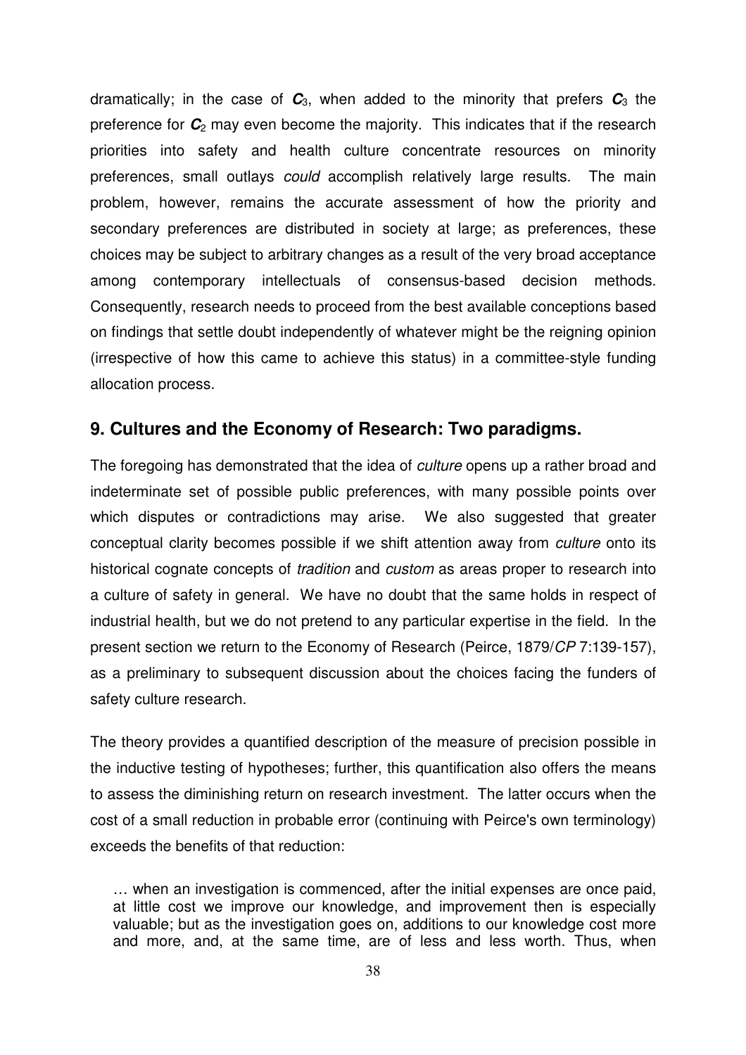dramatically; in the case of $\boldsymbol{C}_3$, when added to the minority that prefers $\boldsymbol{C}_3$ the preference for $\boldsymbol{C}_2$ may even become the majority. This indicates that if the research priorities into safety and health culture concentrate resources on minority preferences, small outlays *could* accomplish relatively large results. The main problem, however, remains the accurate assessment of how the priority and secondary preferences are distributed in society at large; as preferences, these choices may be subject to arbitrary changes as a result of the very broad acceptance among contemporary intellectuals of consensus-based decision methods. Consequently, research needs to proceed from the best available conceptions based on findings that settle doubt independently of whatever might be the reigning opinion (irrespective of how this came to achieve this status) in a committee-style funding allocation process.

## 9. Cultures and the Economy of Research: Two paradigms.

The foregoing has demonstrated that the idea of *culture* opens up a rather broad and indeterminate set of possible public preferences, with many possible points over which disputes or contradictions may arise. We also suggested that greater conceptual clarity becomes possible if we shift attention away from *culture* onto its historical cognate concepts of *tradition* and *custom* as areas proper to research into a culture of safety in general. We have no doubt that the same holds in respect of industrial health, but we do not pretend to any particular expertise in the field. In the present section we return to the Economy of Research (Peirce, 1879/*CP* 7:139-157), as a preliminary to subsequent discussion about the choices facing the funders of safety culture research.

The theory provides a quantified description of the measure of precision possible in the inductive testing of hypotheses; further, this quantification also offers the means to assess the diminishing return on research investment. The latter occurs when the cost of a small reduction in probable error (continuing with Peirce's own terminology) exceeds the benefits of that reduction:

> … when an investigation is commenced, after the initial expenses are once paid, at little cost we improve our knowledge, and improvement then is especially valuable; but as the investigation goes on, additions to our knowledge cost more and more, and, at the same time, are of less and less worth. Thus, when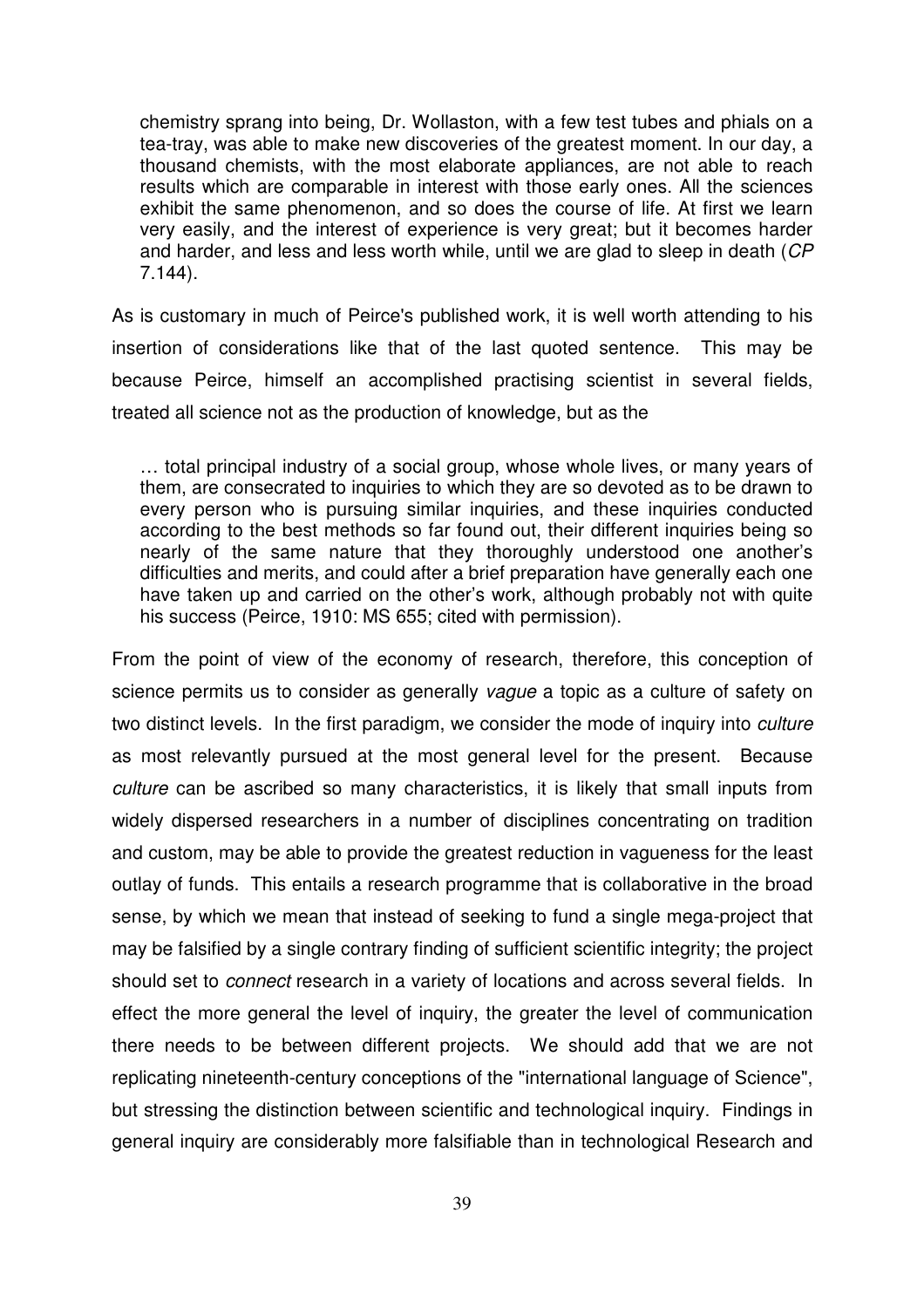> chemistry sprang into being, Dr. Wollaston, with a few test tubes and phials on a tea-tray, was able to make new discoveries of the greatest moment. In our day, a thousand chemists, with the most elaborate appliances, are not able to reach results which are comparable in interest with those early ones. All the sciences exhibit the same phenomenon, and so does the course of life. At first we learn very easily, and the interest of experience is very great; but it becomes harder and harder, and less and less worth while, until we are glad to sleep in death (*CP* 7.144).

As is customary in much of Peirce's published work, it is well worth attending to his insertion of considerations like that of the last quoted sentence. This may be because Peirce, himself an accomplished practising scientist in several fields, treated all science not as the production of knowledge, but as the

> … total principal industry of a social group, whose whole lives, or many years of them, are consecrated to inquiries to which they are so devoted as to be drawn to every person who is pursuing similar inquiries, and these inquiries conducted according to the best methods so far found out, their different inquiries being so nearly of the same nature that they thoroughly understood one another's difficulties and merits, and could after a brief preparation have generally each one have taken up and carried on the other's work, although probably not with quite his success (Peirce, 1910: MS 655; cited with permission).

From the point of view of the economy of research, therefore, this conception of science permits us to consider as generally *vague* a topic as a culture of safety on two distinct levels. In the first paradigm, we consider the mode of inquiry into *culture* as most relevantly pursued at the most general level for the present. Because *culture* can be ascribed so many characteristics, it is likely that small inputs from widely dispersed researchers in a number of disciplines concentrating on tradition and custom, may be able to provide the greatest reduction in vagueness for the least outlay of funds. This entails a research programme that is collaborative in the broad sense, by which we mean that instead of seeking to fund a single mega-project that may be falsified by a single contrary finding of sufficient scientific integrity; the project should set to *connect* research in a variety of locations and across several fields. In effect the more general the level of inquiry, the greater the level of communication there needs to be between different projects. We should add that we are not replicating nineteenth-century conceptions of the "international language of Science", but stressing the distinction between scientific and technological inquiry. Findings in general inquiry are considerably more falsifiable than in technological Research and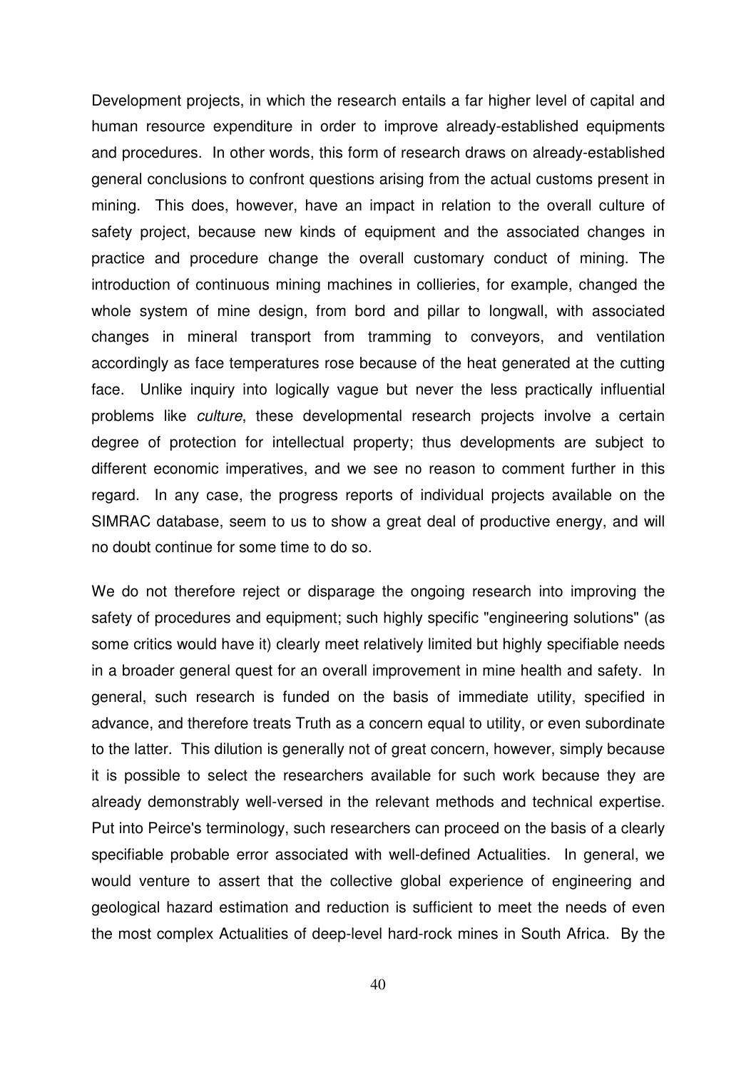Development projects, in which the research entails a far higher level of capital and human resource expenditure in order to improve already-established equipments and procedures. In other words, this form of research draws on already-established general conclusions to confront questions arising from the actual customs present in mining. This does, however, have an impact in relation to the overall culture of safety project, because new kinds of equipment and the associated changes in practice and procedure change the overall customary conduct of mining. The introduction of continuous mining machines in collieries, for example, changed the whole system of mine design, from bord and pillar to longwall, with associated changes in mineral transport from tramming to conveyors, and ventilation accordingly as face temperatures rose because of the heat generated at the cutting face. Unlike inquiry into logically vague but never the less practically influential problems like *culture*, these developmental research projects involve a certain degree of protection for intellectual property; thus developments are subject to different economic imperatives, and we see no reason to comment further in this regard. In any case, the progress reports of individual projects available on the SIMRAC database, seem to us to show a great deal of productive energy, and will no doubt continue for some time to do so.

We do not therefore reject or disparage the ongoing research into improving the safety of procedures and equipment; such highly specific "engineering solutions" (as some critics would have it) clearly meet relatively limited but highly specifiable needs in a broader general quest for an overall improvement in mine health and safety. In general, such research is funded on the basis of immediate utility, specified in advance, and therefore treats Truth as a concern equal to utility, or even subordinate to the latter. This dilution is generally not of great concern, however, simply because it is possible to select the researchers available for such work because they are already demonstrably well-versed in the relevant methods and technical expertise. Put into Peirce's terminology, such researchers can proceed on the basis of a clearly specifiable probable error associated with well-defined Actualities. In general, we would venture to assert that the collective global experience of engineering and geological hazard estimation and reduction is sufficient to meet the needs of even the most complex Actualities of deep-level hard-rock mines in South Africa. By the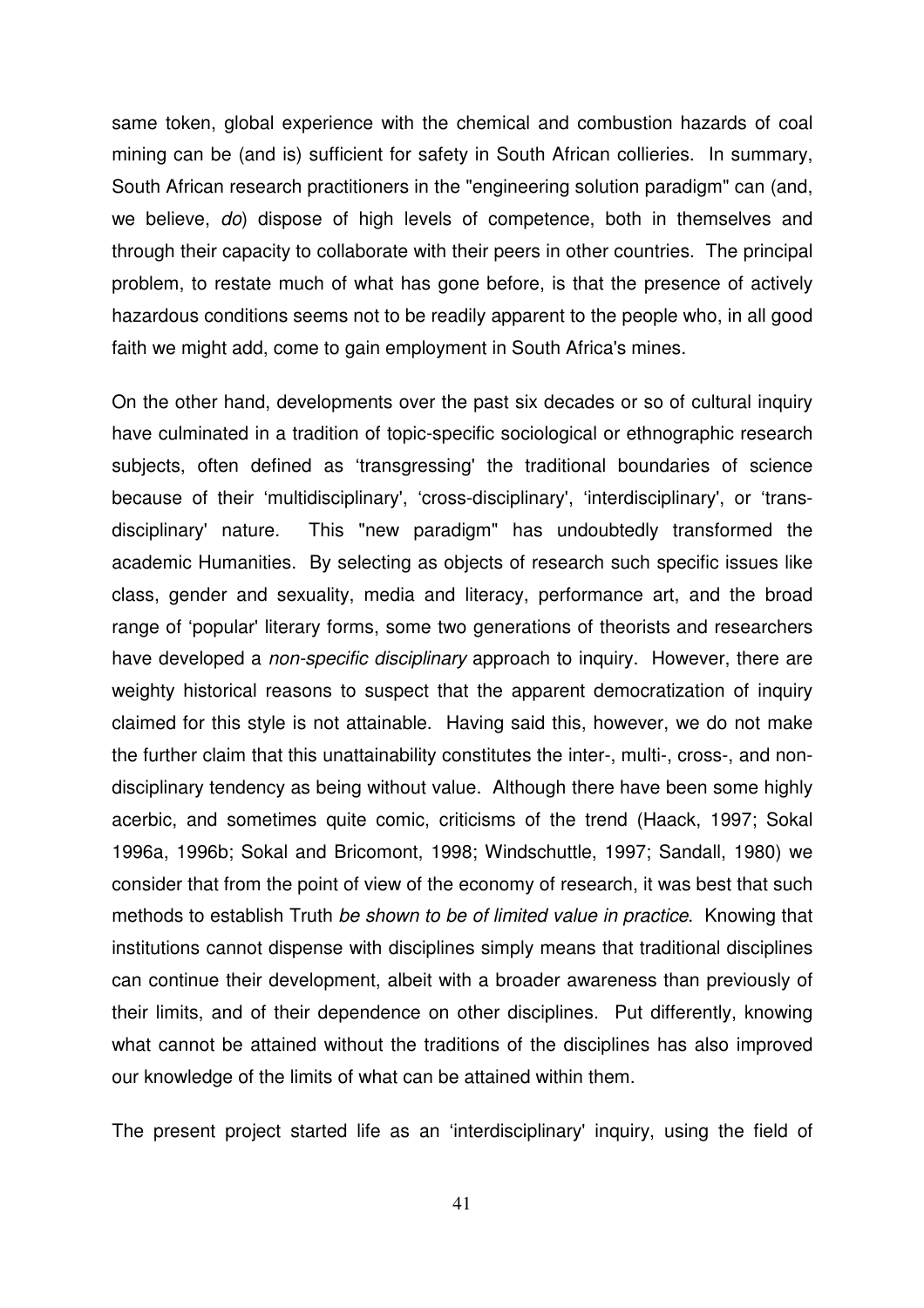same token, global experience with the chemical and combustion hazards of coal mining can be (and is) sufficient for safety in South African collieries. In summary, South African research practitioners in the "engineering solution paradigm" can (and, we believe, *do*) dispose of high levels of competence, both in themselves and through their capacity to collaborate with their peers in other countries. The principal problem, to restate much of what has gone before, is that the presence of actively hazardous conditions seems not to be readily apparent to the people who, in all good faith we might add, come to gain employment in South Africa's mines.

On the other hand, developments over the past six decades or so of cultural inquiry have culminated in a tradition of topic-specific sociological or ethnographic research subjects, often defined as 'transgressing' the traditional boundaries of science because of their 'multidisciplinary', 'cross-disciplinary', 'interdisciplinary', or 'trans-disciplinary' nature. This "new paradigm" has undoubtedly transformed the academic Humanities. By selecting as objects of research such specific issues like class, gender and sexuality, media and literacy, performance art, and the broad range of 'popular' literary forms, some two generations of theorists and researchers have developed a *non-specific disciplinary* approach to inquiry. However, there are weighty historical reasons to suspect that the apparent democratization of inquiry claimed for this style is not attainable. Having said this, however, we do not make the further claim that this unattainability constitutes the inter-, multi-, cross-, and non-disciplinary tendency as being without value. Although there have been some highly acerbic, and sometimes quite comic, criticisms of the trend (Haack, 1997; Sokal 1996a, 1996b; Sokal and Bricomont, 1998; Windschuttle, 1997; Sandall, 1980) we consider that from the point of view of the economy of research, it was best that such methods to establish Truth *be shown to be of limited value in practice*. Knowing that institutions cannot dispense with disciplines simply means that traditional disciplines can continue their development, albeit with a broader awareness than previously of their limits, and of their dependence on other disciplines. Put differently, knowing what cannot be attained without the traditions of the disciplines has also improved our knowledge of the limits of what can be attained within them.

The present project started life as an 'interdisciplinary' inquiry, using the field of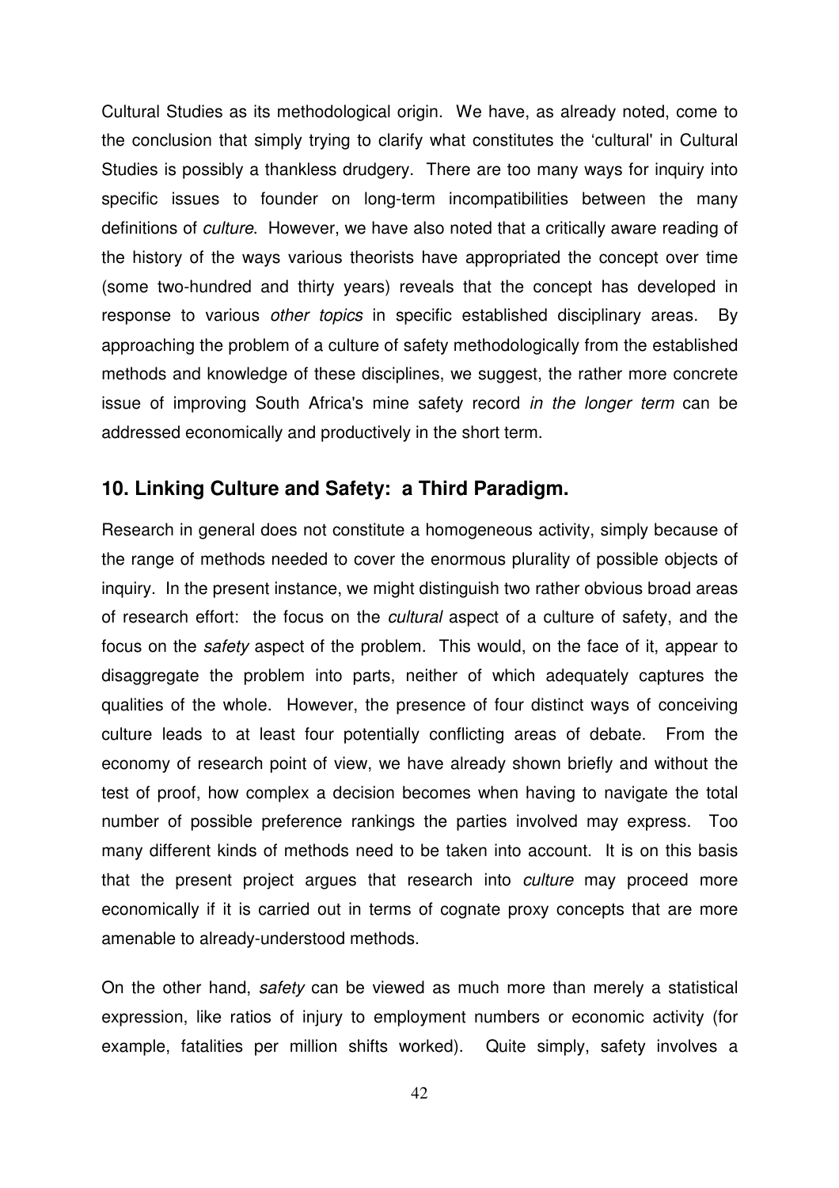Cultural Studies as its methodological origin. We have, as already noted, come to the conclusion that simply trying to clarify what constitutes the 'cultural' in Cultural Studies is possibly a thankless drudgery. There are too many ways for inquiry into specific issues to founder on long-term incompatibilities between the many definitions of *culture*. However, we have also noted that a critically aware reading of the history of the ways various theorists have appropriated the concept over time (some two-hundred and thirty years) reveals that the concept has developed in response to various *other topics* in specific established disciplinary areas. By approaching the problem of a culture of safety methodologically from the established methods and knowledge of these disciplines, we suggest, the rather more concrete issue of improving South Africa's mine safety record *in the longer term* can be addressed economically and productively in the short term.

## 10. Linking Culture and Safety: a Third Paradigm.

Research in general does not constitute a homogeneous activity, simply because of the range of methods needed to cover the enormous plurality of possible objects of inquiry. In the present instance, we might distinguish two rather obvious broad areas of research effort: the focus on the *cultural* aspect of a culture of safety, and the focus on the *safety* aspect of the problem. This would, on the face of it, appear to disaggregate the problem into parts, neither of which adequately captures the qualities of the whole. However, the presence of four distinct ways of conceiving culture leads to at least four potentially conflicting areas of debate. From the economy of research point of view, we have already shown briefly and without the test of proof, how complex a decision becomes when having to navigate the total number of possible preference rankings the parties involved may express. Too many different kinds of methods need to be taken into account. It is on this basis that the present project argues that research into *culture* may proceed more economically if it is carried out in terms of cognate proxy concepts that are more amenable to already-understood methods.

On the other hand, *safety* can be viewed as much more than merely a statistical expression, like ratios of injury to employment numbers or economic activity (for example, fatalities per million shifts worked). Quite simply, safety involves a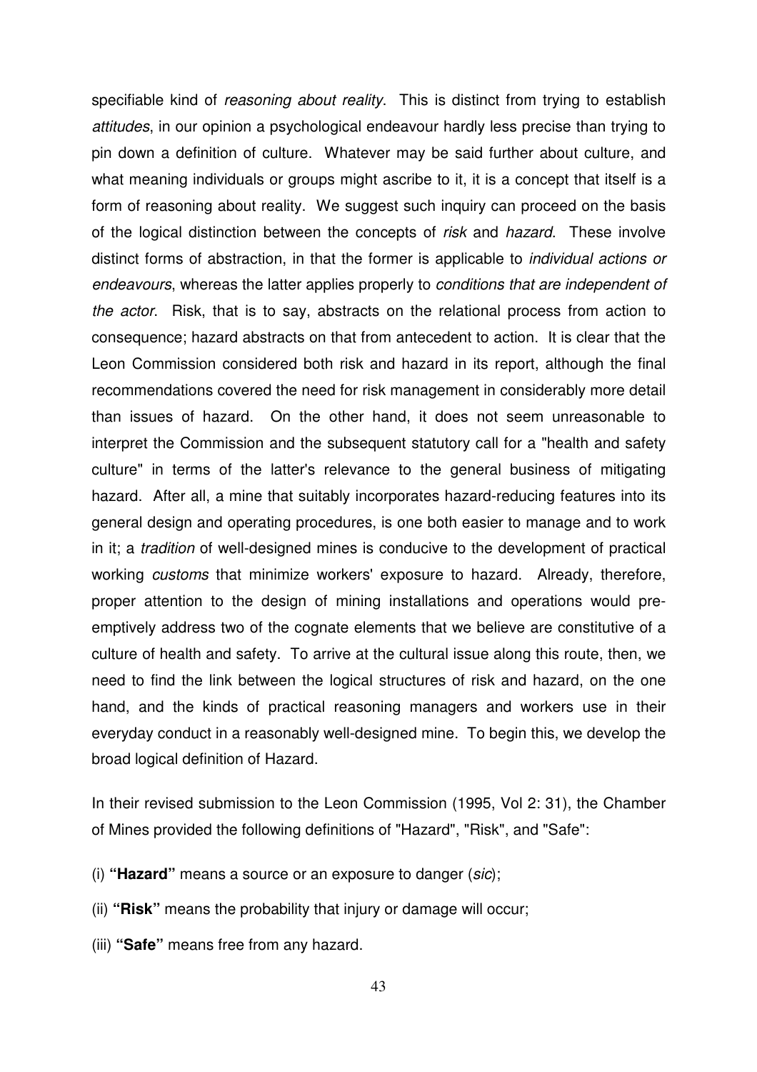specifiable kind of *reasoning about reality*. This is distinct from trying to establish *attitudes*, in our opinion a psychological endeavour hardly less precise than trying to pin down a definition of culture. Whatever may be said further about culture, and what meaning individuals or groups might ascribe to it, it is a concept that itself is a form of reasoning about reality. We suggest such inquiry can proceed on the basis of the logical distinction between the concepts of *risk* and *hazard*. These involve distinct forms of abstraction, in that the former is applicable to *individual actions or endeavours*, whereas the latter applies properly to *conditions that are independent of the actor*. Risk, that is to say, abstracts on the relational process from action to consequence; hazard abstracts on that from antecedent to action. It is clear that the Leon Commission considered both risk and hazard in its report, although the final recommendations covered the need for risk management in considerably more detail than issues of hazard. On the other hand, it does not seem unreasonable to interpret the Commission and the subsequent statutory call for a "health and safety culture" in terms of the latter's relevance to the general business of mitigating hazard. After all, a mine that suitably incorporates hazard-reducing features into its general design and operating procedures, is one both easier to manage and to work in it; a *tradition* of well-designed mines is conducive to the development of practical working *customs* that minimize workers' exposure to hazard. Already, therefore, proper attention to the design of mining installations and operations would pre-emptively address two of the cognate elements that we believe are constitutive of a culture of health and safety. To arrive at the cultural issue along this route, then, we need to find the link between the logical structures of risk and hazard, on the one hand, and the kinds of practical reasoning managers and workers use in their everyday conduct in a reasonably well-designed mine. To begin this, we develop the broad logical definition of Hazard.

In their revised submission to the Leon Commission (1995, Vol 2: 31), the Chamber of Mines provided the following definitions of "Hazard", "Risk", and "Safe":

(i) **"Hazard"** means a source or an exposure to danger (*sic*);

(ii) **"Risk"** means the probability that injury or damage will occur;

(iii) **"Safe"** means free from any hazard.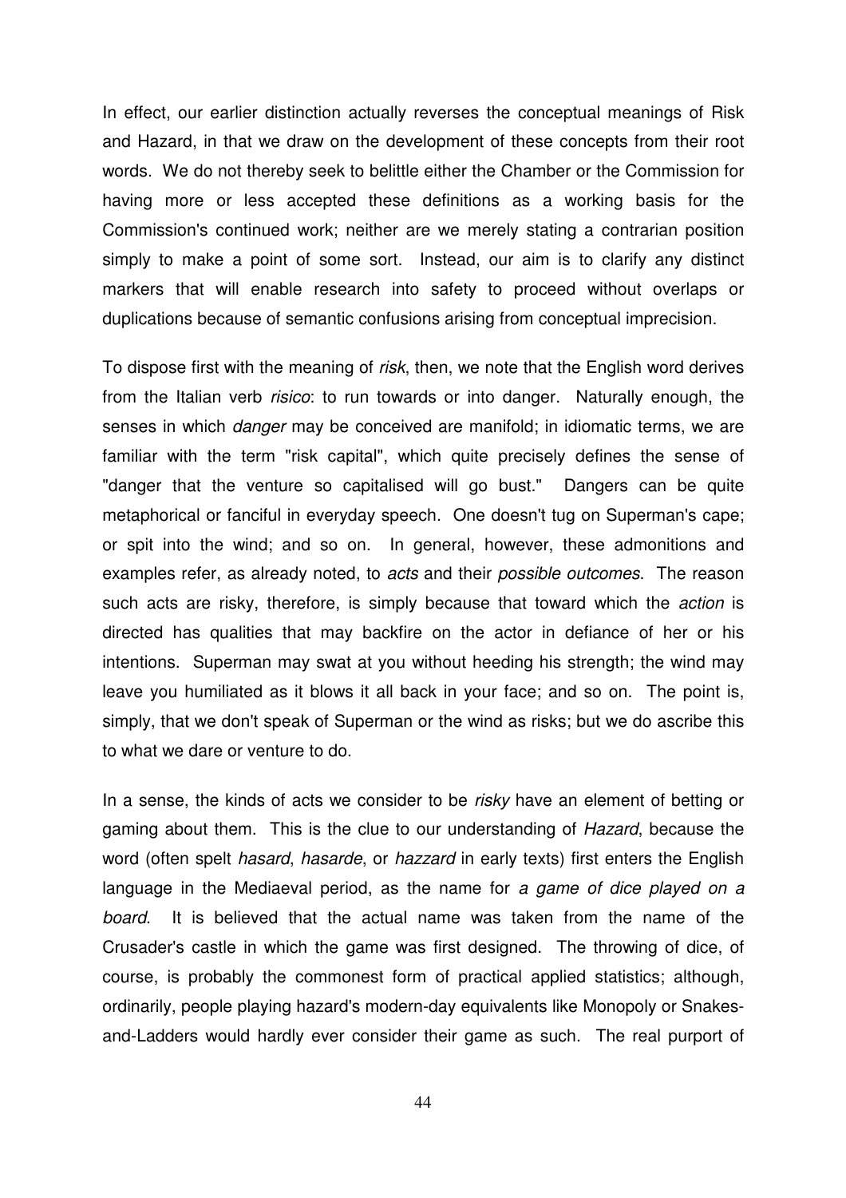In effect, our earlier distinction actually reverses the conceptual meanings of Risk and Hazard, in that we draw on the development of these concepts from their root words. We do not thereby seek to belittle either the Chamber or the Commission for having more or less accepted these definitions as a working basis for the Commission's continued work; neither are we merely stating a contrarian position simply to make a point of some sort. Instead, our aim is to clarify any distinct markers that will enable research into safety to proceed without overlaps or duplications because of semantic confusions arising from conceptual imprecision.

To dispose first with the meaning of *risk*, then, we note that the English word derives from the Italian verb *risico*: to run towards or into danger. Naturally enough, the senses in which *danger* may be conceived are manifold; in idiomatic terms, we are familiar with the term "risk capital", which quite precisely defines the sense of "danger that the venture so capitalised will go bust." Dangers can be quite metaphorical or fanciful in everyday speech. One doesn't tug on Superman's cape; or spit into the wind; and so on. In general, however, these admonitions and examples refer, as already noted, to *acts* and their *possible outcomes*. The reason such acts are risky, therefore, is simply because that toward which the *action* is directed has qualities that may backfire on the actor in defiance of her or his intentions. Superman may swat at you without heeding his strength; the wind may leave you humiliated as it blows it all back in your face; and so on. The point is, simply, that we don't speak of Superman or the wind as risks; but we do ascribe this to what we dare or venture to do.

In a sense, the kinds of acts we consider to be *risky* have an element of betting or gaming about them. This is the clue to our understanding of *Hazard*, because the word (often spelt *hasard*, *hasarde*, or *hazzard* in early texts) first enters the English language in the Mediaeval period, as the name for *a game of dice played on a board*. It is believed that the actual name was taken from the name of the Crusader's castle in which the game was first designed. The throwing of dice, of course, is probably the commonest form of practical applied statistics; although, ordinarily, people playing hazard's modern-day equivalents like Monopoly or Snakes-and-Ladders would hardly ever consider their game as such. The real purport of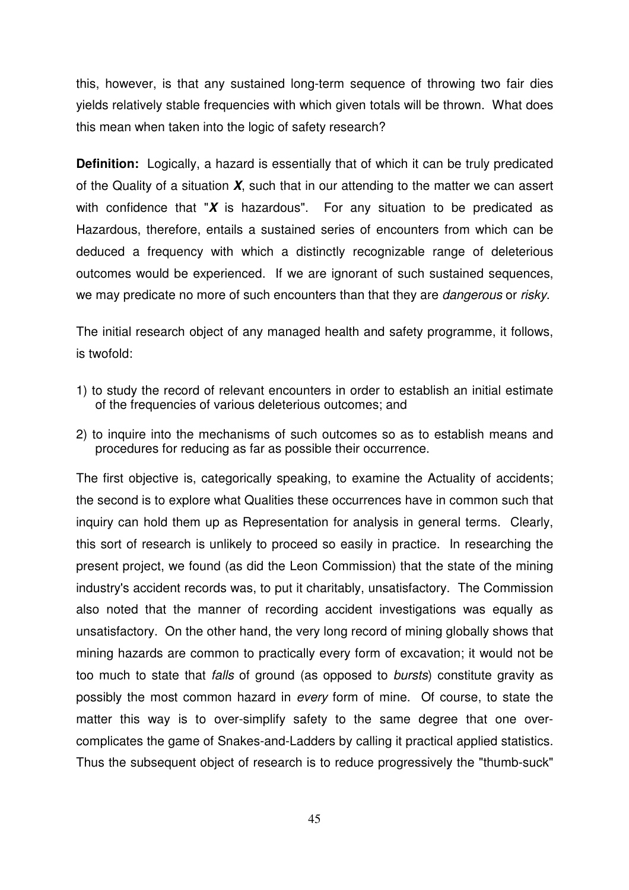this, however, is that any sustained long-term sequence of throwing two fair dies yields relatively stable frequencies with which given totals will be thrown. What does this mean when taken into the logic of safety research?

**Definition:** Logically, a hazard is essentially that of which it can be truly predicated of the Quality of a situation ***X***, such that in our attending to the matter we can assert with confidence that "***X*** is hazardous". For any situation to be predicated as Hazardous, therefore, entails a sustained series of encounters from which can be deduced a frequency with which a distinctly recognizable range of deleterious outcomes would be experienced. If we are ignorant of such sustained sequences, we may predicate no more of such encounters than that they are *dangerous* or *risky*.

The initial research object of any managed health and safety programme, it follows, is twofold:

1) to study the record of relevant encounters in order to establish an initial estimate of the frequencies of various deleterious outcomes; and
2) to inquire into the mechanisms of such outcomes so as to establish means and procedures for reducing as far as possible their occurrence.

The first objective is, categorically speaking, to examine the Actuality of accidents; the second is to explore what Qualities these occurrences have in common such that inquiry can hold them up as Representation for analysis in general terms. Clearly, this sort of research is unlikely to proceed so easily in practice. In researching the present project, we found (as did the Leon Commission) that the state of the mining industry's accident records was, to put it charitably, unsatisfactory. The Commission also noted that the manner of recording accident investigations was equally as unsatisfactory. On the other hand, the very long record of mining globally shows that mining hazards are common to practically every form of excavation; it would not be too much to state that *falls* of ground (as opposed to *bursts*) constitute gravity as possibly the most common hazard in *every* form of mine. Of course, to state the matter this way is to over-simplify safety to the same degree that one over-complicates the game of Snakes-and-Ladders by calling it practical applied statistics. Thus the subsequent object of research is to reduce progressively the "thumb-suck"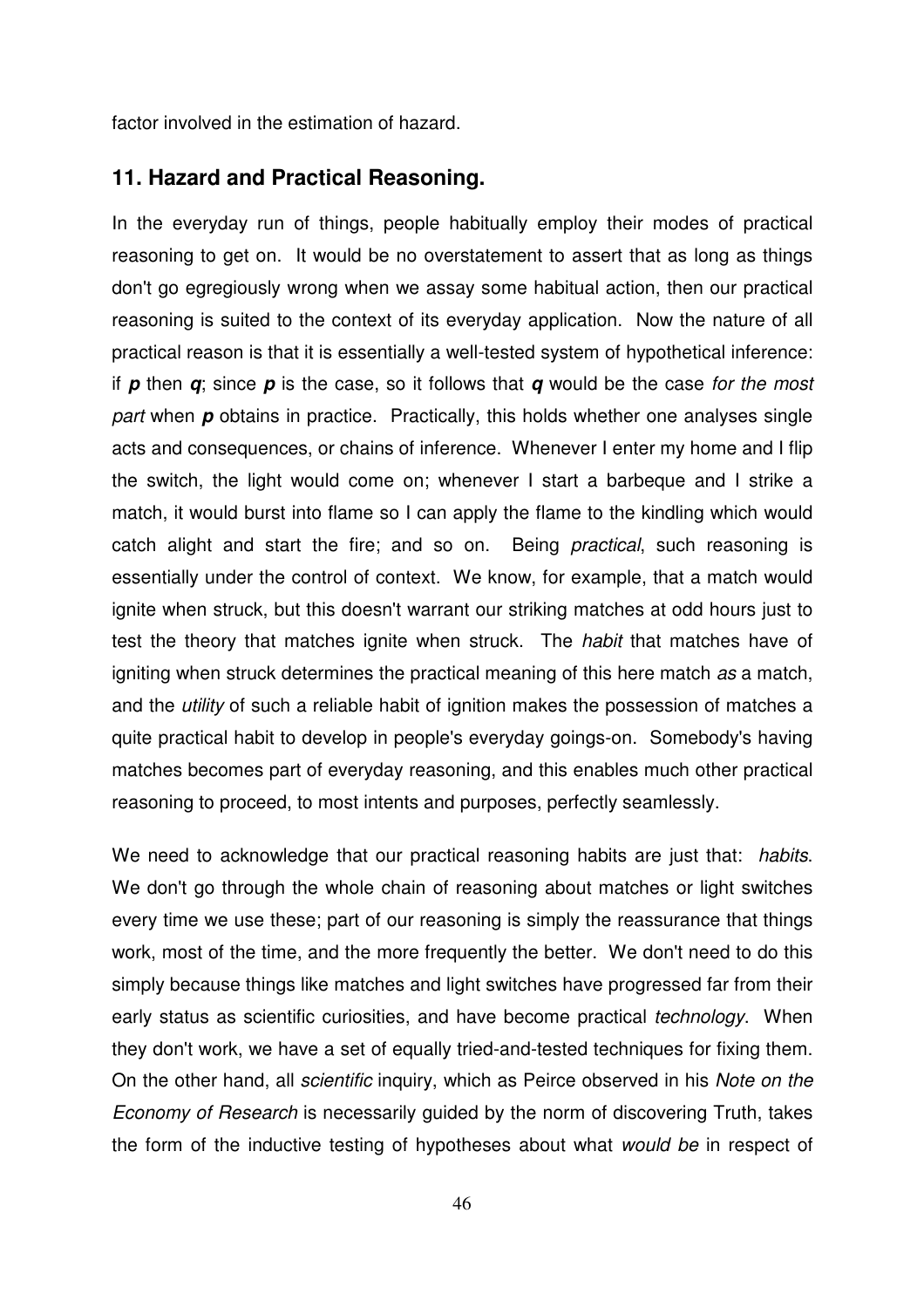factor involved in the estimation of hazard.

## 11. Hazard and Practical Reasoning.

In the everyday run of things, people habitually employ their modes of practical reasoning to get on. It would be no overstatement to assert that as long as things don't go egregiously wrong when we assay some habitual action, then our practical reasoning is suited to the context of its everyday application. Now the nature of all practical reason is that it is essentially a well-tested system of hypothetical inference: if ***p*** then ***q***; since ***p*** is the case, so it follows that ***q*** would be the case *for the most part* when ***p*** obtains in practice. Practically, this holds whether one analyses single acts and consequences, or chains of inference. Whenever I enter my home and I flip the switch, the light would come on; whenever I start a barbeque and I strike a match, it would burst into flame so I can apply the flame to the kindling which would catch alight and start the fire; and so on. Being *practical*, such reasoning is essentially under the control of context. We know, for example, that a match would ignite when struck, but this doesn't warrant our striking matches at odd hours just to test the theory that matches ignite when struck. The *habit* that matches have of igniting when struck determines the practical meaning of this here match *as* a match, and the *utility* of such a reliable habit of ignition makes the possession of matches a quite practical habit to develop in people's everyday goings-on. Somebody's having matches becomes part of everyday reasoning, and this enables much other practical reasoning to proceed, to most intents and purposes, perfectly seamlessly.

We need to acknowledge that our practical reasoning habits are just that: *habits*. We don't go through the whole chain of reasoning about matches or light switches every time we use these; part of our reasoning is simply the reassurance that things work, most of the time, and the more frequently the better. We don't need to do this simply because things like matches and light switches have progressed far from their early status as scientific curiosities, and have become practical *technology*. When they don't work, we have a set of equally tried-and-tested techniques for fixing them. On the other hand, all *scientific* inquiry, which as Peirce observed in his *Note on the Economy of Research* is necessarily guided by the norm of discovering Truth, takes the form of the inductive testing of hypotheses about what *would be* in respect of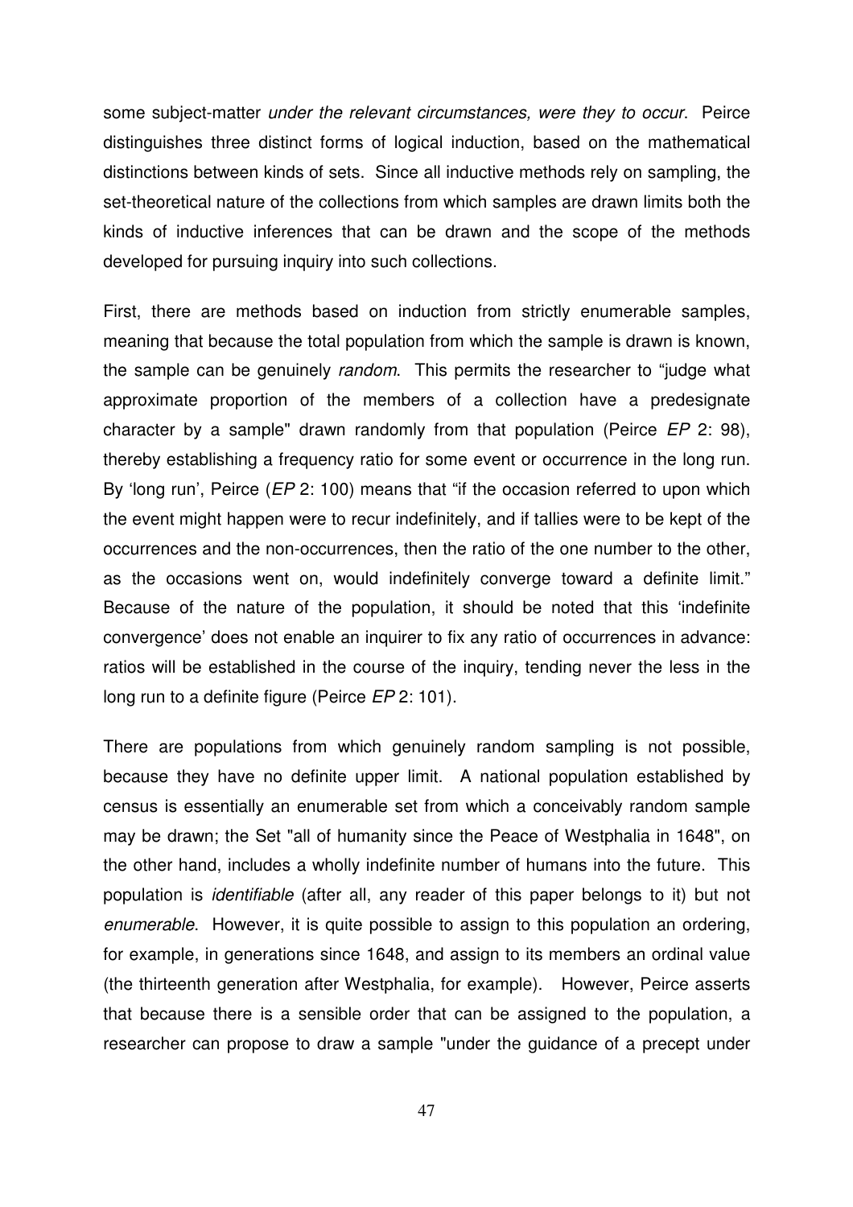some subject-matter *under the relevant circumstances, were they to occur*. Peirce distinguishes three distinct forms of logical induction, based on the mathematical distinctions between kinds of sets. Since all inductive methods rely on sampling, the set-theoretical nature of the collections from which samples are drawn limits both the kinds of inductive inferences that can be drawn and the scope of the methods developed for pursuing inquiry into such collections.

First, there are methods based on induction from strictly enumerable samples, meaning that because the total population from which the sample is drawn is known, the sample can be genuinely *random*. This permits the researcher to "judge what approximate proportion of the members of a collection have a predesignate character by a sample" drawn randomly from that population (Peirce *EP* 2: 98), thereby establishing a frequency ratio for some event or occurrence in the long run. By 'long run', Peirce (*EP* 2: 100) means that "if the occasion referred to upon which the event might happen were to recur indefinitely, and if tallies were to be kept of the occurrences and the non-occurrences, then the ratio of the one number to the other, as the occasions went on, would indefinitely converge toward a definite limit." Because of the nature of the population, it should be noted that this 'indefinite convergence' does not enable an inquirer to fix any ratio of occurrences in advance: ratios will be established in the course of the inquiry, tending never the less in the long run to a definite figure (Peirce *EP* 2: 101).

There are populations from which genuinely random sampling is not possible, because they have no definite upper limit. A national population established by census is essentially an enumerable set from which a conceivably random sample may be drawn; the Set "all of humanity since the Peace of Westphalia in 1648", on the other hand, includes a wholly indefinite number of humans into the future. This population is *identifiable* (after all, any reader of this paper belongs to it) but not *enumerable*. However, it is quite possible to assign to this population an ordering, for example, in generations since 1648, and assign to its members an ordinal value (the thirteenth generation after Westphalia, for example). However, Peirce asserts that because there is a sensible order that can be assigned to the population, a researcher can propose to draw a sample "under the guidance of a precept under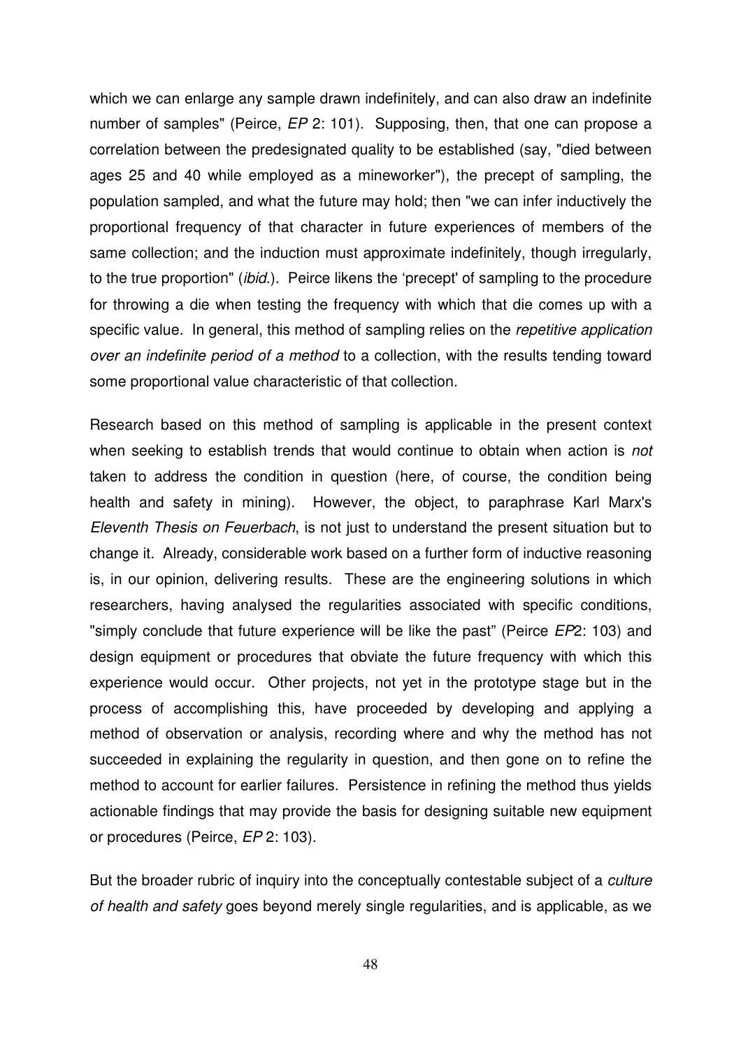which we can enlarge any sample drawn indefinitely, and can also draw an indefinite number of samples" (Peirce, *EP* 2: 101). Supposing, then, that one can propose a correlation between the predesignated quality to be established (say, "died between ages 25 and 40 while employed as a mineworker"), the precept of sampling, the population sampled, and what the future may hold; then "we can infer inductively the proportional frequency of that character in future experiences of members of the same collection; and the induction must approximate indefinitely, though irregularly, to the true proportion" (*ibid*.). Peirce likens the 'precept' of sampling to the procedure for throwing a die when testing the frequency with which that die comes up with a specific value. In general, this method of sampling relies on the *repetitive application over an indefinite period of a method* to a collection, with the results tending toward some proportional value characteristic of that collection.

Research based on this method of sampling is applicable in the present context when seeking to establish trends that would continue to obtain when action is *not* taken to address the condition in question (here, of course, the condition being health and safety in mining). However, the object, to paraphrase Karl Marx's *Eleventh Thesis on Feuerbach*, is not just to understand the present situation but to change it. Already, considerable work based on a further form of inductive reasoning is, in our opinion, delivering results. These are the engineering solutions in which researchers, having analysed the regularities associated with specific conditions, "simply conclude that future experience will be like the past" (Peirce *EP*2: 103) and design equipment or procedures that obviate the future frequency with which this experience would occur. Other projects, not yet in the prototype stage but in the process of accomplishing this, have proceeded by developing and applying a method of observation or analysis, recording where and why the method has not succeeded in explaining the regularity in question, and then gone on to refine the method to account for earlier failures. Persistence in refining the method thus yields actionable findings that may provide the basis for designing suitable new equipment or procedures (Peirce, *EP* 2: 103).

But the broader rubric of inquiry into the conceptually contestable subject of a *culture of health and safety* goes beyond merely single regularities, and is applicable, as we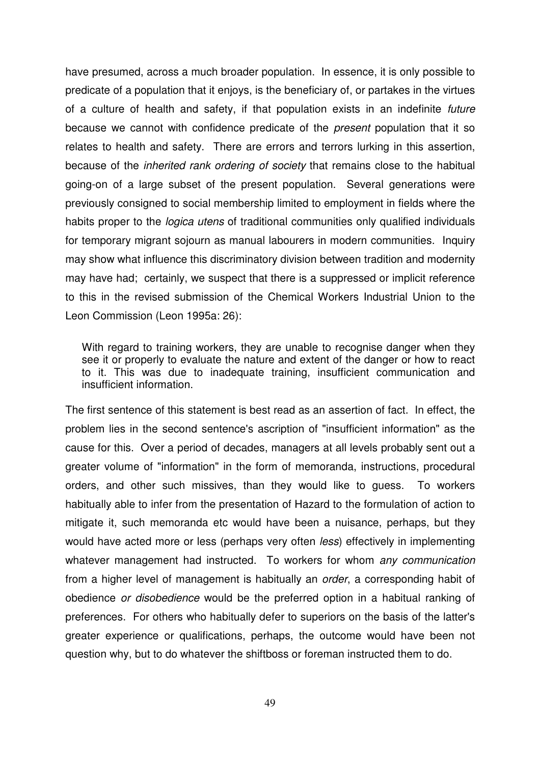have presumed, across a much broader population. In essence, it is only possible to predicate of a population that it enjoys, is the beneficiary of, or partakes in the virtues of a culture of health and safety, if that population exists in an indefinite *future* because we cannot with confidence predicate of the *present* population that it so relates to health and safety. There are errors and terrors lurking in this assertion, because of the *inherited rank ordering of society* that remains close to the habitual going-on of a large subset of the present population. Several generations were previously consigned to social membership limited to employment in fields where the habits proper to the *logica utens* of traditional communities only qualified individuals for temporary migrant sojourn as manual labourers in modern communities. Inquiry may show what influence this discriminatory division between tradition and modernity may have had; certainly, we suspect that there is a suppressed or implicit reference to this in the revised submission of the Chemical Workers Industrial Union to the Leon Commission (Leon 1995a: 26):

> With regard to training workers, they are unable to recognise danger when they see it or properly to evaluate the nature and extent of the danger or how to react to it. This was due to inadequate training, insufficient communication and insufficient information.

The first sentence of this statement is best read as an assertion of fact. In effect, the problem lies in the second sentence's ascription of "insufficient information" as the cause for this. Over a period of decades, managers at all levels probably sent out a greater volume of "information" in the form of memoranda, instructions, procedural orders, and other such missives, than they would like to guess. To workers habitually able to infer from the presentation of Hazard to the formulation of action to mitigate it, such memoranda etc would have been a nuisance, perhaps, but they would have acted more or less (perhaps very often *less*) effectively in implementing whatever management had instructed. To workers for whom *any communication* from a higher level of management is habitually an *order*, a corresponding habit of obedience *or disobedience* would be the preferred option in a habitual ranking of preferences. For others who habitually defer to superiors on the basis of the latter's greater experience or qualifications, perhaps, the outcome would have been not question why, but to do whatever the shiftboss or foreman instructed them to do.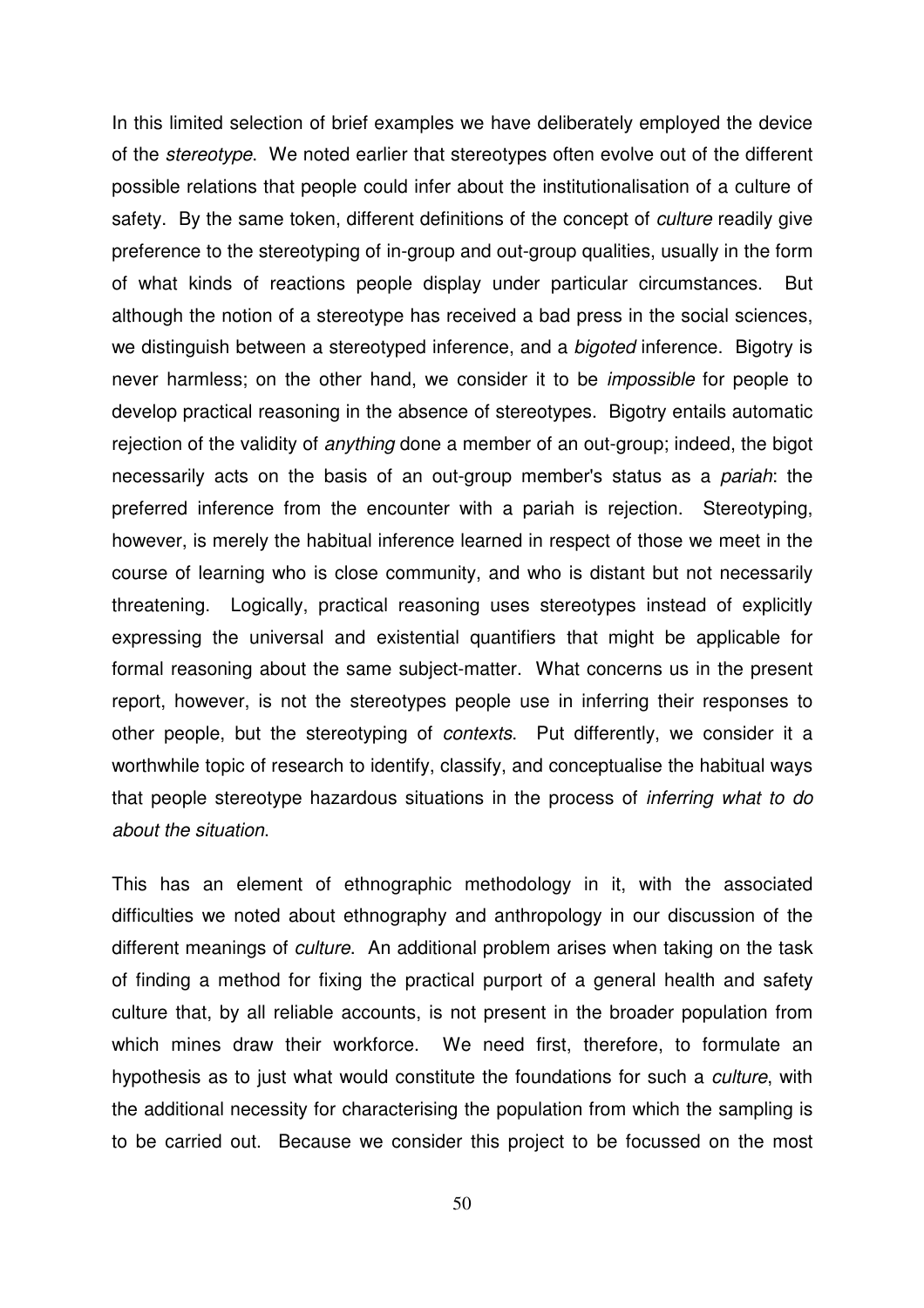In this limited selection of brief examples we have deliberately employed the device of the *stereotype*. We noted earlier that stereotypes often evolve out of the different possible relations that people could infer about the institutionalisation of a culture of safety. By the same token, different definitions of the concept of *culture* readily give preference to the stereotyping of in-group and out-group qualities, usually in the form of what kinds of reactions people display under particular circumstances. But although the notion of a stereotype has received a bad press in the social sciences, we distinguish between a stereotyped inference, and a *bigoted* inference. Bigotry is never harmless; on the other hand, we consider it to be *impossible* for people to develop practical reasoning in the absence of stereotypes. Bigotry entails automatic rejection of the validity of *anything* done a member of an out-group; indeed, the bigot necessarily acts on the basis of an out-group member's status as a *pariah*: the preferred inference from the encounter with a pariah is rejection. Stereotyping, however, is merely the habitual inference learned in respect of those we meet in the course of learning who is close community, and who is distant but not necessarily threatening. Logically, practical reasoning uses stereotypes instead of explicitly expressing the universal and existential quantifiers that might be applicable for formal reasoning about the same subject-matter. What concerns us in the present report, however, is not the stereotypes people use in inferring their responses to other people, but the stereotyping of *contexts*. Put differently, we consider it a worthwhile topic of research to identify, classify, and conceptualise the habitual ways that people stereotype hazardous situations in the process of *inferring what to do about the situation*.

This has an element of ethnographic methodology in it, with the associated difficulties we noted about ethnography and anthropology in our discussion of the different meanings of *culture*. An additional problem arises when taking on the task of finding a method for fixing the practical purport of a general health and safety culture that, by all reliable accounts, is not present in the broader population from which mines draw their workforce. We need first, therefore, to formulate an hypothesis as to just what would constitute the foundations for such a *culture*, with the additional necessity for characterising the population from which the sampling is to be carried out. Because we consider this project to be focussed on the most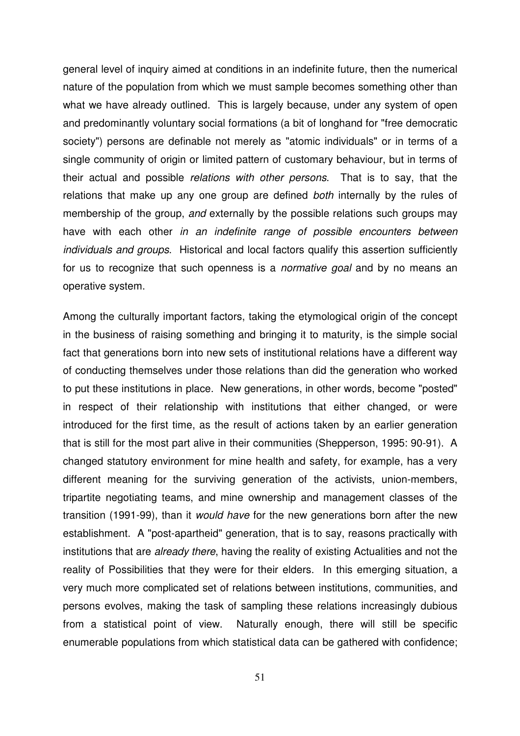general level of inquiry aimed at conditions in an indefinite future, then the numerical nature of the population from which we must sample becomes something other than what we have already outlined. This is largely because, under any system of open and predominantly voluntary social formations (a bit of longhand for "free democratic society") persons are definable not merely as "atomic individuals" or in terms of a single community of origin or limited pattern of customary behaviour, but in terms of their actual and possible *relations with other persons*. That is to say, that the relations that make up any one group are defined *both* internally by the rules of membership of the group, *and* externally by the possible relations such groups may have with each other *in an indefinite range of possible encounters between individuals and groups*. Historical and local factors qualify this assertion sufficiently for us to recognize that such openness is a *normative goal* and by no means an operative system.

Among the culturally important factors, taking the etymological origin of the concept in the business of raising something and bringing it to maturity, is the simple social fact that generations born into new sets of institutional relations have a different way of conducting themselves under those relations than did the generation who worked to put these institutions in place. New generations, in other words, become "posted" in respect of their relationship with institutions that either changed, or were introduced for the first time, as the result of actions taken by an earlier generation that is still for the most part alive in their communities (Shepperson, 1995: 90-91). A changed statutory environment for mine health and safety, for example, has a very different meaning for the surviving generation of the activists, union-members, tripartite negotiating teams, and mine ownership and management classes of the transition (1991-99), than it *would have* for the new generations born after the new establishment. A "post-apartheid" generation, that is to say, reasons practically with institutions that are *already there*, having the reality of existing Actualities and not the reality of Possibilities that they were for their elders. In this emerging situation, a very much more complicated set of relations between institutions, communities, and persons evolves, making the task of sampling these relations increasingly dubious from a statistical point of view. Naturally enough, there will still be specific enumerable populations from which statistical data can be gathered with confidence;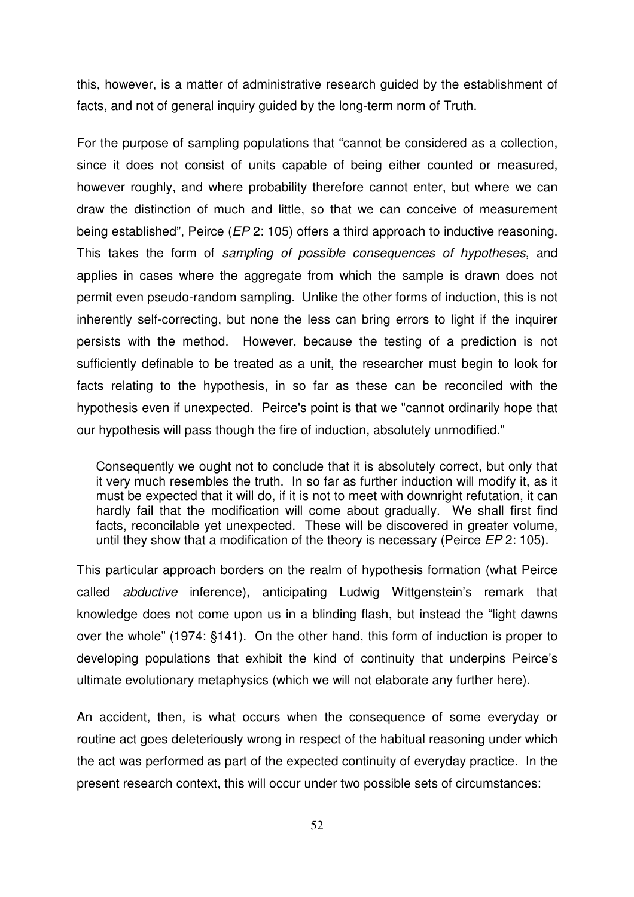this, however, is a matter of administrative research guided by the establishment of facts, and not of general inquiry guided by the long-term norm of Truth.

For the purpose of sampling populations that "cannot be considered as a collection, since it does not consist of units capable of being either counted or measured, however roughly, and where probability therefore cannot enter, but where we can draw the distinction of much and little, so that we can conceive of measurement being established", Peirce (*EP* 2: 105) offers a third approach to inductive reasoning. This takes the form of *sampling of possible consequences of hypotheses*, and applies in cases where the aggregate from which the sample is drawn does not permit even pseudo-random sampling. Unlike the other forms of induction, this is not inherently self-correcting, but none the less can bring errors to light if the inquirer persists with the method. However, because the testing of a prediction is not sufficiently definable to be treated as a unit, the researcher must begin to look for facts relating to the hypothesis, in so far as these can be reconciled with the hypothesis even if unexpected. Peirce's point is that we "cannot ordinarily hope that our hypothesis will pass though the fire of induction, absolutely unmodified."

> Consequently we ought not to conclude that it is absolutely correct, but only that it very much resembles the truth. In so far as further induction will modify it, as it must be expected that it will do, if it is not to meet with downright refutation, it can hardly fail that the modification will come about gradually. We shall first find facts, reconcilable yet unexpected. These will be discovered in greater volume, until they show that a modification of the theory is necessary (Peirce *EP* 2: 105).

This particular approach borders on the realm of hypothesis formation (what Peirce called *abductive* inference), anticipating Ludwig Wittgenstein's remark that knowledge does not come upon us in a blinding flash, but instead the "light dawns over the whole" (1974: §141). On the other hand, this form of induction is proper to developing populations that exhibit the kind of continuity that underpins Peirce's ultimate evolutionary metaphysics (which we will not elaborate any further here).

An accident, then, is what occurs when the consequence of some everyday or routine act goes deleteriously wrong in respect of the habitual reasoning under which the act was performed as part of the expected continuity of everyday practice. In the present research context, this will occur under two possible sets of circumstances: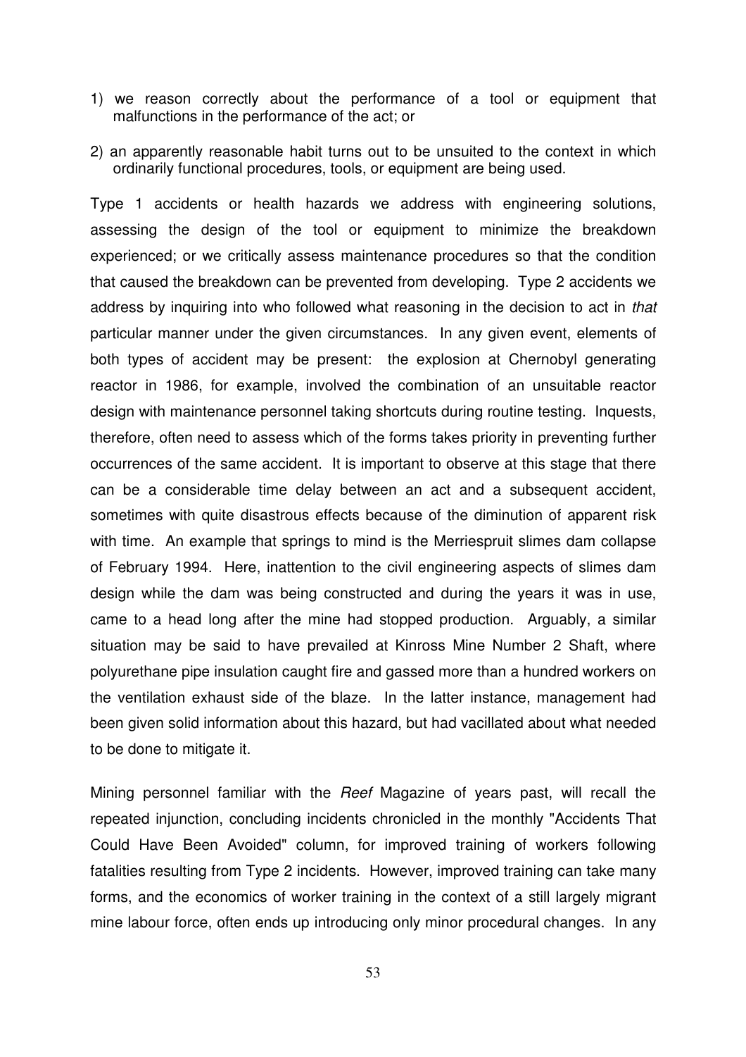1) we reason correctly about the performance of a tool or equipment that malfunctions in the performance of the act; or

2) an apparently reasonable habit turns out to be unsuited to the context in which ordinarily functional procedures, tools, or equipment are being used.

Type 1 accidents or health hazards we address with engineering solutions, assessing the design of the tool or equipment to minimize the breakdown experienced; or we critically assess maintenance procedures so that the condition that caused the breakdown can be prevented from developing. Type 2 accidents we address by inquiring into who followed what reasoning in the decision to act in *that* particular manner under the given circumstances. In any given event, elements of both types of accident may be present: the explosion at Chernobyl generating reactor in 1986, for example, involved the combination of an unsuitable reactor design with maintenance personnel taking shortcuts during routine testing. Inquests, therefore, often need to assess which of the forms takes priority in preventing further occurrences of the same accident. It is important to observe at this stage that there can be a considerable time delay between an act and a subsequent accident, sometimes with quite disastrous effects because of the diminution of apparent risk with time. An example that springs to mind is the Merriespruit slimes dam collapse of February 1994. Here, inattention to the civil engineering aspects of slimes dam design while the dam was being constructed and during the years it was in use, came to a head long after the mine had stopped production. Arguably, a similar situation may be said to have prevailed at Kinross Mine Number 2 Shaft, where polyurethane pipe insulation caught fire and gassed more than a hundred workers on the ventilation exhaust side of the blaze. In the latter instance, management had been given solid information about this hazard, but had vacillated about what needed to be done to mitigate it.

Mining personnel familiar with the *Reef* Magazine of years past, will recall the repeated injunction, concluding incidents chronicled in the monthly "Accidents That Could Have Been Avoided" column, for improved training of workers following fatalities resulting from Type 2 incidents. However, improved training can take many forms, and the economics of worker training in the context of a still largely migrant mine labour force, often ends up introducing only minor procedural changes. In any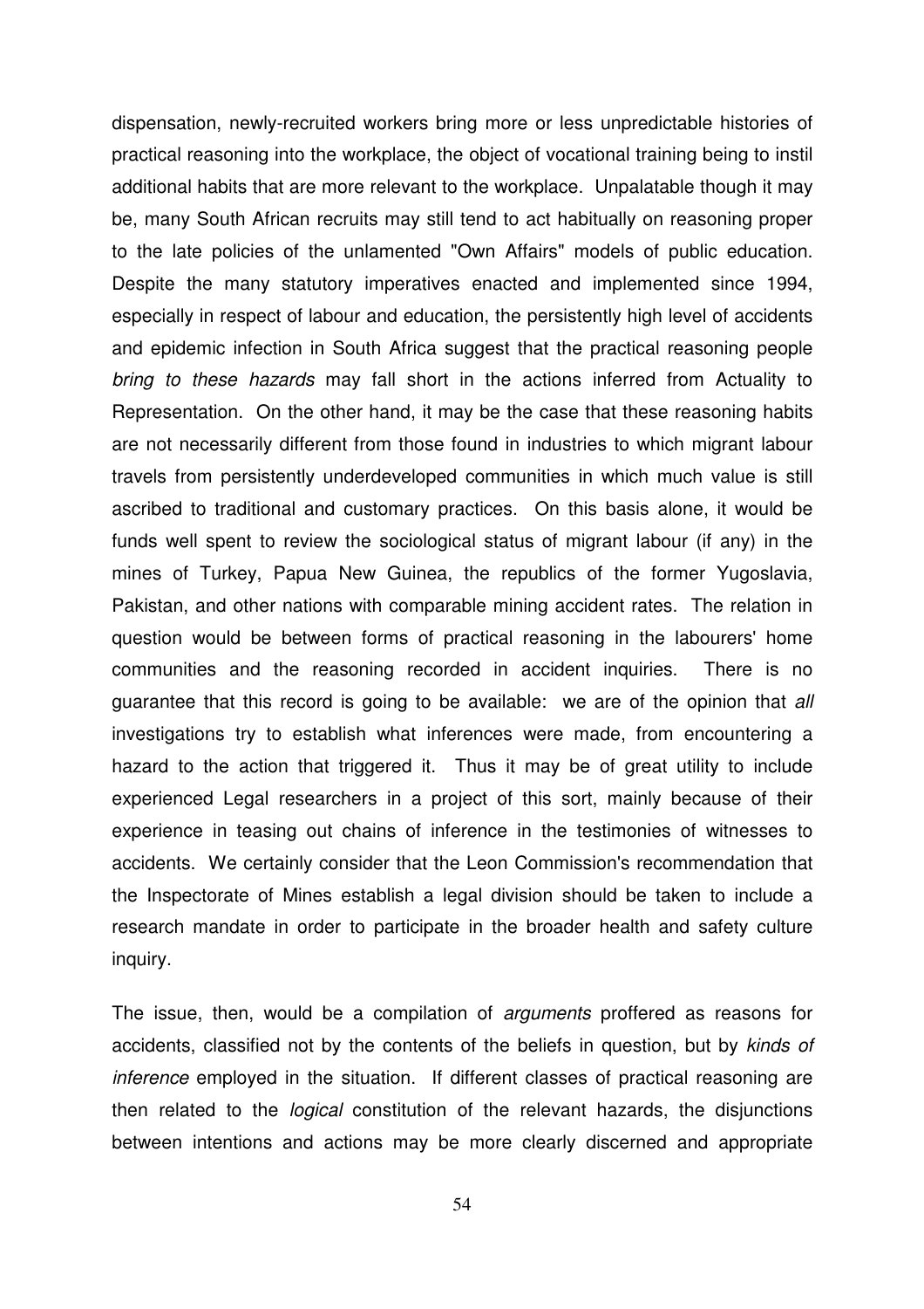dispensation, newly-recruited workers bring more or less unpredictable histories of practical reasoning into the workplace, the object of vocational training being to instil additional habits that are more relevant to the workplace. Unpalatable though it may be, many South African recruits may still tend to act habitually on reasoning proper to the late policies of the unlamented "Own Affairs" models of public education. Despite the many statutory imperatives enacted and implemented since 1994, especially in respect of labour and education, the persistently high level of accidents and epidemic infection in South Africa suggest that the practical reasoning people *bring to these hazards* may fall short in the actions inferred from Actuality to Representation. On the other hand, it may be the case that these reasoning habits are not necessarily different from those found in industries to which migrant labour travels from persistently underdeveloped communities in which much value is still ascribed to traditional and customary practices. On this basis alone, it would be funds well spent to review the sociological status of migrant labour (if any) in the mines of Turkey, Papua New Guinea, the republics of the former Yugoslavia, Pakistan, and other nations with comparable mining accident rates. The relation in question would be between forms of practical reasoning in the labourers' home communities and the reasoning recorded in accident inquiries. There is no guarantee that this record is going to be available: we are of the opinion that *all* investigations try to establish what inferences were made, from encountering a hazard to the action that triggered it. Thus it may be of great utility to include experienced Legal researchers in a project of this sort, mainly because of their experience in teasing out chains of inference in the testimonies of witnesses to accidents. We certainly consider that the Leon Commission's recommendation that the Inspectorate of Mines establish a legal division should be taken to include a research mandate in order to participate in the broader health and safety culture inquiry.

The issue, then, would be a compilation of *arguments* proffered as reasons for accidents, classified not by the contents of the beliefs in question, but by *kinds of inference* employed in the situation. If different classes of practical reasoning are then related to the *logical* constitution of the relevant hazards, the disjunctions between intentions and actions may be more clearly discerned and appropriate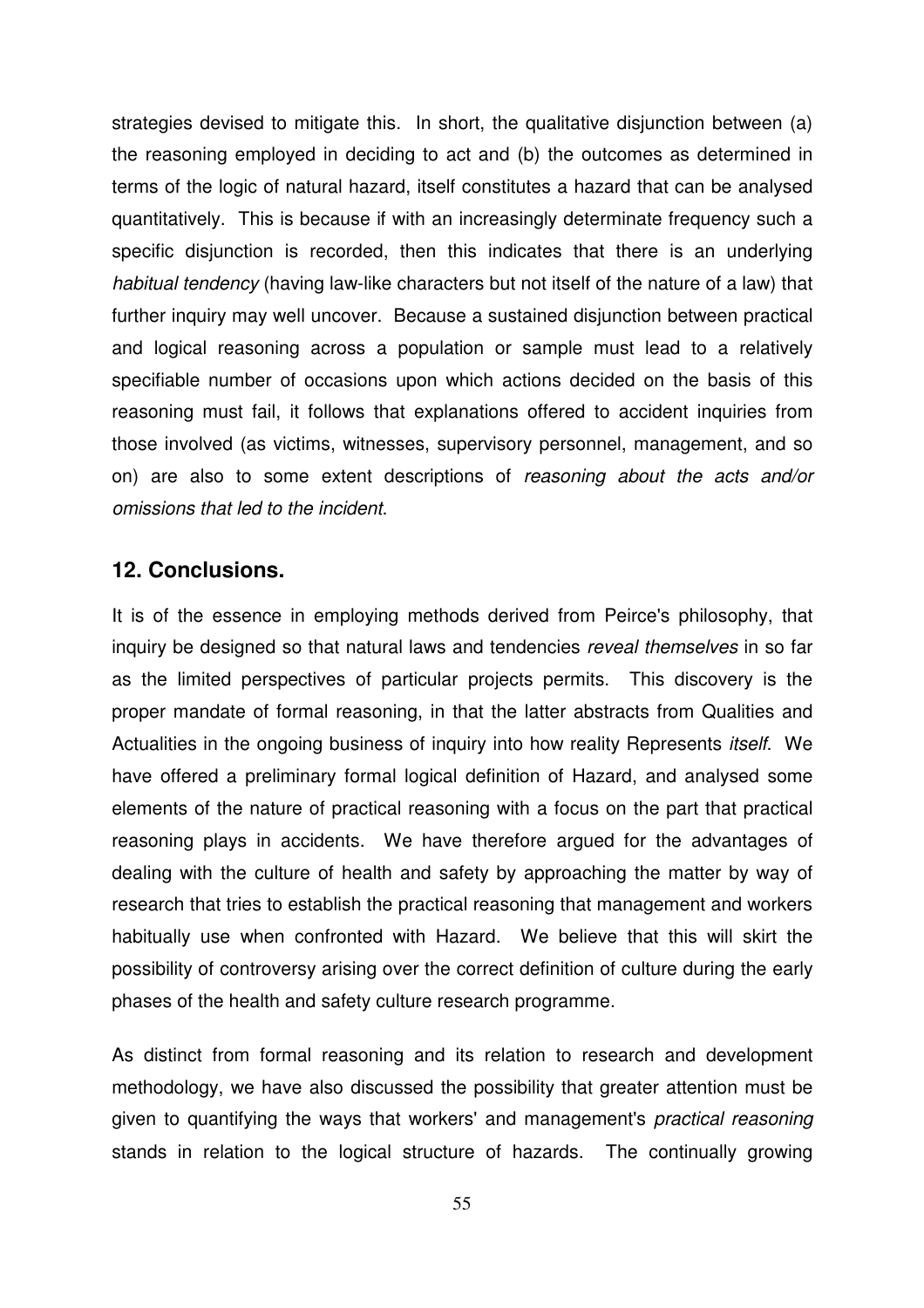strategies devised to mitigate this. In short, the qualitative disjunction between (a) the reasoning employed in deciding to act and (b) the outcomes as determined in terms of the logic of natural hazard, itself constitutes a hazard that can be analysed quantitatively. This is because if with an increasingly determinate frequency such a specific disjunction is recorded, then this indicates that there is an underlying *habitual tendency* (having law-like characters but not itself of the nature of a law) that further inquiry may well uncover. Because a sustained disjunction between practical and logical reasoning across a population or sample must lead to a relatively specifiable number of occasions upon which actions decided on the basis of this reasoning must fail, it follows that explanations offered to accident inquiries from those involved (as victims, witnesses, supervisory personnel, management, and so on) are also to some extent descriptions of *reasoning about the acts and/or omissions that led to the incident*.

## 12. Conclusions.

It is of the essence in employing methods derived from Peirce's philosophy, that inquiry be designed so that natural laws and tendencies *reveal themselves* in so far as the limited perspectives of particular projects permits. This discovery is the proper mandate of formal reasoning, in that the latter abstracts from Qualities and Actualities in the ongoing business of inquiry into how reality Represents *itself*. We have offered a preliminary formal logical definition of Hazard, and analysed some elements of the nature of practical reasoning with a focus on the part that practical reasoning plays in accidents. We have therefore argued for the advantages of dealing with the culture of health and safety by approaching the matter by way of research that tries to establish the practical reasoning that management and workers habitually use when confronted with Hazard. We believe that this will skirt the possibility of controversy arising over the correct definition of culture during the early phases of the health and safety culture research programme.

As distinct from formal reasoning and its relation to research and development methodology, we have also discussed the possibility that greater attention must be given to quantifying the ways that workers' and management's *practical reasoning* stands in relation to the logical structure of hazards. The continually growing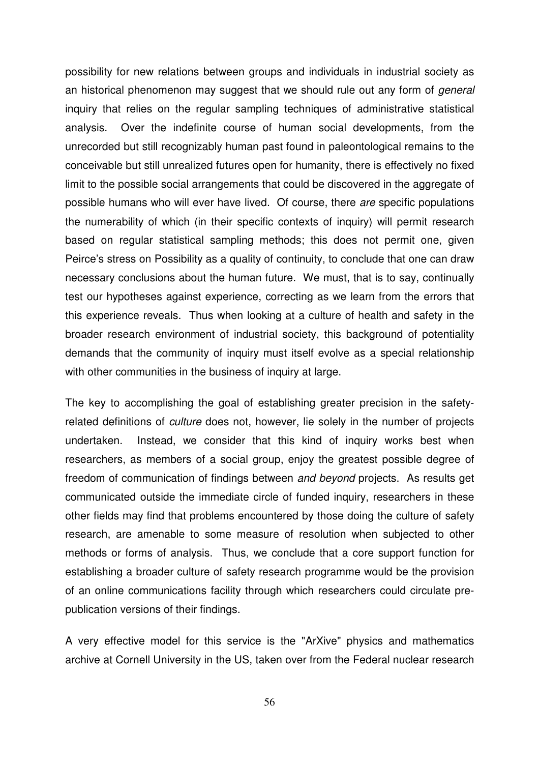possibility for new relations between groups and individuals in industrial society as an historical phenomenon may suggest that we should rule out any form of *general* inquiry that relies on the regular sampling techniques of administrative statistical analysis. Over the indefinite course of human social developments, from the unrecorded but still recognizably human past found in paleontological remains to the conceivable but still unrealized futures open for humanity, there is effectively no fixed limit to the possible social arrangements that could be discovered in the aggregate of possible humans who will ever have lived. Of course, there *are* specific populations the numerability of which (in their specific contexts of inquiry) will permit research based on regular statistical sampling methods; this does not permit one, given Peirce's stress on Possibility as a quality of continuity, to conclude that one can draw necessary conclusions about the human future. We must, that is to say, continually test our hypotheses against experience, correcting as we learn from the errors that this experience reveals. Thus when looking at a culture of health and safety in the broader research environment of industrial society, this background of potentiality demands that the community of inquiry must itself evolve as a special relationship with other communities in the business of inquiry at large.

The key to accomplishing the goal of establishing greater precision in the safety-related definitions of *culture* does not, however, lie solely in the number of projects undertaken. Instead, we consider that this kind of inquiry works best when researchers, as members of a social group, enjoy the greatest possible degree of freedom of communication of findings between *and beyond* projects. As results get communicated outside the immediate circle of funded inquiry, researchers in these other fields may find that problems encountered by those doing the culture of safety research, are amenable to some measure of resolution when subjected to other methods or forms of analysis. Thus, we conclude that a core support function for establishing a broader culture of safety research programme would be the provision of an online communications facility through which researchers could circulate pre-publication versions of their findings.

A very effective model for this service is the "ArXive" physics and mathematics archive at Cornell University in the US, taken over from the Federal nuclear research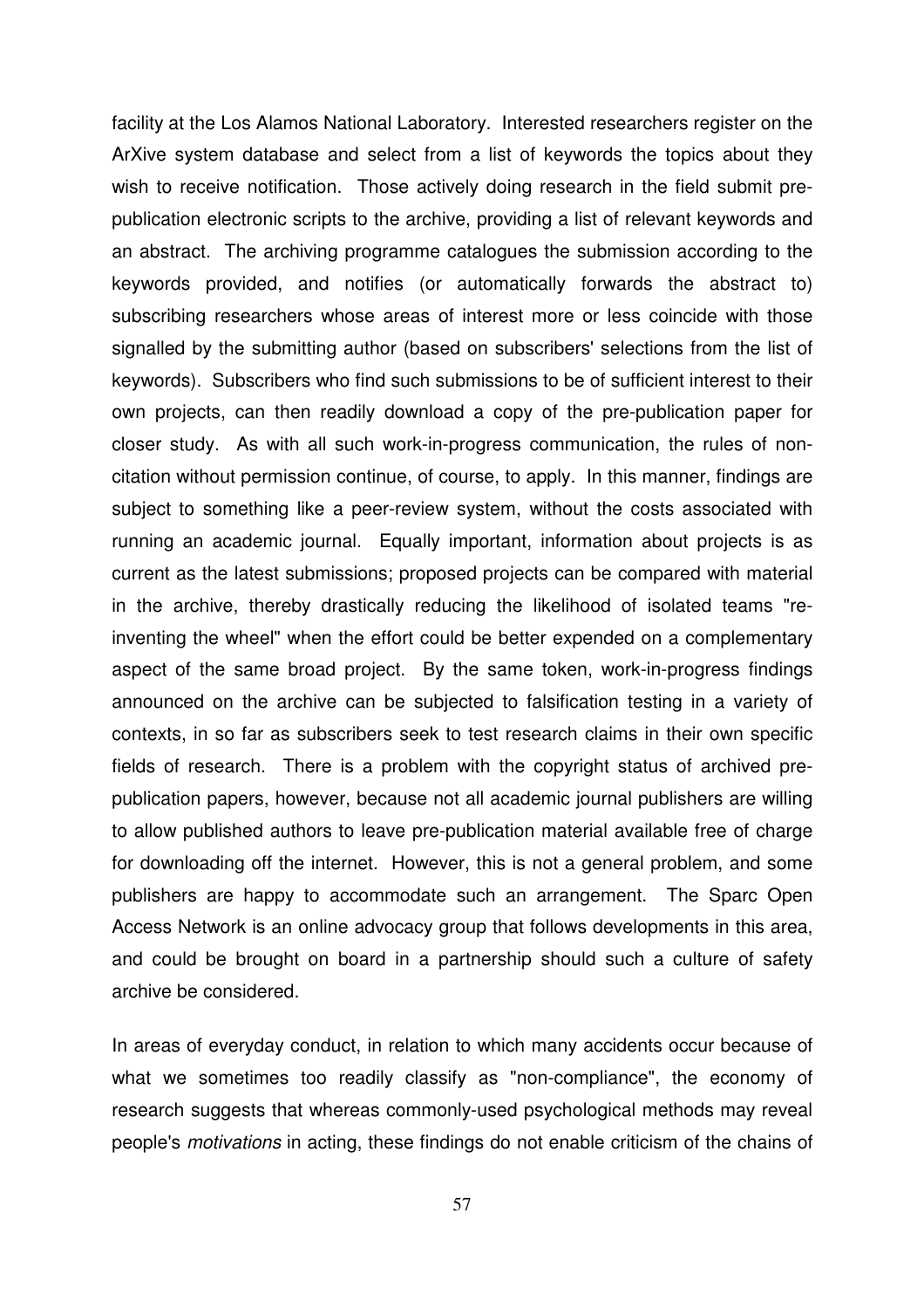facility at the Los Alamos National Laboratory. Interested researchers register on the ArXive system database and select from a list of keywords the topics about they wish to receive notification. Those actively doing research in the field submit pre-publication electronic scripts to the archive, providing a list of relevant keywords and an abstract. The archiving programme catalogues the submission according to the keywords provided, and notifies (or automatically forwards the abstract to) subscribing researchers whose areas of interest more or less coincide with those signalled by the submitting author (based on subscribers' selections from the list of keywords). Subscribers who find such submissions to be of sufficient interest to their own projects, can then readily download a copy of the pre-publication paper for closer study. As with all such work-in-progress communication, the rules of non-citation without permission continue, of course, to apply. In this manner, findings are subject to something like a peer-review system, without the costs associated with running an academic journal. Equally important, information about projects is as current as the latest submissions; proposed projects can be compared with material in the archive, thereby drastically reducing the likelihood of isolated teams "re-inventing the wheel" when the effort could be better expended on a complementary aspect of the same broad project. By the same token, work-in-progress findings announced on the archive can be subjected to falsification testing in a variety of contexts, in so far as subscribers seek to test research claims in their own specific fields of research. There is a problem with the copyright status of archived pre-publication papers, however, because not all academic journal publishers are willing to allow published authors to leave pre-publication material available free of charge for downloading off the internet. However, this is not a general problem, and some publishers are happy to accommodate such an arrangement. The Sparc Open Access Network is an online advocacy group that follows developments in this area, and could be brought on board in a partnership should such a culture of safety archive be considered.

In areas of everyday conduct, in relation to which many accidents occur because of what we sometimes too readily classify as "non-compliance", the economy of research suggests that whereas commonly-used psychological methods may reveal people's *motivations* in acting, these findings do not enable criticism of the chains of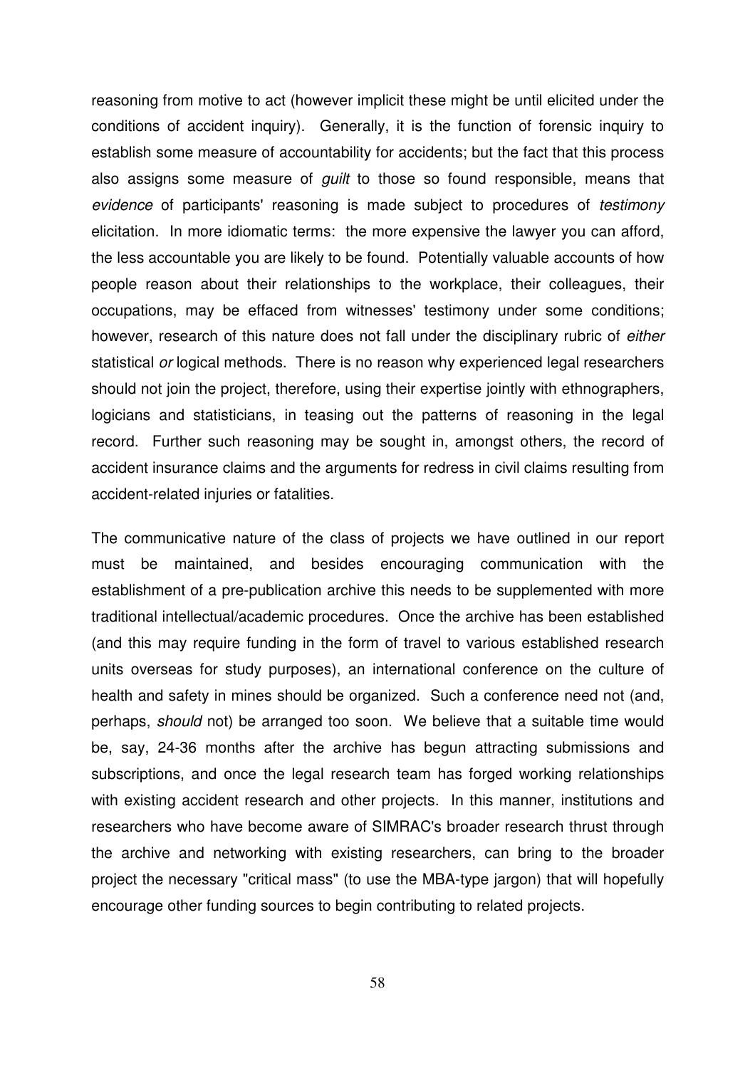reasoning from motive to act (however implicit these might be until elicited under the conditions of accident inquiry). Generally, it is the function of forensic inquiry to establish some measure of accountability for accidents; but the fact that this process also assigns some measure of *guilt* to those so found responsible, means that *evidence* of participants' reasoning is made subject to procedures of *testimony* elicitation. In more idiomatic terms: the more expensive the lawyer you can afford, the less accountable you are likely to be found. Potentially valuable accounts of how people reason about their relationships to the workplace, their colleagues, their occupations, may be effaced from witnesses' testimony under some conditions; however, research of this nature does not fall under the disciplinary rubric of *either* statistical *or* logical methods. There is no reason why experienced legal researchers should not join the project, therefore, using their expertise jointly with ethnographers, logicians and statisticians, in teasing out the patterns of reasoning in the legal record. Further such reasoning may be sought in, amongst others, the record of accident insurance claims and the arguments for redress in civil claims resulting from accident-related injuries or fatalities.

The communicative nature of the class of projects we have outlined in our report must be maintained, and besides encouraging communication with the establishment of a pre-publication archive this needs to be supplemented with more traditional intellectual/academic procedures. Once the archive has been established (and this may require funding in the form of travel to various established research units overseas for study purposes), an international conference on the culture of health and safety in mines should be organized. Such a conference need not (and, perhaps, *should* not) be arranged too soon. We believe that a suitable time would be, say, 24-36 months after the archive has begun attracting submissions and subscriptions, and once the legal research team has forged working relationships with existing accident research and other projects. In this manner, institutions and researchers who have become aware of SIMRAC's broader research thrust through the archive and networking with existing researchers, can bring to the broader project the necessary "critical mass" (to use the MBA-type jargon) that will hopefully encourage other funding sources to begin contributing to related projects.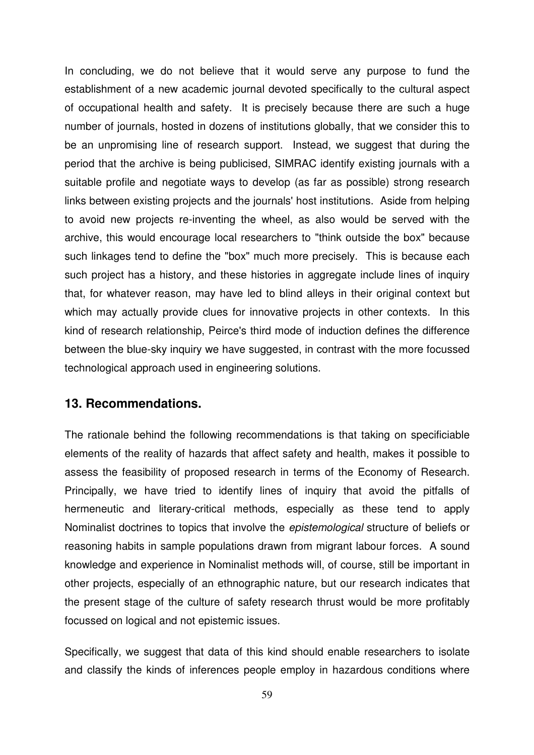In concluding, we do not believe that it would serve any purpose to fund the establishment of a new academic journal devoted specifically to the cultural aspect of occupational health and safety. It is precisely because there are such a huge number of journals, hosted in dozens of institutions globally, that we consider this to be an unpromising line of research support. Instead, we suggest that during the period that the archive is being publicised, SIMRAC identify existing journals with a suitable profile and negotiate ways to develop (as far as possible) strong research links between existing projects and the journals' host institutions. Aside from helping to avoid new projects re-inventing the wheel, as also would be served with the archive, this would encourage local researchers to "think outside the box" because such linkages tend to define the "box" much more precisely. This is because each such project has a history, and these histories in aggregate include lines of inquiry that, for whatever reason, may have led to blind alleys in their original context but which may actually provide clues for innovative projects in other contexts. In this kind of research relationship, Peirce's third mode of induction defines the difference between the blue-sky inquiry we have suggested, in contrast with the more focussed technological approach used in engineering solutions.

## 13. Recommendations.

The rationale behind the following recommendations is that taking on specificiable elements of the reality of hazards that affect safety and health, makes it possible to assess the feasibility of proposed research in terms of the Economy of Research. Principally, we have tried to identify lines of inquiry that avoid the pitfalls of hermeneutic and literary-critical methods, especially as these tend to apply Nominalist doctrines to topics that involve the *epistemological* structure of beliefs or reasoning habits in sample populations drawn from migrant labour forces. A sound knowledge and experience in Nominalist methods will, of course, still be important in other projects, especially of an ethnographic nature, but our research indicates that the present stage of the culture of safety research thrust would be more profitably focussed on logical and not epistemic issues.

Specifically, we suggest that data of this kind should enable researchers to isolate and classify the kinds of inferences people employ in hazardous conditions where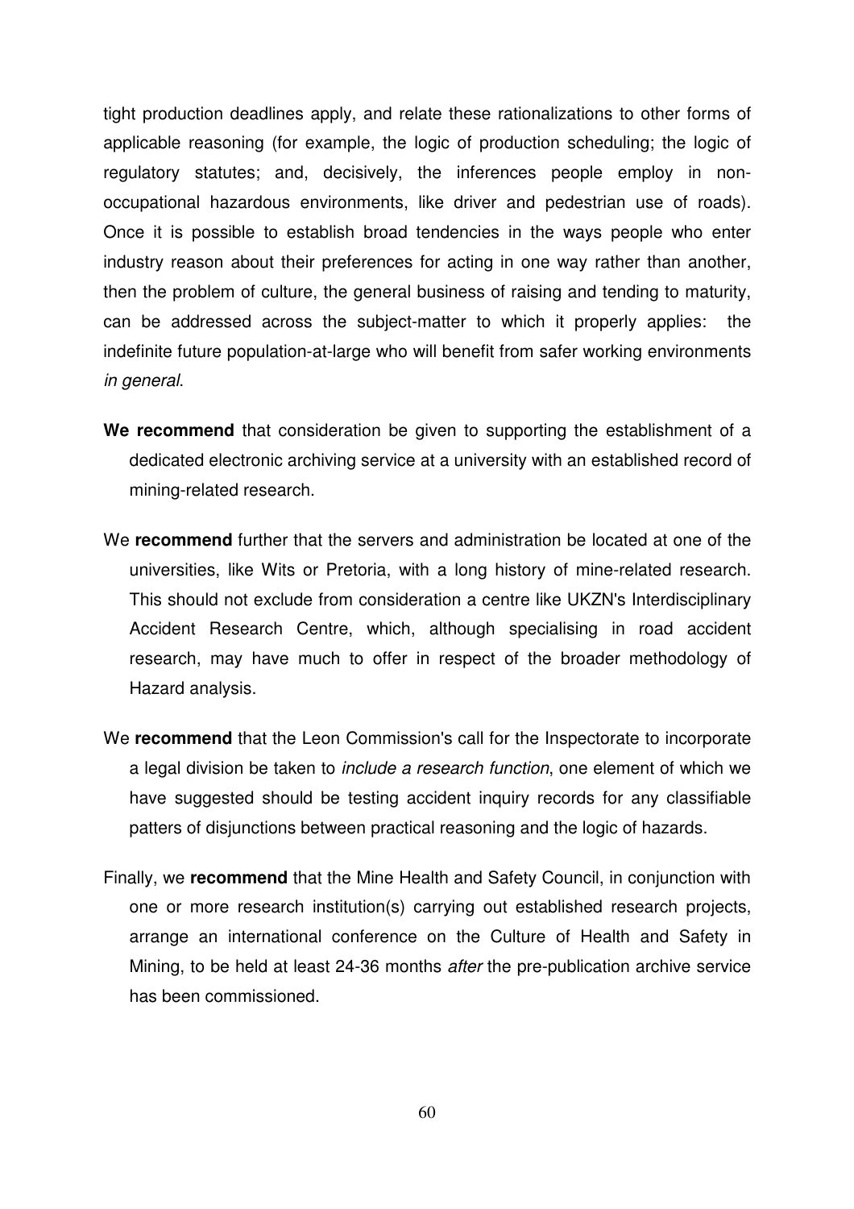tight production deadlines apply, and relate these rationalizations to other forms of applicable reasoning (for example, the logic of production scheduling; the logic of regulatory statutes; and, decisively, the inferences people employ in non-occupational hazardous environments, like driver and pedestrian use of roads). Once it is possible to establish broad tendencies in the ways people who enter industry reason about their preferences for acting in one way rather than another, then the problem of culture, the general business of raising and tending to maturity, can be addressed across the subject-matter to which it properly applies: the indefinite future population-at-large who will benefit from safer working environments *in general*.

**We recommend** that consideration be given to supporting the establishment of a dedicated electronic archiving service at a university with an established record of mining-related research.

We **recommend** further that the servers and administration be located at one of the universities, like Wits or Pretoria, with a long history of mine-related research. This should not exclude from consideration a centre like UKZN's Interdisciplinary Accident Research Centre, which, although specialising in road accident research, may have much to offer in respect of the broader methodology of Hazard analysis.

We **recommend** that the Leon Commission's call for the Inspectorate to incorporate a legal division be taken to *include a research function*, one element of which we have suggested should be testing accident inquiry records for any classifiable patters of disjunctions between practical reasoning and the logic of hazards.

Finally, we **recommend** that the Mine Health and Safety Council, in conjunction with one or more research institution(s) carrying out established research projects, arrange an international conference on the Culture of Health and Safety in Mining, to be held at least 24-36 months *after* the pre-publication archive service has been commissioned.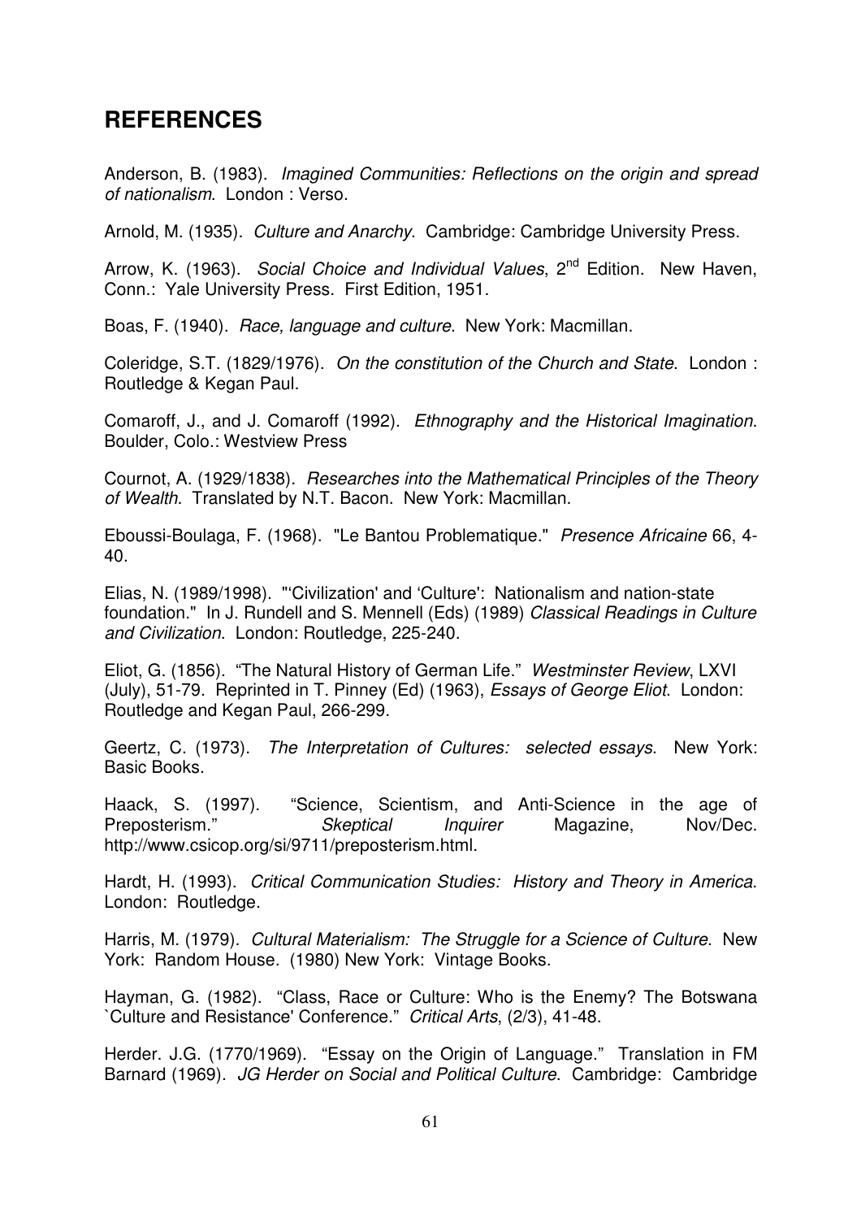## REFERENCES

Anderson, B. (1983). *Imagined Communities: Reflections on the origin and spread of nationalism*. London : Verso.

Arnold, M. (1935). *Culture and Anarchy*. Cambridge: Cambridge University Press.

Arrow, K. (1963). *Social Choice and Individual Values*, 2nd Edition. New Haven, Conn.: Yale University Press. First Edition, 1951.

Boas, F. (1940). *Race, language and culture*. New York: Macmillan.

Coleridge, S.T. (1829/1976). *On the constitution of the Church and State*. London : Routledge & Kegan Paul.

Comaroff, J., and J. Comaroff (1992). *Ethnography and the Historical Imagination*. Boulder, Colo.: Westview Press

Cournot, A. (1929/1838). *Researches into the Mathematical Principles of the Theory of Wealth*. Translated by N.T. Bacon. New York: Macmillan.

Eboussi-Boulaga, F. (1968). "Le Bantou Problematique." *Presence Africaine* 66, 4-40.

Elias, N. (1989/1998). "'Civilization' and 'Culture': Nationalism and nation-state foundation." In J. Rundell and S. Mennell (Eds) (1989) *Classical Readings in Culture and Civilization*. London: Routledge, 225-240.

Eliot, G. (1856). "The Natural History of German Life." *Westminster Review*, LXVI (July), 51-79. Reprinted in T. Pinney (Ed) (1963), *Essays of George Eliot*. London: Routledge and Kegan Paul, 266-299.

Geertz, C. (1973). *The Interpretation of Cultures: selected essays*. New York: Basic Books.

Haack, S. (1997). "Science, Scientism, and Anti-Science in the age of Preposterism." *Skeptical Inquirer* Magazine, Nov/Dec. http://www.csicop.org/si/9711/preposterism.html.

Hardt, H. (1993). *Critical Communication Studies: History and Theory in America*. London: Routledge.

Harris, M. (1979). *Cultural Materialism: The Struggle for a Science of Culture*. New York: Random House. (1980) New York: Vintage Books.

Hayman, G. (1982). "Class, Race or Culture: Who is the Enemy? The Botswana `Culture and Resistance' Conference." *Critical Arts*, (2/3), 41-48.

Herder. J.G. (1770/1969). "Essay on the Origin of Language." Translation in FM Barnard (1969). *JG Herder on Social and Political Culture*. Cambridge: Cambridge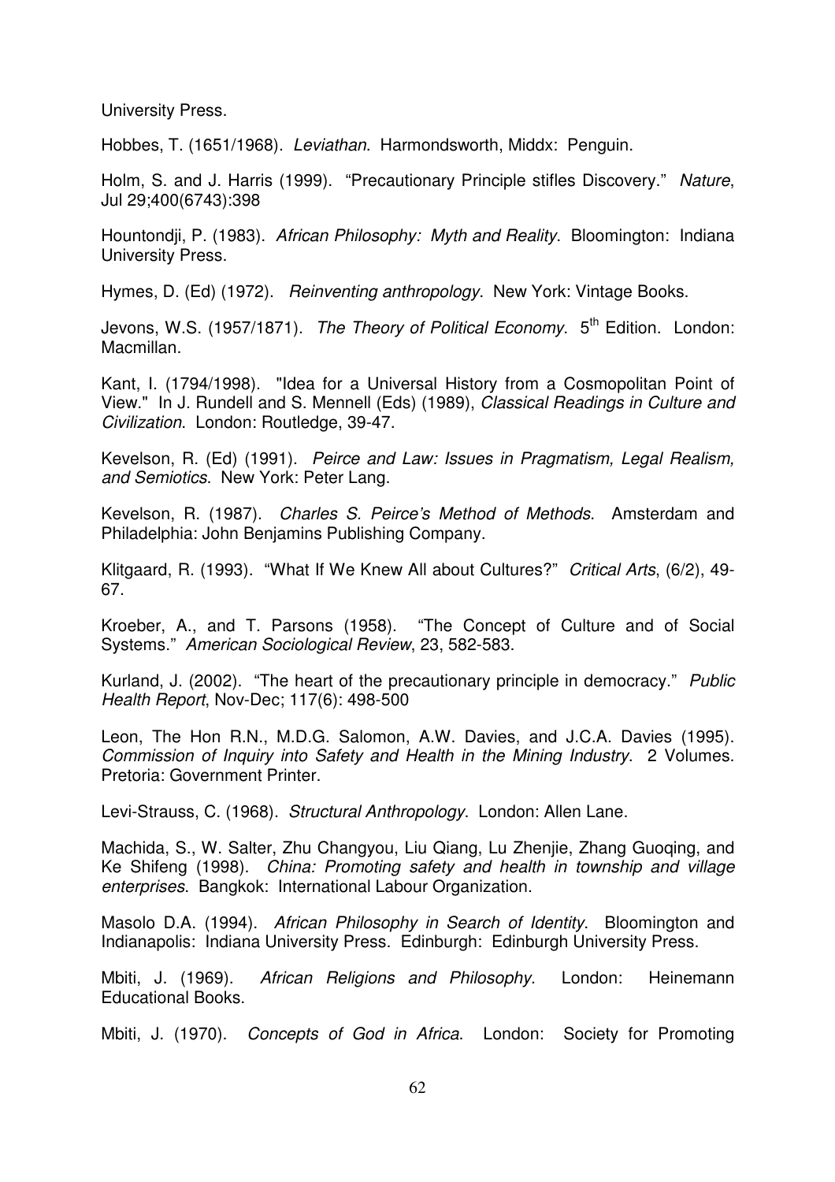University Press.

Hobbes, T. (1651/1968). *Leviathan*. Harmondsworth, Middx: Penguin.

Holm, S. and J. Harris (1999). "Precautionary Principle stifles Discovery." *Nature*, Jul 29;400(6743):398

Hountondji, P. (1983). *African Philosophy: Myth and Reality*. Bloomington: Indiana University Press.

Hymes, D. (Ed) (1972). *Reinventing anthropology*. New York: Vintage Books.

Jevons, W.S. (1957/1871). *The Theory of Political Economy*. 5th Edition. London: Macmillan.

Kant, I. (1794/1998). "Idea for a Universal History from a Cosmopolitan Point of View." In J. Rundell and S. Mennell (Eds) (1989), *Classical Readings in Culture and Civilization*. London: Routledge, 39-47.

Kevelson, R. (Ed) (1991). *Peirce and Law: Issues in Pragmatism, Legal Realism, and Semiotics*. New York: Peter Lang.

Kevelson, R. (1987). *Charles S. Peirce's Method of Methods*. Amsterdam and Philadelphia: John Benjamins Publishing Company.

Klitgaard, R. (1993). "What If We Knew All about Cultures?" *Critical Arts*, (6/2), 49-67.

Kroeber, A., and T. Parsons (1958). "The Concept of Culture and of Social Systems." *American Sociological Review*, 23, 582-583.

Kurland, J. (2002). "The heart of the precautionary principle in democracy." *Public Health Report*, Nov-Dec; 117(6): 498-500

Leon, The Hon R.N., M.D.G. Salomon, A.W. Davies, and J.C.A. Davies (1995). *Commission of Inquiry into Safety and Health in the Mining Industry*. 2 Volumes. Pretoria: Government Printer.

Levi-Strauss, C. (1968). *Structural Anthropology*. London: Allen Lane.

Machida, S., W. Salter, Zhu Changyou, Liu Qiang, Lu Zhenjie, Zhang Guoqing, and Ke Shifeng (1998). *China: Promoting safety and health in township and village enterprises*. Bangkok: International Labour Organization.

Masolo D.A. (1994). *African Philosophy in Search of Identity*. Bloomington and Indianapolis: Indiana University Press. Edinburgh: Edinburgh University Press.

Mbiti, J. (1969). *African Religions and Philosophy*. London: Heinemann Educational Books.

Mbiti, J. (1970). *Concepts of God in Africa*. London: Society for Promoting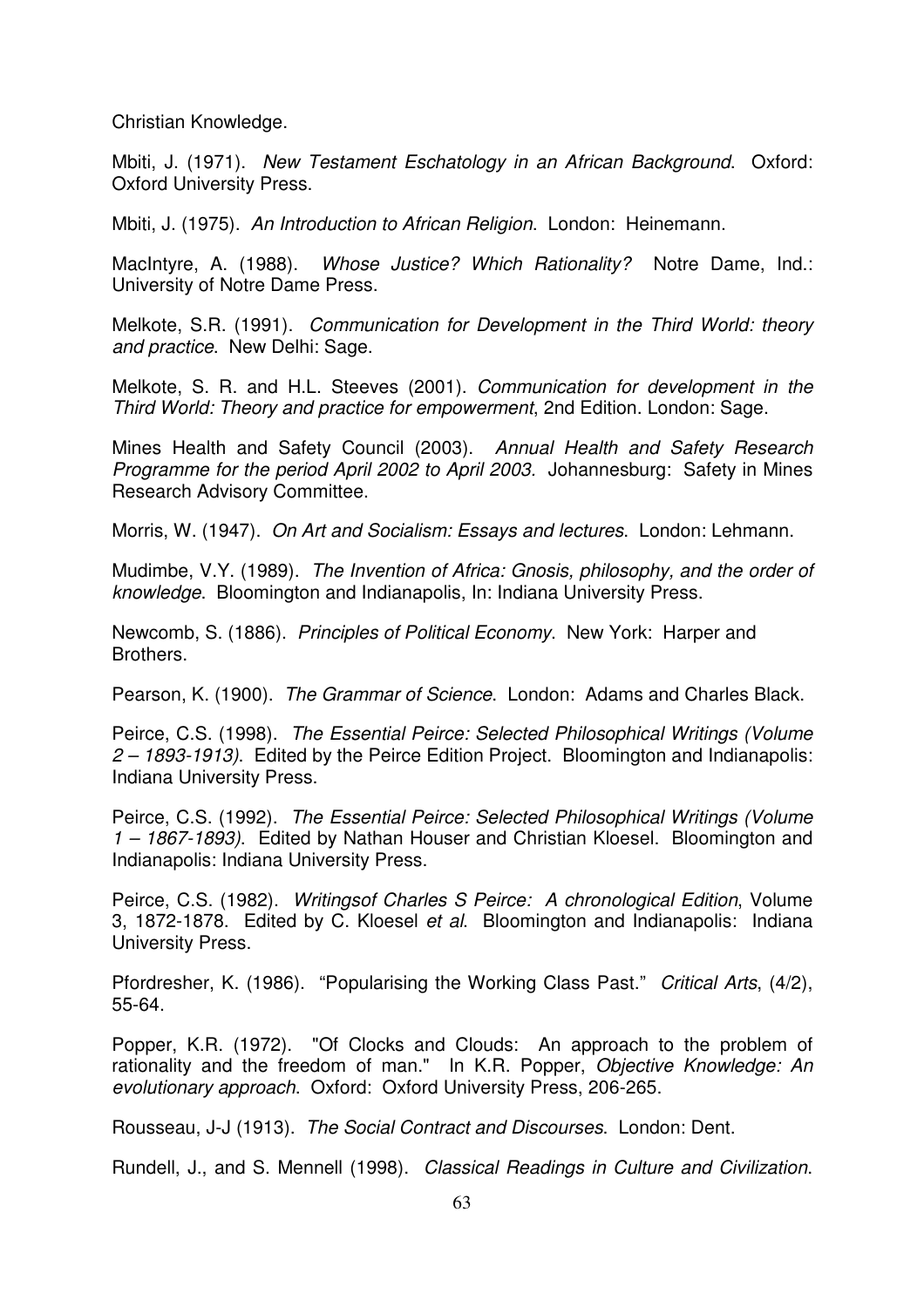Christian Knowledge.

Mbiti, J. (1971). *New Testament Eschatology in an African Background*. Oxford: Oxford University Press.

Mbiti, J. (1975). *An Introduction to African Religion*. London: Heinemann.

MacIntyre, A. (1988). *Whose Justice? Which Rationality?* Notre Dame, Ind.: University of Notre Dame Press.

Melkote, S.R. (1991). *Communication for Development in the Third World: theory and practice*. New Delhi: Sage.

Melkote, S. R. and H.L. Steeves (2001). *Communication for development in the Third World: Theory and practice for empowerment*, 2nd Edition. London: Sage.

Mines Health and Safety Council (2003). *Annual Health and Safety Research Programme for the period April 2002 to April 2003*. Johannesburg: Safety in Mines Research Advisory Committee.

Morris, W. (1947). *On Art and Socialism: Essays and lectures*. London: Lehmann.

Mudimbe, V.Y. (1989). *The Invention of Africa: Gnosis, philosophy, and the order of knowledge*. Bloomington and Indianapolis, In: Indiana University Press.

Newcomb, S. (1886). *Principles of Political Economy*. New York: Harper and Brothers.

Pearson, K. (1900). *The Grammar of Science*. London: Adams and Charles Black.

Peirce, C.S. (1998). *The Essential Peirce: Selected Philosophical Writings (Volume 2 – 1893-1913)*. Edited by the Peirce Edition Project. Bloomington and Indianapolis: Indiana University Press.

Peirce, C.S. (1992). *The Essential Peirce: Selected Philosophical Writings (Volume 1 – 1867-1893)*. Edited by Nathan Houser and Christian Kloesel. Bloomington and Indianapolis: Indiana University Press.

Peirce, C.S. (1982). *Writingsof Charles S Peirce: A chronological Edition*, Volume 3, 1872-1878. Edited by C. Kloesel *et al*. Bloomington and Indianapolis: Indiana University Press.

Pfordresher, K. (1986). "Popularising the Working Class Past." *Critical Arts*, (4/2), 55-64.

Popper, K.R. (1972). "Of Clocks and Clouds: An approach to the problem of rationality and the freedom of man." In K.R. Popper, *Objective Knowledge: An evolutionary approach*. Oxford: Oxford University Press, 206-265.

Rousseau, J-J (1913). *The Social Contract and Discourses*. London: Dent.

Rundell, J., and S. Mennell (1998). *Classical Readings in Culture and Civilization*.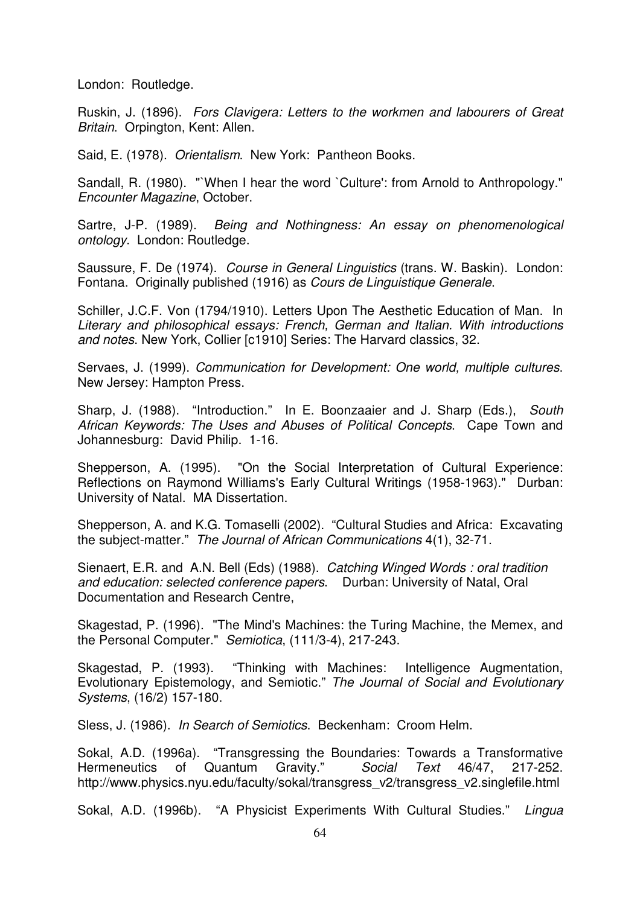London: Routledge.

Ruskin, J. (1896). *Fors Clavigera: Letters to the workmen and labourers of Great Britain*. Orpington, Kent: Allen.

Said, E. (1978). *Orientalism*. New York: Pantheon Books.

Sandall, R. (1980). "`When I hear the word `Culture': from Arnold to Anthropology." *Encounter Magazine*, October.

Sartre, J-P. (1989). *Being and Nothingness: An essay on phenomenological ontology*. London: Routledge.

Saussure, F. De (1974). *Course in General Linguistics* (trans. W. Baskin). London: Fontana. Originally published (1916) as *Cours de Linguistique Generale*.

Schiller, J.C.F. Von (1794/1910). Letters Upon The Aesthetic Education of Man. In *Literary and philosophical essays: French, German and Italian. With introductions and notes*. New York, Collier [c1910] Series: The Harvard classics, 32.

Servaes, J. (1999). *Communication for Development: One world, multiple cultures*. New Jersey: Hampton Press.

Sharp, J. (1988). "Introduction." In E. Boonzaaier and J. Sharp (Eds.), *South African Keywords: The Uses and Abuses of Political Concepts*. Cape Town and Johannesburg: David Philip. 1-16.

Shepperson, A. (1995). "On the Social Interpretation of Cultural Experience: Reflections on Raymond Williams's Early Cultural Writings (1958-1963)." Durban: University of Natal. MA Dissertation.

Shepperson, A. and K.G. Tomaselli (2002). "Cultural Studies and Africa: Excavating the subject-matter." *The Journal of African Communications* 4(1), 32-71.

Sienaert, E.R. and A.N. Bell (Eds) (1988). *Catching Winged Words : oral tradition and education: selected conference papers*. Durban: University of Natal, Oral Documentation and Research Centre,

Skagestad, P. (1996). "The Mind's Machines: the Turing Machine, the Memex, and the Personal Computer." *Semiotica*, (111/3-4), 217-243.

Skagestad, P. (1993). "Thinking with Machines: Intelligence Augmentation, Evolutionary Epistemology, and Semiotic." *The Journal of Social and Evolutionary Systems*, (16/2) 157-180.

Sless, J. (1986). *In Search of Semiotics*. Beckenham: Croom Helm.

Sokal, A.D. (1996a). "Transgressing the Boundaries: Towards a Transformative Hermeneutics of Quantum Gravity." *Social Text* 46/47, 217-252. http://www.physics.nyu.edu/faculty/sokal/transgress_v2/transgress_v2.singlefile.html

Sokal, A.D. (1996b). "A Physicist Experiments With Cultural Studies." *Lingua*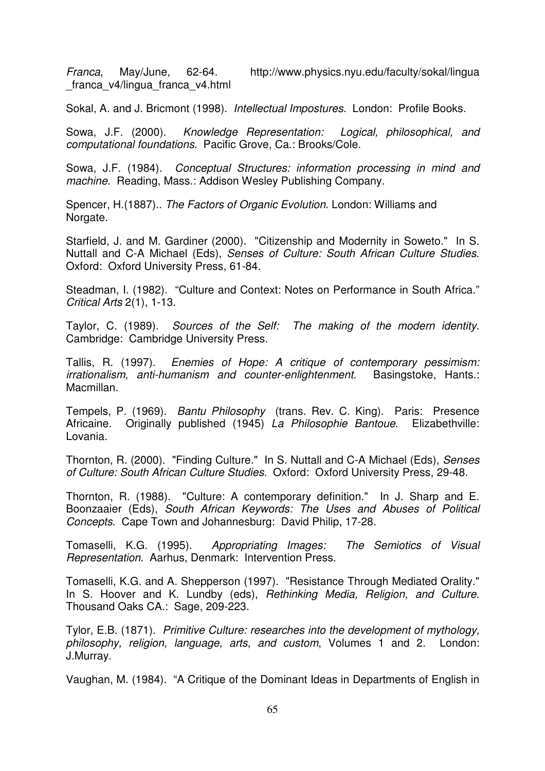*Franca*, May/June, 62-64. http://www.physics.nyu.edu/faculty/sokal/lingua_franca_v4/lingua_franca_v4.html

Sokal, A. and J. Bricmont (1998). *Intellectual Impostures*. London: Profile Books.

Sowa, J.F. (2000). *Knowledge Representation: Logical, philosophical, and computational foundations*. Pacific Grove, Ca.: Brooks/Cole.

Sowa, J.F. (1984). *Conceptual Structures: information processing in mind and machine*. Reading, Mass.: Addison Wesley Publishing Company.

Spencer, H.(1887).. *The Factors of Organic Evolution*. London: Williams and Norgate.

Starfield, J. and M. Gardiner (2000). "Citizenship and Modernity in Soweto." In S. Nuttall and C-A Michael (Eds), *Senses of Culture: South African Culture Studies*. Oxford: Oxford University Press, 61-84.

Steadman, I. (1982). "Culture and Context: Notes on Performance in South Africa." *Critical Arts* 2(1), 1-13.

Taylor, C. (1989). *Sources of the Self: The making of the modern identity*. Cambridge: Cambridge University Press.

Tallis, R. (1997). *Enemies of Hope: A critique of contemporary pessimism: irrationalism, anti-humanism and counter-enlightenment*. Basingstoke, Hants.: Macmillan.

Tempels, P. (1969). *Bantu Philosophy* (trans. Rev. C. King). Paris: Presence Africaine. Originally published (1945) *La Philosophie Bantoue*. Elizabethville: Lovania.

Thornton, R. (2000). "Finding Culture." In S. Nuttall and C-A Michael (Eds), *Senses of Culture: South African Culture Studies*. Oxford: Oxford University Press, 29-48.

Thornton, R. (1988). "Culture: A contemporary definition." In J. Sharp and E. Boonzaaier (Eds), *South African Keywords: The Uses and Abuses of Political Concepts*. Cape Town and Johannesburg: David Philip, 17-28.

Tomaselli, K.G. (1995). *Appropriating Images: The Semiotics of Visual Representation*. Aarhus, Denmark: Intervention Press.

Tomaselli, K.G. and A. Shepperson (1997). "Resistance Through Mediated Orality." In S. Hoover and K. Lundby (eds), *Rethinking Media, Religion, and Culture*. Thousand Oaks CA.: Sage, 209-223.

Tylor, E.B. (1871). *Primitive Culture: researches into the development of mythology, philosophy, religion, language, arts, and custom*, Volumes 1 and 2. London: J.Murray.

Vaughan, M. (1984). "A Critique of the Dominant Ideas in Departments of English in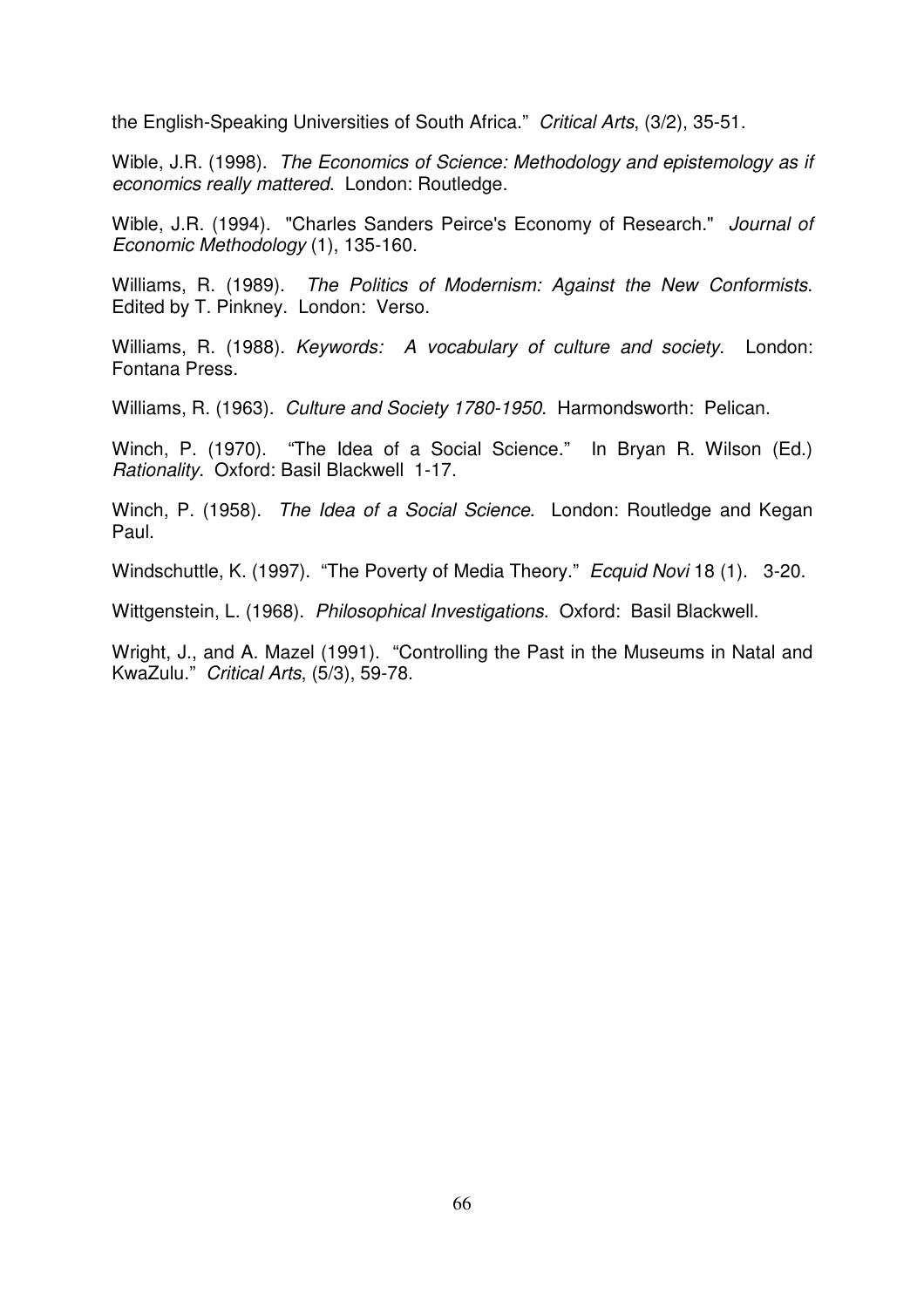the English-Speaking Universities of South Africa." *Critical Arts*, (3/2), 35-51.

Wible, J.R. (1998). *The Economics of Science: Methodology and epistemology as if economics really mattered*. London: Routledge.

Wible, J.R. (1994). "Charles Sanders Peirce's Economy of Research." *Journal of Economic Methodology* (1), 135-160.

Williams, R. (1989). *The Politics of Modernism: Against the New Conformists*. Edited by T. Pinkney. London: Verso.

Williams, R. (1988). *Keywords: A vocabulary of culture and society*. London: Fontana Press.

Williams, R. (1963). *Culture and Society 1780-1950*. Harmondsworth: Pelican.

Winch, P. (1970). "The Idea of a Social Science." In Bryan R. Wilson (Ed.) *Rationality*. Oxford: Basil Blackwell 1-17.

Winch, P. (1958). *The Idea of a Social Science*. London: Routledge and Kegan Paul.

Windschuttle, K. (1997). "The Poverty of Media Theory." *Ecquid Novi* 18 (1). 3-20.

Wittgenstein, L. (1968). *Philosophical Investigations*. Oxford: Basil Blackwell.

Wright, J., and A. Mazel (1991). "Controlling the Past in the Museums in Natal and KwaZulu." *Critical Arts*, (5/3), 59-78.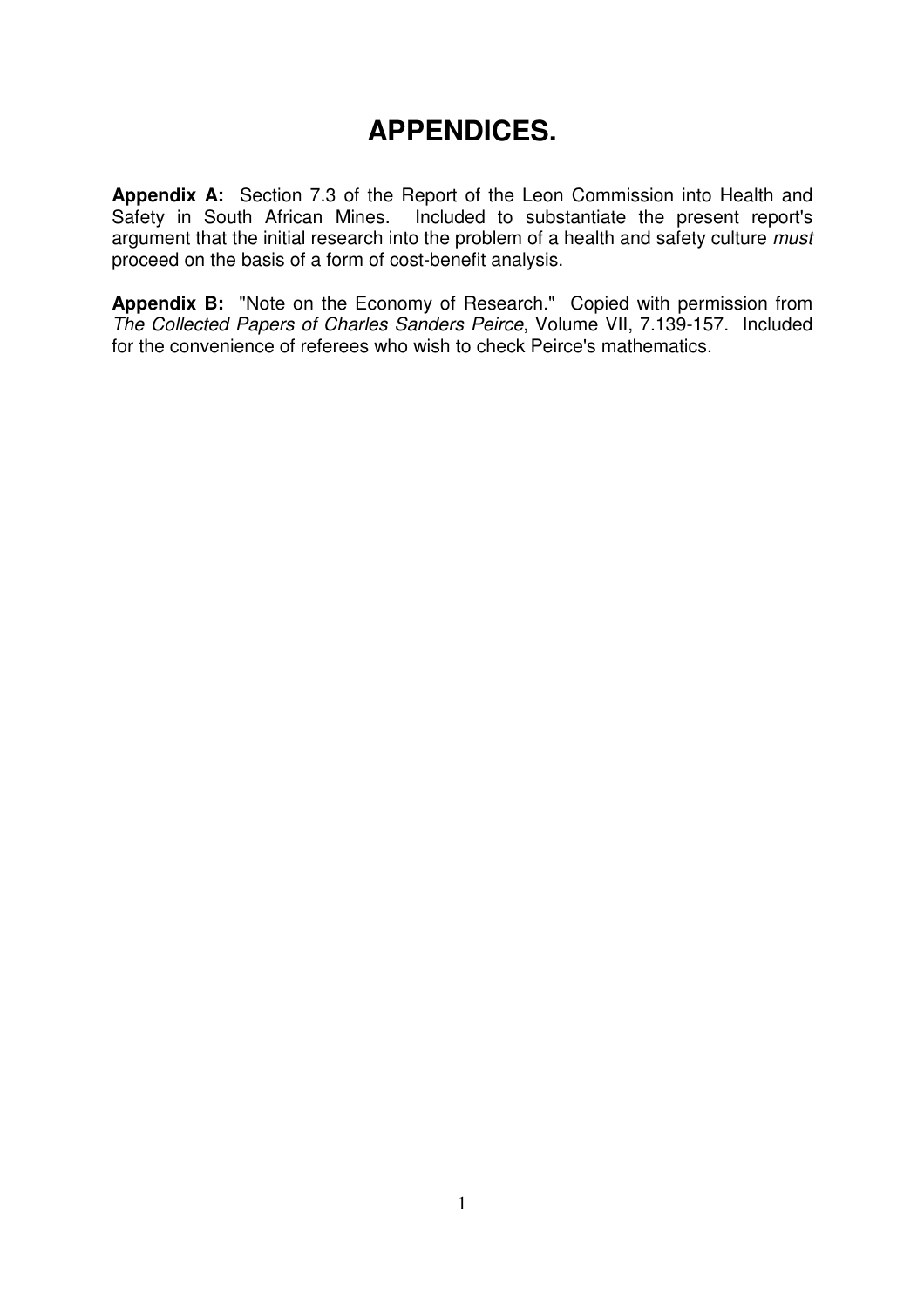# APPENDICES.

**Appendix A:** Section 7.3 of the Report of the Leon Commission into Health and Safety in South African Mines. Included to substantiate the present report's argument that the initial research into the problem of a health and safety culture *must* proceed on the basis of a form of cost-benefit analysis.

**Appendix B:** "Note on the Economy of Research." Copied with permission from *The Collected Papers of Charles Sanders Peirce*, Volume VII, 7.139-157. Included for the convenience of referees who wish to check Peirce's mathematics.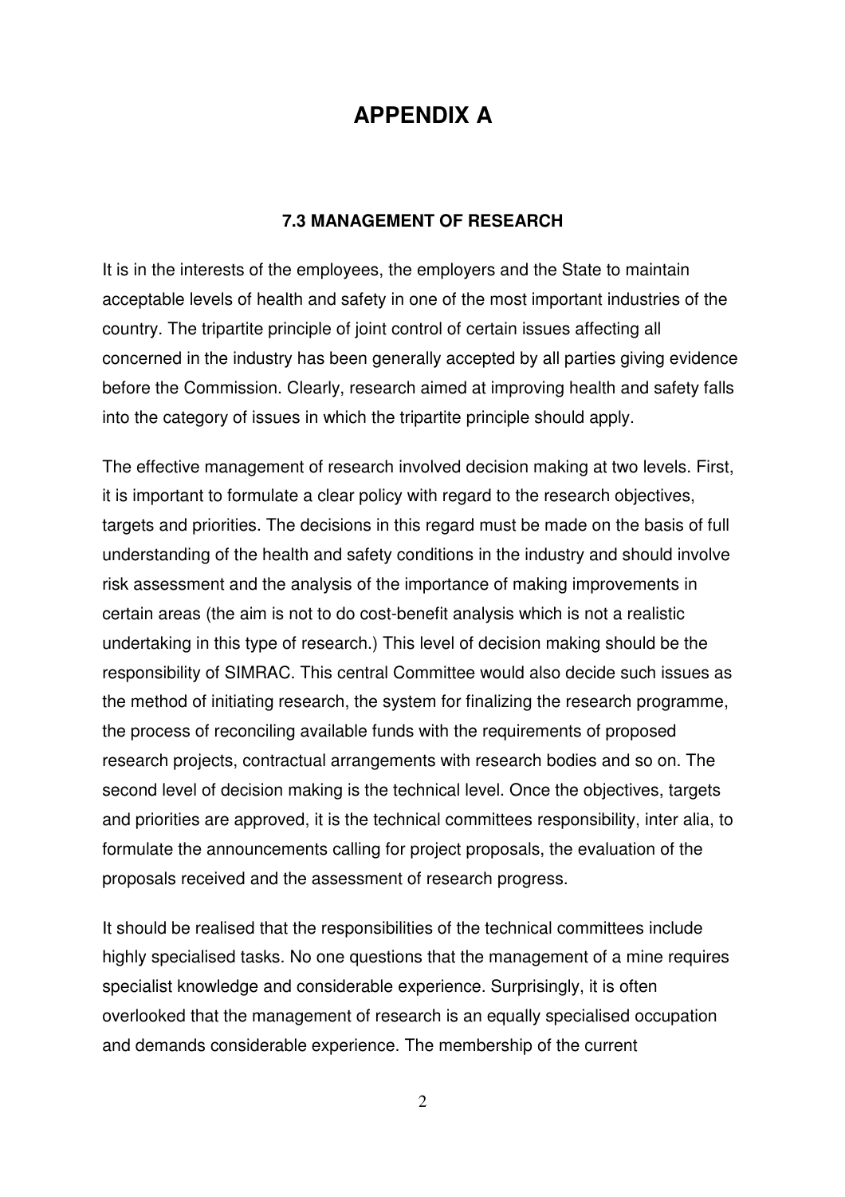# APPENDIX A

### 7.3 MANAGEMENT OF RESEARCH

It is in the interests of the employees, the employers and the State to maintain acceptable levels of health and safety in one of the most important industries of the country. The tripartite principle of joint control of certain issues affecting all concerned in the industry has been generally accepted by all parties giving evidence before the Commission. Clearly, research aimed at improving health and safety falls into the category of issues in which the tripartite principle should apply.

The effective management of research involved decision making at two levels. First, it is important to formulate a clear policy with regard to the research objectives, targets and priorities. The decisions in this regard must be made on the basis of full understanding of the health and safety conditions in the industry and should involve risk assessment and the analysis of the importance of making improvements in certain areas (the aim is not to do cost-benefit analysis which is not a realistic undertaking in this type of research.) This level of decision making should be the responsibility of SIMRAC. This central Committee would also decide such issues as the method of initiating research, the system for finalizing the research programme, the process of reconciling available funds with the requirements of proposed research projects, contractual arrangements with research bodies and so on. The second level of decision making is the technical level. Once the objectives, targets and priorities are approved, it is the technical committees responsibility, inter alia, to formulate the announcements calling for project proposals, the evaluation of the proposals received and the assessment of research progress.

It should be realised that the responsibilities of the technical committees include highly specialised tasks. No one questions that the management of a mine requires specialist knowledge and considerable experience. Surprisingly, it is often overlooked that the management of research is an equally specialised occupation and demands considerable experience. The membership of the current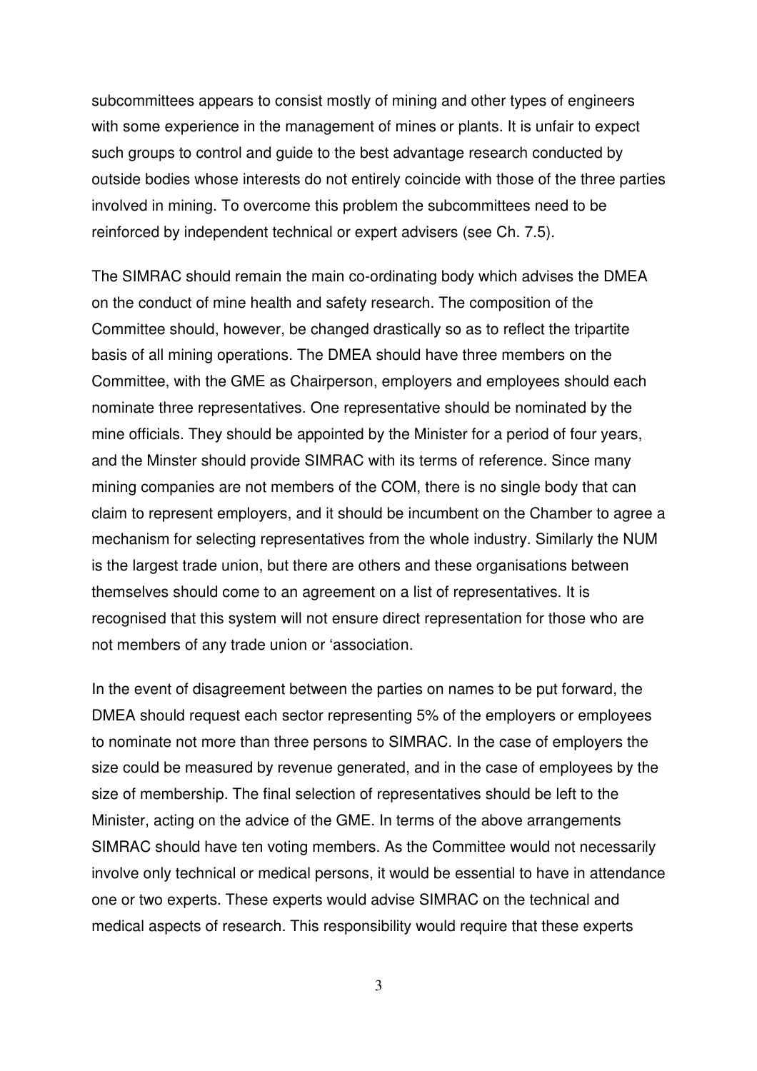subcommittees appears to consist mostly of mining and other types of engineers with some experience in the management of mines or plants. It is unfair to expect such groups to control and guide to the best advantage research conducted by outside bodies whose interests do not entirely coincide with those of the three parties involved in mining. To overcome this problem the subcommittees need to be reinforced by independent technical or expert advisers (see Ch. 7.5).

The SIMRAC should remain the main co-ordinating body which advises the DMEA on the conduct of mine health and safety research. The composition of the Committee should, however, be changed drastically so as to reflect the tripartite basis of all mining operations. The DMEA should have three members on the Committee, with the GME as Chairperson, employers and employees should each nominate three representatives. One representative should be nominated by the mine officials. They should be appointed by the Minister for a period of four years, and the Minster should provide SIMRAC with its terms of reference. Since many mining companies are not members of the COM, there is no single body that can claim to represent employers, and it should be incumbent on the Chamber to agree a mechanism for selecting representatives from the whole industry. Similarly the NUM is the largest trade union, but there are others and these organisations between themselves should come to an agreement on a list of representatives. It is recognised that this system will not ensure direct representation for those who are not members of any trade union or 'association.

In the event of disagreement between the parties on names to be put forward, the DMEA should request each sector representing 5% of the employers or employees to nominate not more than three persons to SIMRAC. In the case of employers the size could be measured by revenue generated, and in the case of employees by the size of membership. The final selection of representatives should be left to the Minister, acting on the advice of the GME. In terms of the above arrangements SIMRAC should have ten voting members. As the Committee would not necessarily involve only technical or medical persons, it would be essential to have in attendance one or two experts. These experts would advise SIMRAC on the technical and medical aspects of research. This responsibility would require that these experts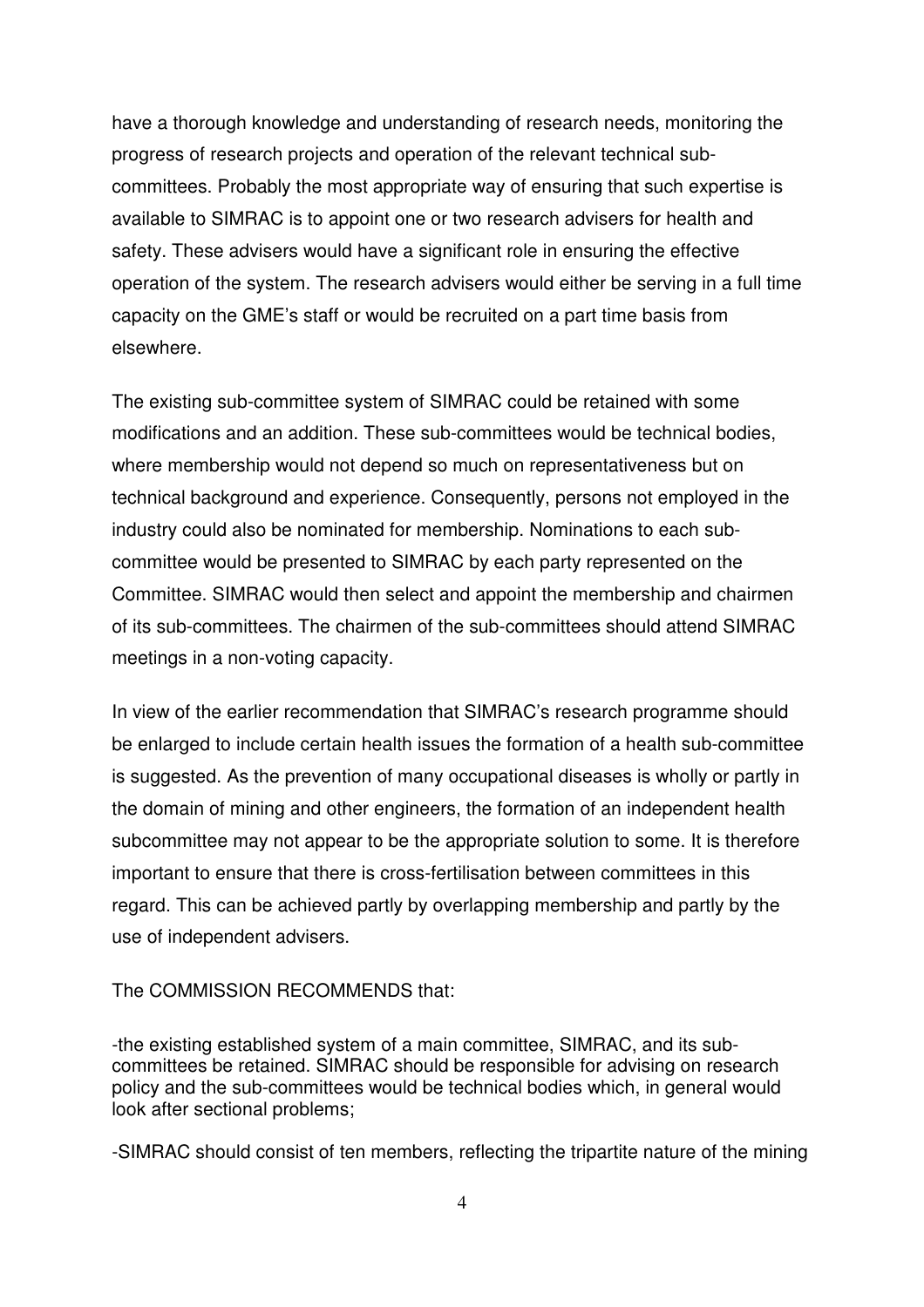have a thorough knowledge and understanding of research needs, monitoring the progress of research projects and operation of the relevant technical sub-committees. Probably the most appropriate way of ensuring that such expertise is available to SIMRAC is to appoint one or two research advisers for health and safety. These advisers would have a significant role in ensuring the effective operation of the system. The research advisers would either be serving in a full time capacity on the GME's staff or would be recruited on a part time basis from elsewhere.

The existing sub-committee system of SIMRAC could be retained with some modifications and an addition. These sub-committees would be technical bodies, where membership would not depend so much on representativeness but on technical background and experience. Consequently, persons not employed in the industry could also be nominated for membership. Nominations to each sub-committee would be presented to SIMRAC by each party represented on the Committee. SIMRAC would then select and appoint the membership and chairmen of its sub-committees. The chairmen of the sub-committees should attend SIMRAC meetings in a non-voting capacity.

In view of the earlier recommendation that SIMRAC's research programme should be enlarged to include certain health issues the formation of a health sub-committee is suggested. As the prevention of many occupational diseases is wholly or partly in the domain of mining and other engineers, the formation of an independent health subcommittee may not appear to be the appropriate solution to some. It is therefore important to ensure that there is cross-fertilisation between committees in this regard. This can be achieved partly by overlapping membership and partly by the use of independent advisers.

The COMMISSION RECOMMENDS that:

-the existing established system of a main committee, SIMRAC, and its sub-committees be retained. SIMRAC should be responsible for advising on research policy and the sub-committees would be technical bodies which, in general would look after sectional problems;

-SIMRAC should consist of ten members, reflecting the tripartite nature of the mining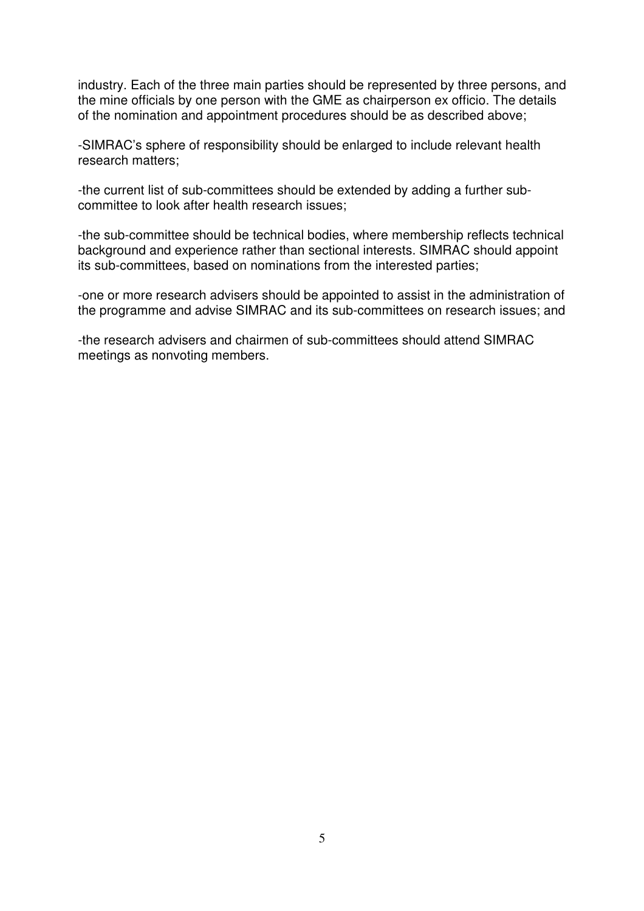industry. Each of the three main parties should be represented by three persons, and the mine officials by one person with the GME as chairperson ex officio. The details of the nomination and appointment procedures should be as described above;

-SIMRAC's sphere of responsibility should be enlarged to include relevant health research matters;

-the current list of sub-committees should be extended by adding a further sub-committee to look after health research issues;

-the sub-committee should be technical bodies, where membership reflects technical background and experience rather than sectional interests. SIMRAC should appoint its sub-committees, based on nominations from the interested parties;

-one or more research advisers should be appointed to assist in the administration of the programme and advise SIMRAC and its sub-committees on research issues; and

-the research advisers and chairmen of sub-committees should attend SIMRAC meetings as nonvoting members.